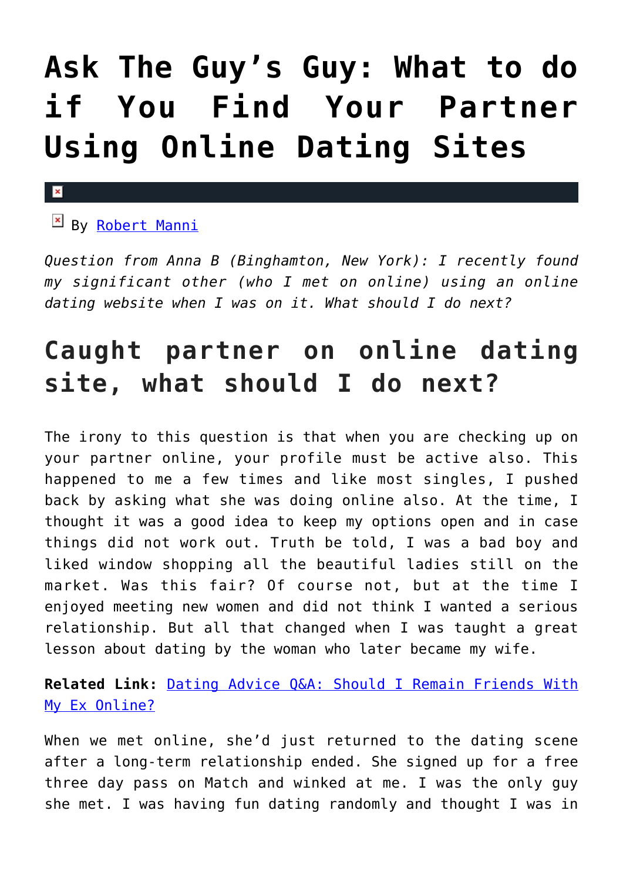# Ask The Guy's Guy: What to do if You Find Your Partner Using Online Dating Sites

By Robert Manni

*Question from Anna B (Binghamton, New York): I recently found my significant other (who I met on online) using an online dating website when I was on it. What should I do next?*

## Caught partner on online dating site, what should I do next?

The irony to this question is that when you are checking up on your partner online, your profile must be active also. This happened to me a few times and like most singles, I pushed back by asking what she was doing online also. At the time, I thought it was a good idea to keep my options open and in case things did not work out. Truth be told, I was a bad boy and liked window shopping all the beautiful ladies still on the market. Was this fair? Of course not, but at the time I enjoyed meeting new women and did not think I wanted a serious relationship. But all that changed when I was taught a great lesson about dating by the woman who later became my wife.

**Related Link:** Dating Advice Q&A: Should I Remain Friends With My Ex Online?

When we met online, she'd just returned to the dating scene after a long-term relationship ended. She signed up for a free three day pass on Match and winked at me. I was the only guy she met. I was having fun dating randomly and thought I was in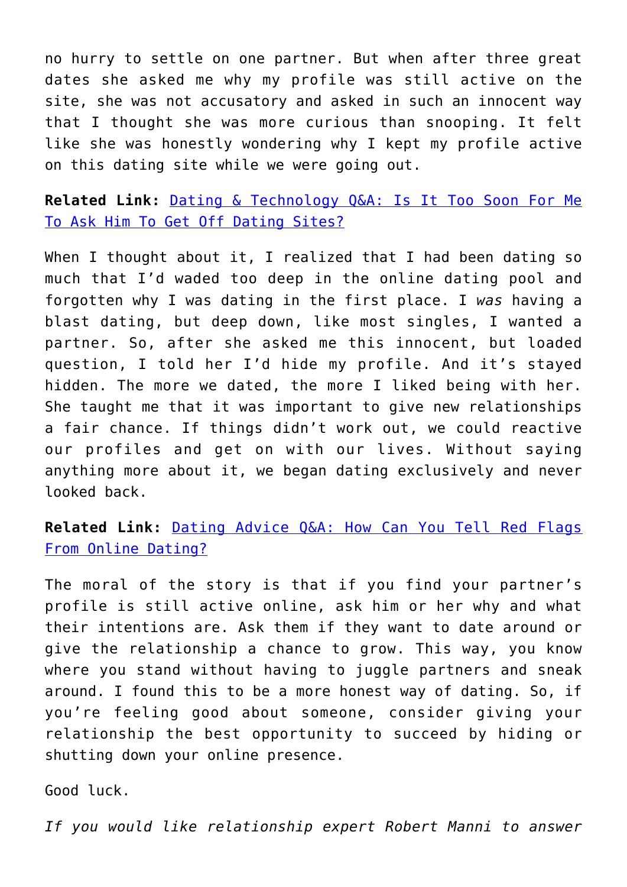no hurry to settle on one partner. But when after three great dates she asked me why my profile was still active on the site, she was not accusatory and asked in such an innocent way that I thought she was more curious than snooping. It felt like she was honestly wondering why I kept my profile active on this dating site while we were going out.

**Related Link:** [Dating & Technology Q&A: Is It Too Soon For Me To Ask Him To Get Off Dating Sites?]()

When I thought about it, I realized that I had been dating so much that I'd waded too deep in the online dating pool and forgotten why I was dating in the first place. I *was* having a blast dating, but deep down, like most singles, I wanted a partner. So, after she asked me this innocent, but loaded question, I told her I'd hide my profile. And it's stayed hidden. The more we dated, the more I liked being with her. She taught me that it was important to give new relationships a fair chance. If things didn't work out, we could reactive our profiles and get on with our lives. Without saying anything more about it, we began dating exclusively and never looked back.

**Related Link:** [Dating Advice Q&A: How Can You Tell Red Flags From Online Dating?]()

The moral of the story is that if you find your partner's profile is still active online, ask him or her why and what their intentions are. Ask them if they want to date around or give the relationship a chance to grow. This way, you know where you stand without having to juggle partners and sneak around. I found this to be a more honest way of dating. So, if you're feeling good about someone, consider giving your relationship the best opportunity to succeed by hiding or shutting down your online presence.

Good luck.

*If you would like relationship expert Robert Manni to answer*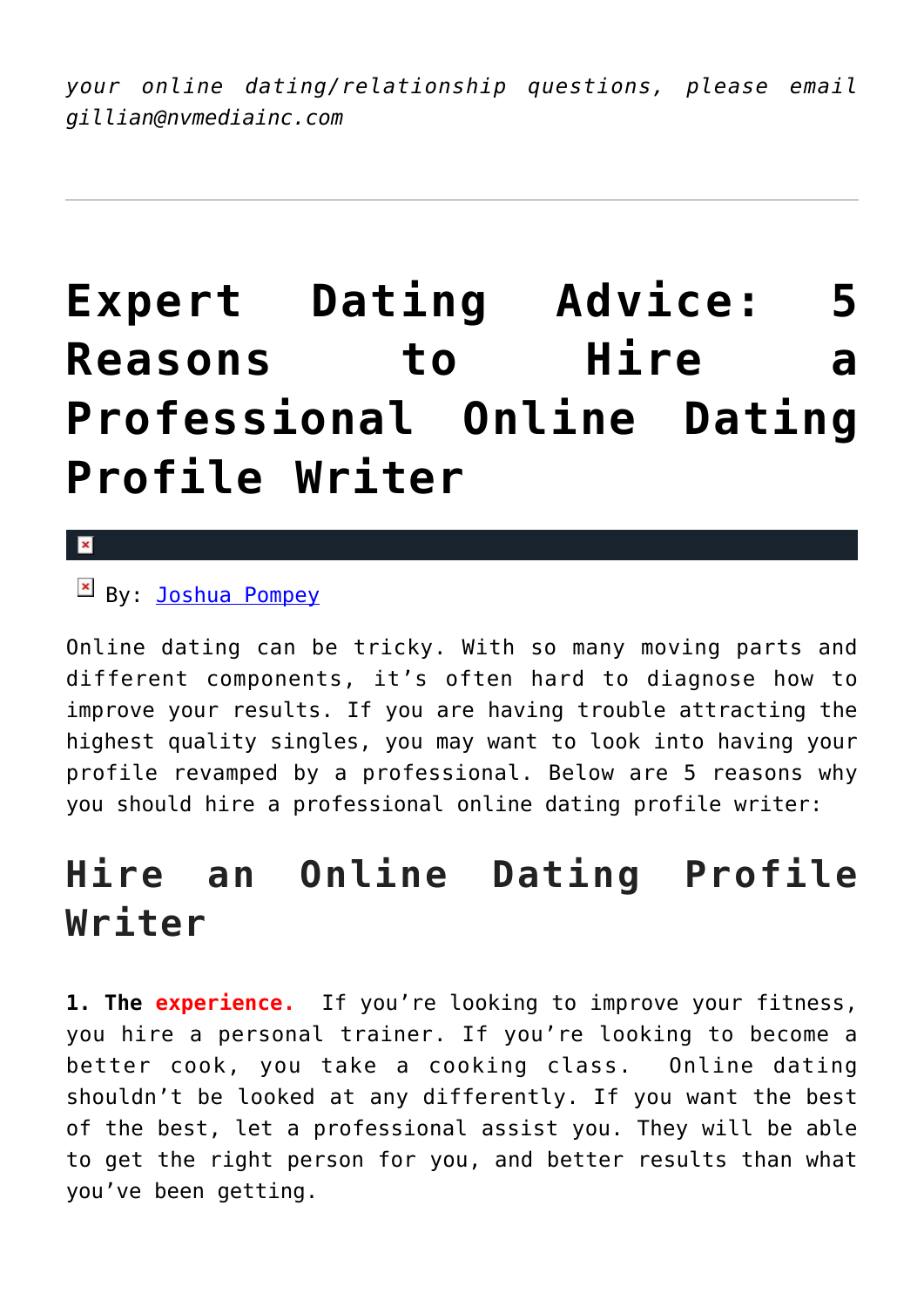*your online dating/relationship questions, please email gillian@nvmediainc.com*

---

# Expert Dating Advice: 5 Reasons to Hire a Professional Online Dating Profile Writer

By: [Joshua Pompey]

Online dating can be tricky. With so many moving parts and different components, it's often hard to diagnose how to improve your results. If you are having trouble attracting the highest quality singles, you may want to look into having your profile revamped by a professional. Below are 5 reasons why you should hire a professional online dating profile writer:

## Hire an Online Dating Profile Writer

**1. The experience.** If you're looking to improve your fitness, you hire a personal trainer. If you're looking to become a better cook, you take a cooking class. Online dating shouldn't be looked at any differently. If you want the best of the best, let a professional assist you. They will be able to get the right person for you, and better results than what you've been getting.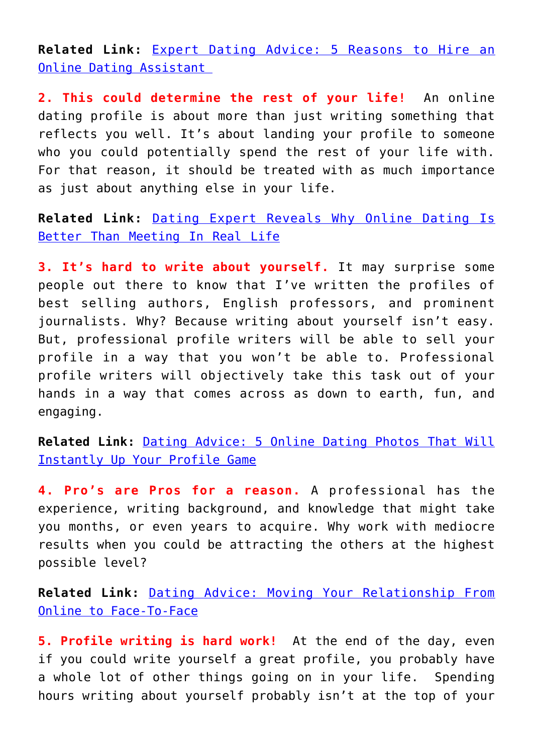**Related Link:** Expert Dating Advice: 5 Reasons to Hire an Online Dating Assistant

**2. This could determine the rest of your life!** An online dating profile is about more than just writing something that reflects you well. It's about landing your profile to someone who you could potentially spend the rest of your life with. For that reason, it should be treated with as much importance as just about anything else in your life.

**Related Link:** Dating Expert Reveals Why Online Dating Is Better Than Meeting In Real Life

**3. It's hard to write about yourself.** It may surprise some people out there to know that I've written the profiles of best selling authors, English professors, and prominent journalists. Why? Because writing about yourself isn't easy. But, professional profile writers will be able to sell your profile in a way that you won't be able to. Professional profile writers will objectively take this task out of your hands in a way that comes across as down to earth, fun, and engaging.

**Related Link:** Dating Advice: 5 Online Dating Photos That Will Instantly Up Your Profile Game

**4. Pro's are Pros for a reason.** A professional has the experience, writing background, and knowledge that might take you months, or even years to acquire. Why work with mediocre results when you could be attracting the others at the highest possible level?

**Related Link:** Dating Advice: Moving Your Relationship From Online to Face-To-Face

**5. Profile writing is hard work!** At the end of the day, even if you could write yourself a great profile, you probably have a whole lot of other things going on in your life. Spending hours writing about yourself probably isn't at the top of your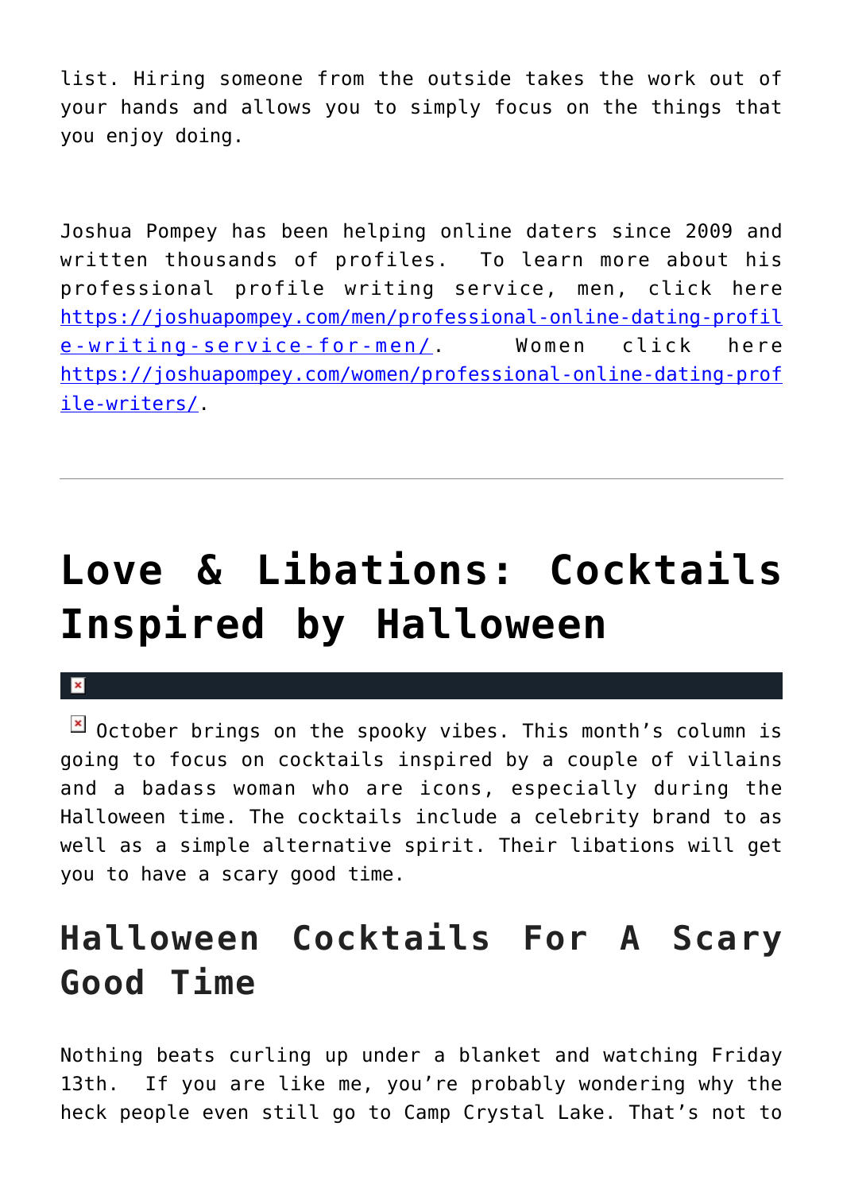list. Hiring someone from the outside takes the work out of your hands and allows you to simply focus on the things that you enjoy doing.

Joshua Pompey has been helping online daters since 2009 and written thousands of profiles. To learn more about his professional profile writing service, men, click here https://joshuapompey.com/men/professional-online-dating-profile-writing-service-for-men/. Women click here https://joshuapompey.com/women/professional-online-dating-profile-writers/.

---

# Love & Libations: Cocktails Inspired by Halloween

October brings on the spooky vibes. This month's column is going to focus on cocktails inspired by a couple of villains and a badass woman who are icons, especially during the Halloween time. The cocktails include a celebrity brand to as well as a simple alternative spirit. Their libations will get you to have a scary good time.

## Halloween Cocktails For A Scary Good Time

Nothing beats curling up under a blanket and watching Friday 13th. If you are like me, you're probably wondering why the heck people even still go to Camp Crystal Lake. That's not to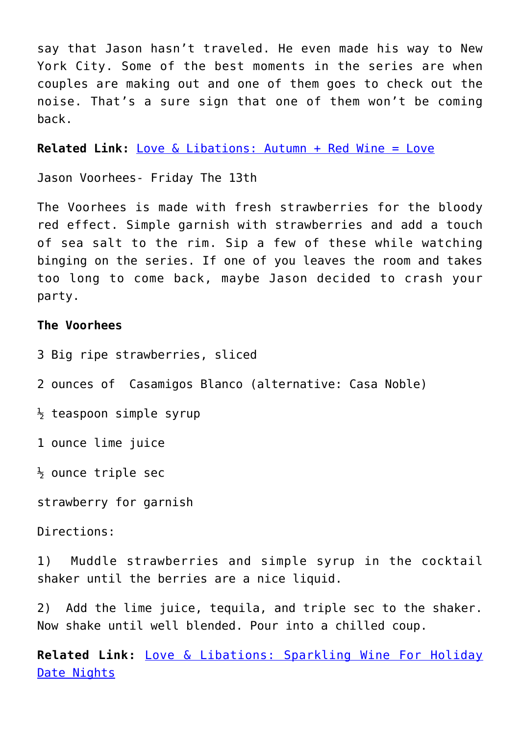say that Jason hasn't traveled. He even made his way to New York City. Some of the best moments in the series are when couples are making out and one of them goes to check out the noise. That's a sure sign that one of them won't be coming back.

**Related Link:** [Love & Libations: Autumn + Red Wine = Love]()

Jason Voorhees- Friday The 13th

The Voorhees is made with fresh strawberries for the bloody red effect. Simple garnish with strawberries and add a touch of sea salt to the rim. Sip a few of these while watching binging on the series. If one of you leaves the room and takes too long to come back, maybe Jason decided to crash your party.

**The Voorhees**

3 Big ripe strawberries, sliced

2 ounces of  Casamigos Blanco (alternative: Casa Noble)

½ teaspoon simple syrup

1 ounce lime juice

½ ounce triple sec

strawberry for garnish

Directions:

1)  Muddle strawberries and simple syrup in the cocktail shaker until the berries are a nice liquid.

2)  Add the lime juice, tequila, and triple sec to the shaker. Now shake until well blended. Pour into a chilled coup.

**Related Link:** [Love & Libations: Sparkling Wine For Holiday Date Nights]()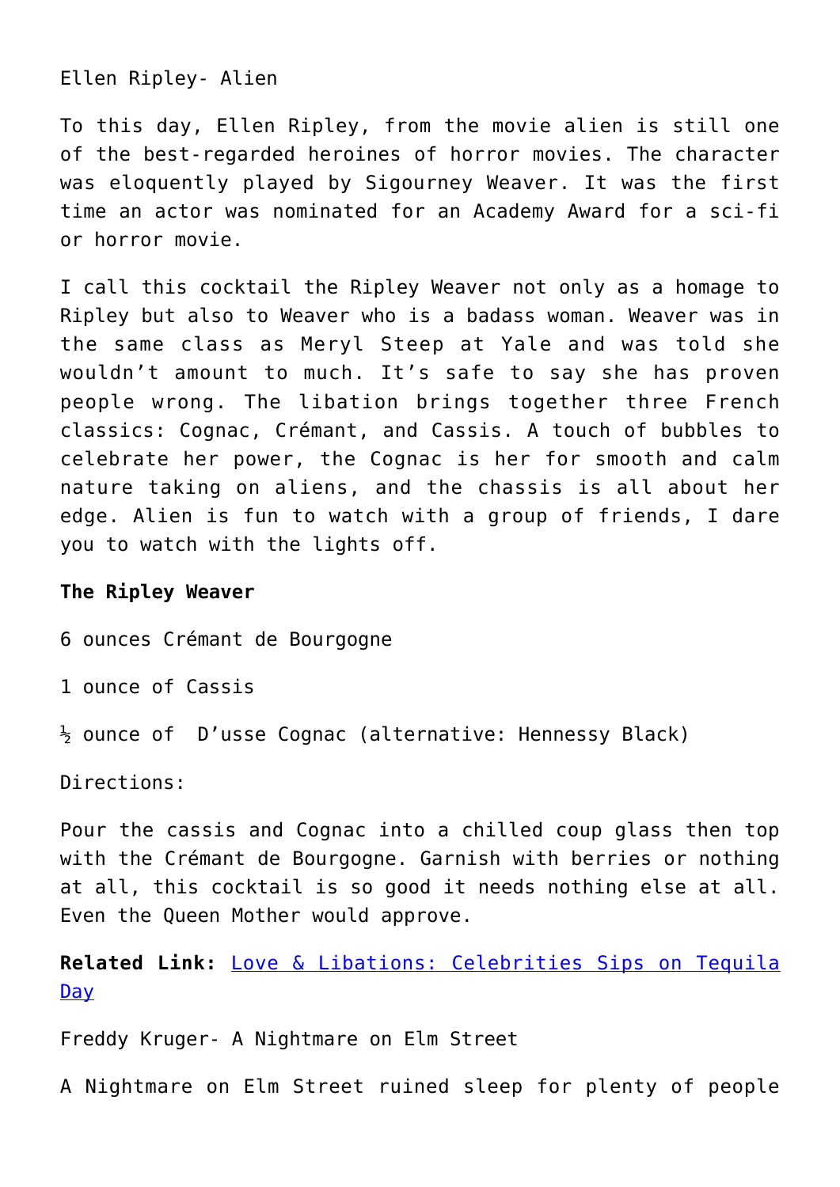Ellen Ripley- Alien

To this day, Ellen Ripley, from the movie alien is still one of the best-regarded heroines of horror movies. The character was eloquently played by Sigourney Weaver. It was the first time an actor was nominated for an Academy Award for a sci-fi or horror movie.

I call this cocktail the Ripley Weaver not only as a homage to Ripley but also to Weaver who is a badass woman. Weaver was in the same class as Meryl Steep at Yale and was told she wouldn't amount to much. It's safe to say she has proven people wrong. The libation brings together three French classics: Cognac, Crémant, and Cassis. A touch of bubbles to celebrate her power, the Cognac is her for smooth and calm nature taking on aliens, and the chassis is all about her edge. Alien is fun to watch with a group of friends, I dare you to watch with the lights off.

**The Ripley Weaver**

6 ounces Crémant de Bourgogne

1 ounce of Cassis

½ ounce of D'usse Cognac (alternative: Hennessy Black)

Directions:

Pour the cassis and Cognac into a chilled coup glass then top with the Crémant de Bourgogne. Garnish with berries or nothing at all, this cocktail is so good it needs nothing else at all. Even the Queen Mother would approve.

**Related Link:** Love & Libations: Celebrities Sips on Tequila Day

Freddy Kruger- A Nightmare on Elm Street

A Nightmare on Elm Street ruined sleep for plenty of people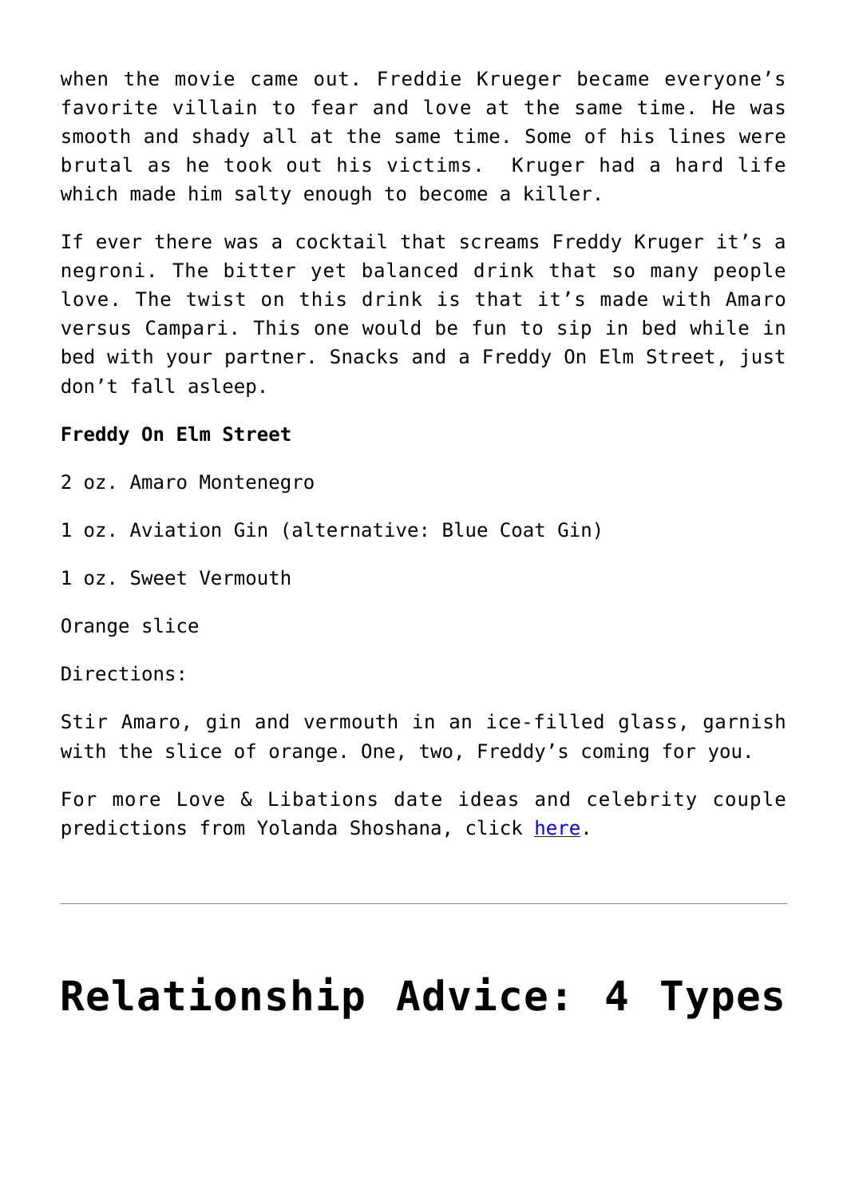when the movie came out. Freddie Krueger became everyone's favorite villain to fear and love at the same time. He was smooth and shady all at the same time. Some of his lines were brutal as he took out his victims.  Kruger had a hard life which made him salty enough to become a killer.

If ever there was a cocktail that screams Freddy Kruger it's a negroni. The bitter yet balanced drink that so many people love. The twist on this drink is that it's made with Amaro versus Campari. This one would be fun to sip in bed while in bed with your partner. Snacks and a Freddy On Elm Street, just don't fall asleep.

**Freddy On Elm Street**

2 oz. Amaro Montenegro

1 oz. Aviation Gin (alternative: Blue Coat Gin)

1 oz. Sweet Vermouth

Orange slice

Directions:

Stir Amaro, gin and vermouth in an ice-filled glass, garnish with the slice of orange. One, two, Freddy's coming for you.

For more Love & Libations date ideas and celebrity couple predictions from Yolanda Shoshana, click here.

---

# Relationship Advice: 4 Types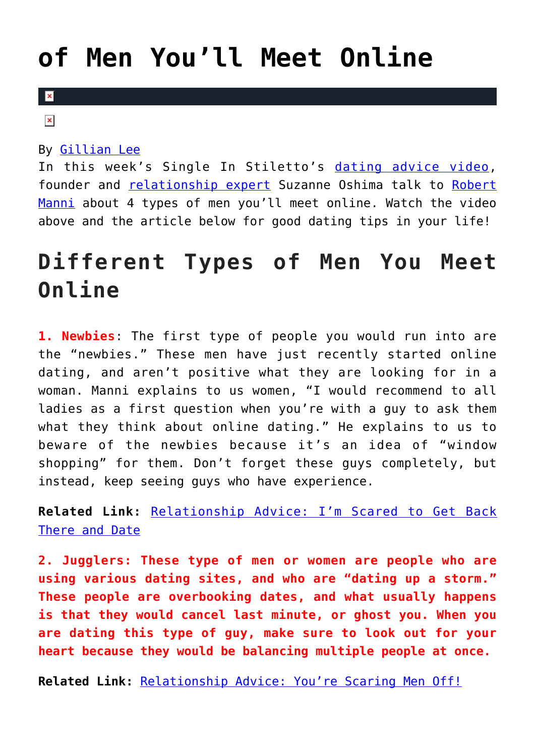# of Men You'll Meet Online

By Gillian Lee

In this week's Single In Stiletto's dating advice video, founder and relationship expert Suzanne Oshima talk to Robert Manni about 4 types of men you'll meet online. Watch the video above and the article below for good dating tips in your life!

## Different Types of Men You Meet Online

**1. Newbies**: The first type of people you would run into are the "newbies." These men have just recently started online dating, and aren't positive what they are looking for in a woman. Manni explains to us women, "I would recommend to all ladies as a first question when you're with a guy to ask them what they think about online dating." He explains to us to beware of the newbies because it's an idea of "window shopping" for them. Don't forget these guys completely, but instead, keep seeing guys who have experience.

**Related Link:** Relationship Advice: I'm Scared to Get Back There and Date

**2. Jugglers: These type of men or women are people who are using various dating sites, and who are "dating up a storm." These people are overbooking dates, and what usually happens is that they would cancel last minute, or ghost you. When you are dating this type of guy, make sure to look out for your heart because they would be balancing multiple people at once.**

**Related Link:** Relationship Advice: You're Scaring Men Off!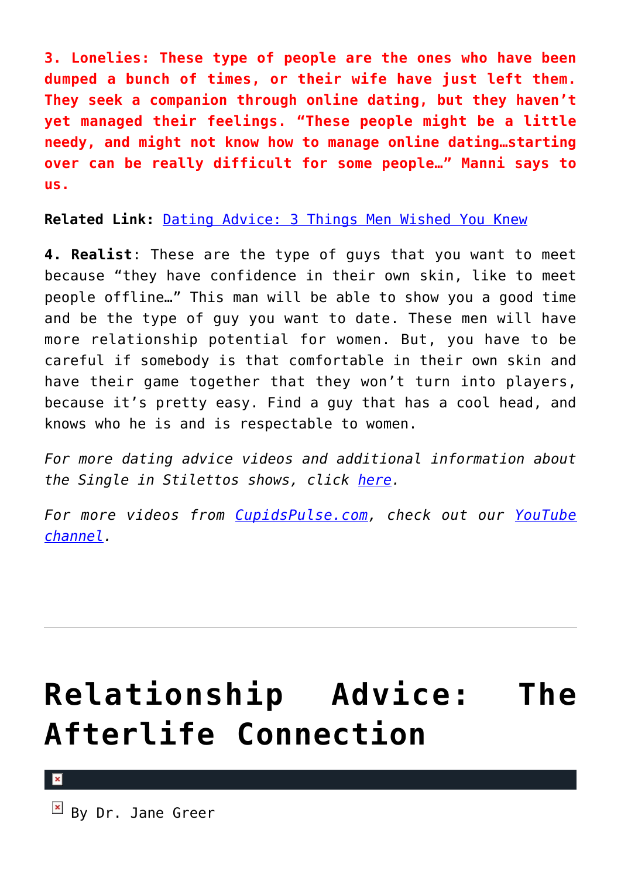**3. Lonelies: These type of people are the ones who have been dumped a bunch of times, or their wife have just left them. They seek a companion through online dating, but they haven't yet managed their feelings. "These people might be a little needy, and might not know how to manage online dating…starting over can be really difficult for some people…" Manni says to us.**

**Related Link:** [Dating Advice: 3 Things Men Wished You Knew]

**4. Realist**: These are the type of guys that you want to meet because "they have confidence in their own skin, like to meet people offline…" This man will be able to show you a good time and be the type of guy you want to date. These men will have more relationship potential for women. But, you have to be careful if somebody is that comfortable in their own skin and have their game together that they won't turn into players, because it's pretty easy. Find a guy that has a cool head, and knows who he is and is respectable to women.

*For more dating advice videos and additional information about the Single in Stilettos shows, click here.*

*For more videos from CupidsPulse.com, check out our YouTube channel.*

---

# Relationship Advice: The Afterlife Connection

By Dr. Jane Greer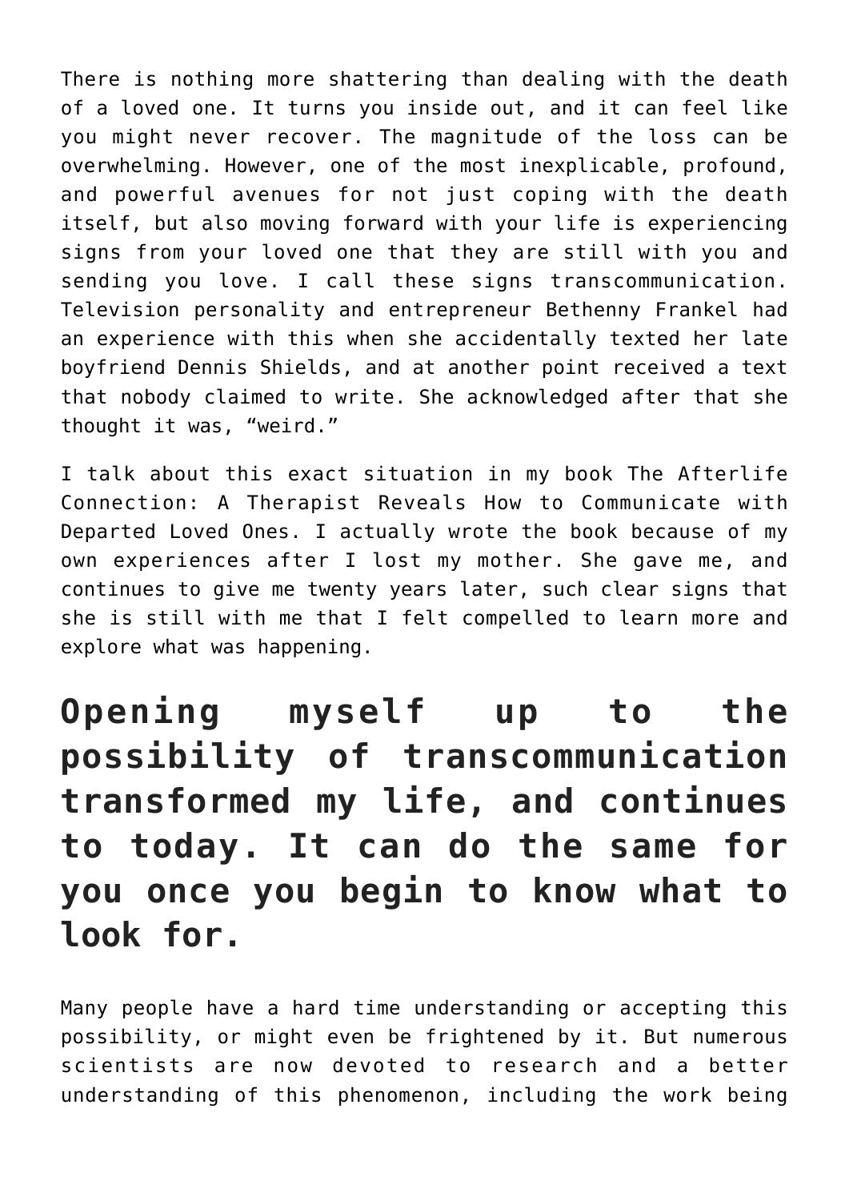There is nothing more shattering than dealing with the death of a loved one. It turns you inside out, and it can feel like you might never recover. The magnitude of the loss can be overwhelming. However, one of the most inexplicable, profound, and powerful avenues for not just coping with the death itself, but also moving forward with your life is experiencing signs from your loved one that they are still with you and sending you love. I call these signs transcommunication. Television personality and entrepreneur Bethenny Frankel had an experience with this when she accidentally texted her late boyfriend Dennis Shields, and at another point received a text that nobody claimed to write. She acknowledged after that she thought it was, "weird."

I talk about this exact situation in my book The Afterlife Connection: A Therapist Reveals How to Communicate with Departed Loved Ones. I actually wrote the book because of my own experiences after I lost my mother. She gave me, and continues to give me twenty years later, such clear signs that she is still with me that I felt compelled to learn more and explore what was happening.

## Opening myself up to the possibility of transcommunication transformed my life, and continues to today. It can do the same for you once you begin to know what to look for.

Many people have a hard time understanding or accepting this possibility, or might even be frightened by it. But numerous scientists are now devoted to research and a better understanding of this phenomenon, including the work being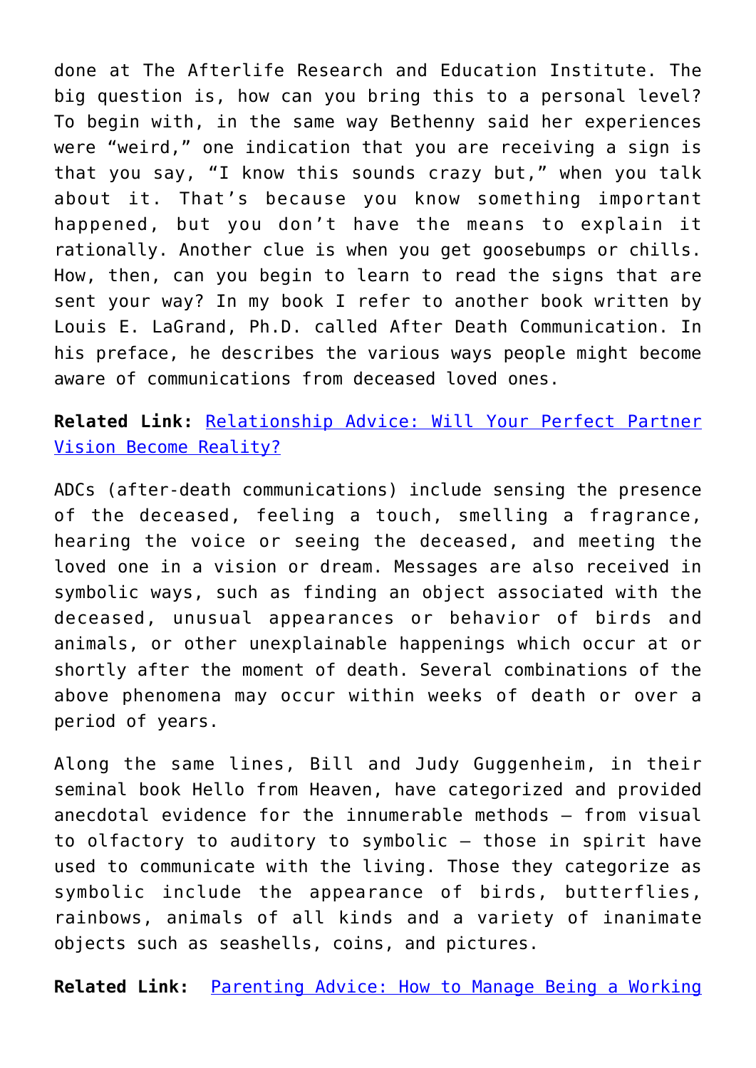done at The Afterlife Research and Education Institute. The big question is, how can you bring this to a personal level? To begin with, in the same way Bethenny said her experiences were "weird," one indication that you are receiving a sign is that you say, "I know this sounds crazy but," when you talk about it. That's because you know something important happened, but you don't have the means to explain it rationally. Another clue is when you get goosebumps or chills. How, then, can you begin to learn to read the signs that are sent your way? In my book I refer to another book written by Louis E. LaGrand, Ph.D. called After Death Communication. In his preface, he describes the various ways people might become aware of communications from deceased loved ones.

**Related Link:** [Relationship Advice: Will Your Perfect Partner Vision Become Reality?]()

ADCs (after-death communications) include sensing the presence of the deceased, feeling a touch, smelling a fragrance, hearing the voice or seeing the deceased, and meeting the loved one in a vision or dream. Messages are also received in symbolic ways, such as finding an object associated with the deceased, unusual appearances or behavior of birds and animals, or other unexplainable happenings which occur at or shortly after the moment of death. Several combinations of the above phenomena may occur within weeks of death or over a period of years.

Along the same lines, Bill and Judy Guggenheim, in their seminal book Hello from Heaven, have categorized and provided anecdotal evidence for the innumerable methods – from visual to olfactory to auditory to symbolic – those in spirit have used to communicate with the living. Those they categorize as symbolic include the appearance of birds, butterflies, rainbows, animals of all kinds and a variety of inanimate objects such as seashells, coins, and pictures.

**Related Link:** [Parenting Advice: How to Manage Being a Working]()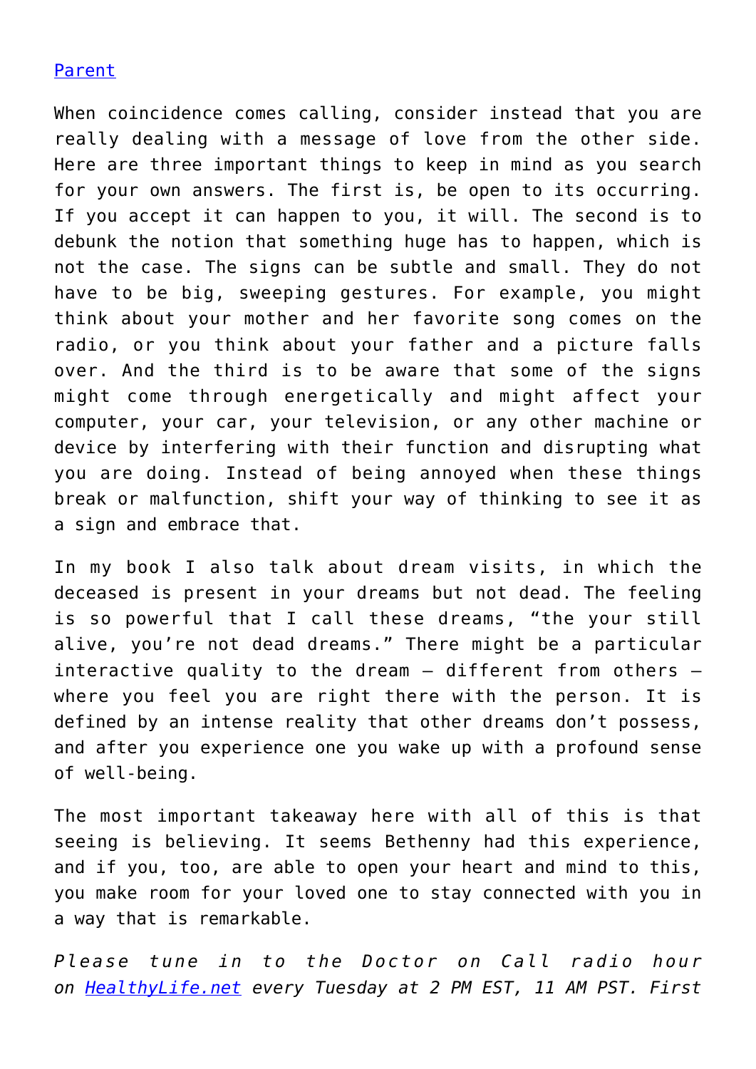[Parent](#)

When coincidence comes calling, consider instead that you are really dealing with a message of love from the other side. Here are three important things to keep in mind as you search for your own answers. The first is, be open to its occurring. If you accept it can happen to you, it will. The second is to debunk the notion that something huge has to happen, which is not the case. The signs can be subtle and small. They do not have to be big, sweeping gestures. For example, you might think about your mother and her favorite song comes on the radio, or you think about your father and a picture falls over. And the third is to be aware that some of the signs might come through energetically and might affect your computer, your car, your television, or any other machine or device by interfering with their function and disrupting what you are doing. Instead of being annoyed when these things break or malfunction, shift your way of thinking to see it as a sign and embrace that.

In my book I also talk about dream visits, in which the deceased is present in your dreams but not dead. The feeling is so powerful that I call these dreams, "the your still alive, you're not dead dreams." There might be a particular interactive quality to the dream – different from others – where you feel you are right there with the person. It is defined by an intense reality that other dreams don't possess, and after you experience one you wake up with a profound sense of well-being.

The most important takeaway here with all of this is that seeing is believing. It seems Bethenny had this experience, and if you, too, are able to open your heart and mind to this, you make room for your loved one to stay connected with you in a way that is remarkable.

*Please tune in to the Doctor on Call radio hour on [HealthyLife.net](#) every Tuesday at 2 PM EST, 11 AM PST. First*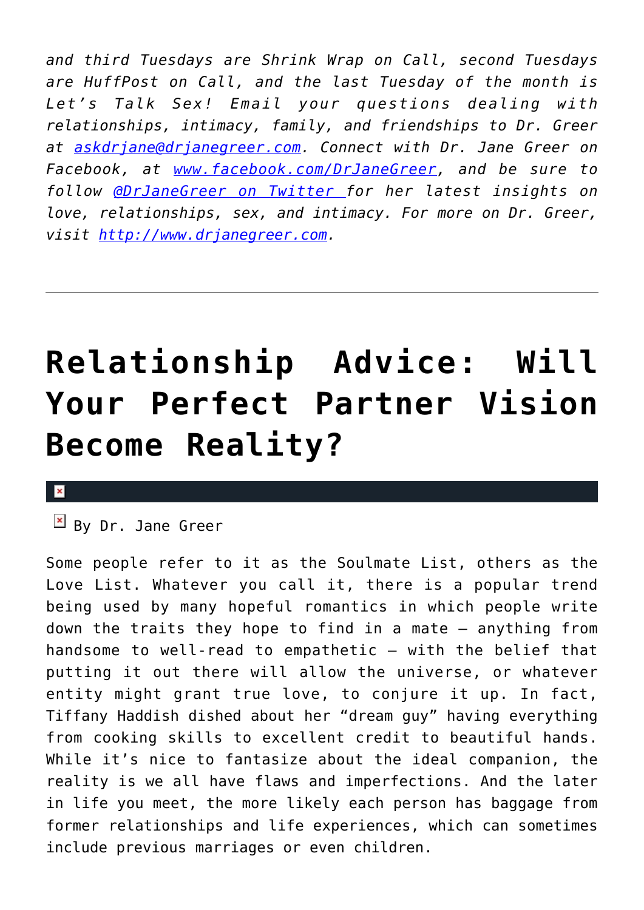*and third Tuesdays are Shrink Wrap on Call, second Tuesdays are HuffPost on Call, and the last Tuesday of the month is Let's Talk Sex! Email your questions dealing with relationships, intimacy, family, and friendships to Dr. Greer at [askdrjane@drjanegreer.com](mailto:askdrjane@drjanegreer.com). Connect with Dr. Jane Greer on Facebook, at [www.facebook.com/DrJaneGreer](http://www.facebook.com/DrJaneGreer), and be sure to follow [@DrJaneGreer on Twitter](https://twitter.com/DrJaneGreer) for her latest insights on love, relationships, sex, and intimacy. For more on Dr. Greer, visit [http://www.drjanegreer.com](http://www.drjanegreer.com).*

---

# Relationship Advice: Will Your Perfect Partner Vision Become Reality?

By Dr. Jane Greer

Some people refer to it as the Soulmate List, others as the Love List. Whatever you call it, there is a popular trend being used by many hopeful romantics in which people write down the traits they hope to find in a mate — anything from handsome to well-read to empathetic — with the belief that putting it out there will allow the universe, or whatever entity might grant true love, to conjure it up. In fact, Tiffany Haddish dished about her "dream guy" having everything from cooking skills to excellent credit to beautiful hands. While it's nice to fantasize about the ideal companion, the reality is we all have flaws and imperfections. And the later in life you meet, the more likely each person has baggage from former relationships and life experiences, which can sometimes include previous marriages or even children.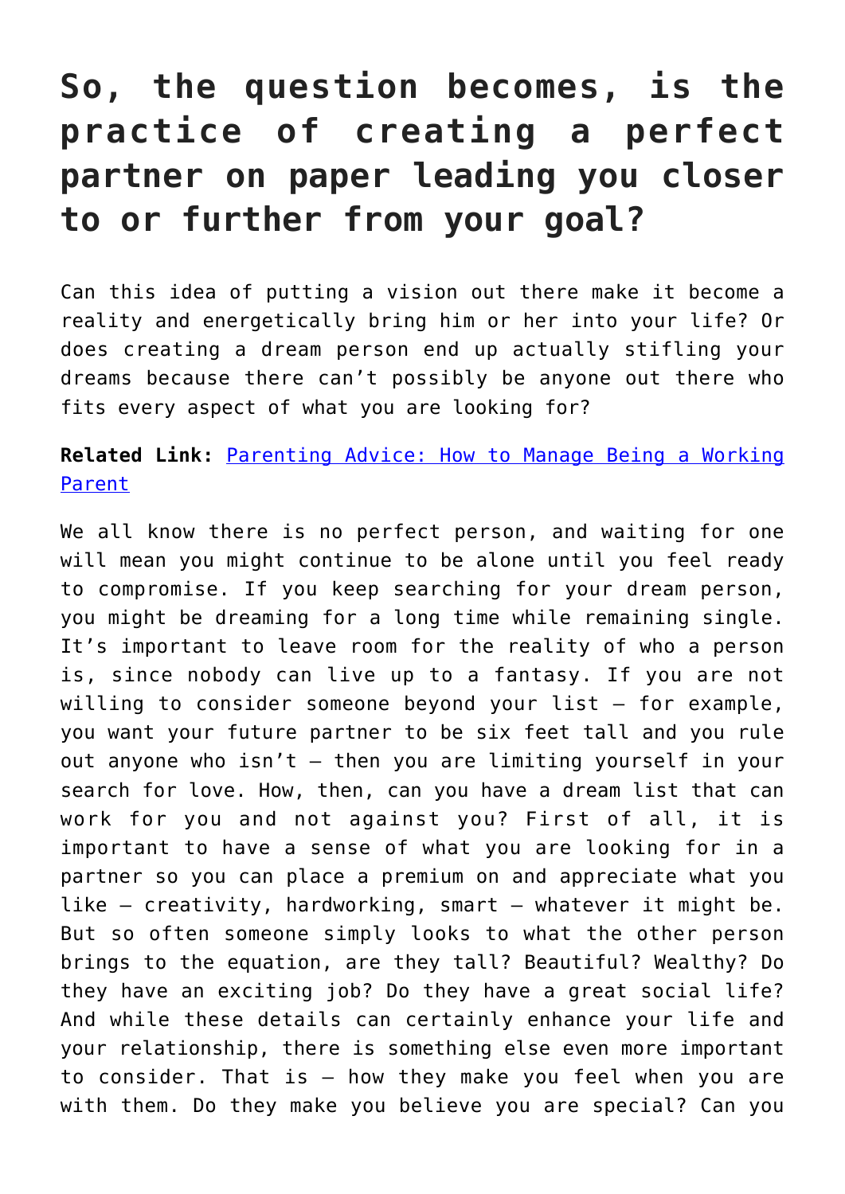## So, the question becomes, is the practice of creating a perfect partner on paper leading you closer to or further from your goal?

Can this idea of putting a vision out there make it become a reality and energetically bring him or her into your life? Or does creating a dream person end up actually stifling your dreams because there can't possibly be anyone out there who fits every aspect of what you are looking for?

**Related Link:** [Parenting Advice: How to Manage Being a Working Parent]()

We all know there is no perfect person, and waiting for one will mean you might continue to be alone until you feel ready to compromise. If you keep searching for your dream person, you might be dreaming for a long time while remaining single. It's important to leave room for the reality of who a person is, since nobody can live up to a fantasy. If you are not willing to consider someone beyond your list – for example, you want your future partner to be six feet tall and you rule out anyone who isn't – then you are limiting yourself in your search for love. How, then, can you have a dream list that can work for you and not against you? First of all, it is important to have a sense of what you are looking for in a partner so you can place a premium on and appreciate what you like – creativity, hardworking, smart – whatever it might be. But so often someone simply looks to what the other person brings to the equation, are they tall? Beautiful? Wealthy? Do they have an exciting job? Do they have a great social life? And while these details can certainly enhance your life and your relationship, there is something else even more important to consider. That is – how they make you feel when you are with them. Do they make you believe you are special? Can you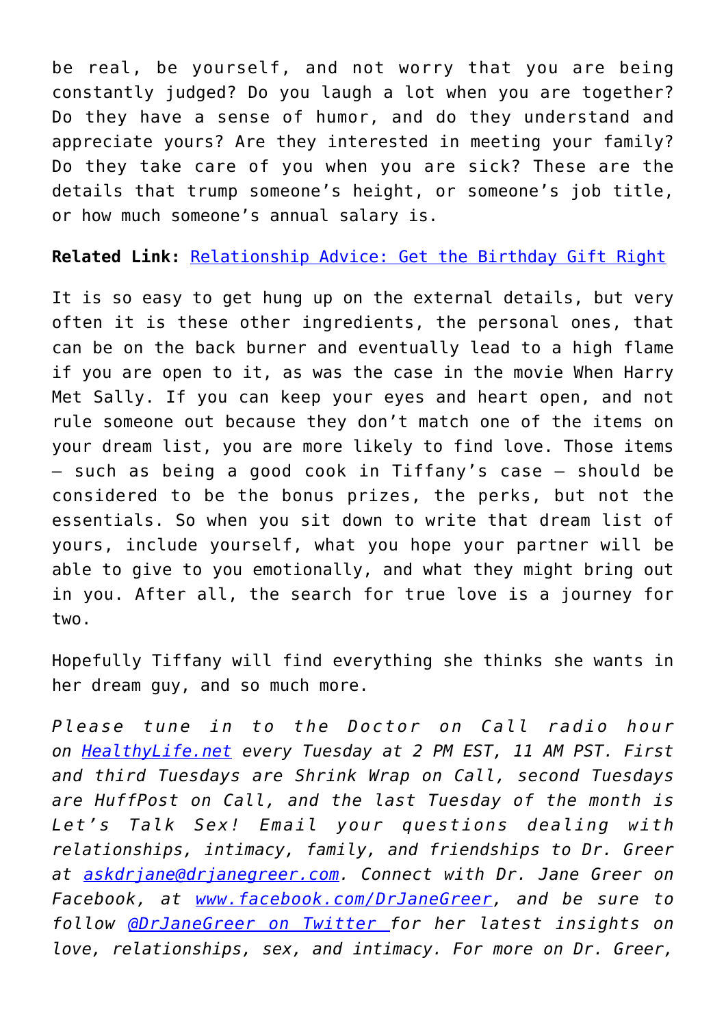be real, be yourself, and not worry that you are being constantly judged? Do you laugh a lot when you are together? Do they have a sense of humor, and do they understand and appreciate yours? Are they interested in meeting your family? Do they take care of you when you are sick? These are the details that trump someone's height, or someone's job title, or how much someone's annual salary is.

**Related Link:** Relationship Advice: Get the Birthday Gift Right

It is so easy to get hung up on the external details, but very often it is these other ingredients, the personal ones, that can be on the back burner and eventually lead to a high flame if you are open to it, as was the case in the movie When Harry Met Sally. If you can keep your eyes and heart open, and not rule someone out because they don't match one of the items on your dream list, you are more likely to find love. Those items – such as being a good cook in Tiffany's case – should be considered to be the bonus prizes, the perks, but not the essentials. So when you sit down to write that dream list of yours, include yourself, what you hope your partner will be able to give to you emotionally, and what they might bring out in you. After all, the search for true love is a journey for two.

Hopefully Tiffany will find everything she thinks she wants in her dream guy, and so much more.

*Please tune in to the Doctor on Call radio hour on HealthyLife.net every Tuesday at 2 PM EST, 11 AM PST. First and third Tuesdays are Shrink Wrap on Call, second Tuesdays are HuffPost on Call, and the last Tuesday of the month is Let's Talk Sex! Email your questions dealing with relationships, intimacy, family, and friendships to Dr. Greer at askdrjane@drjanegreer.com. Connect with Dr. Jane Greer on Facebook, at www.facebook.com/DrJaneGreer, and be sure to follow @DrJaneGreer on Twitter for her latest insights on love, relationships, sex, and intimacy. For more on Dr. Greer,*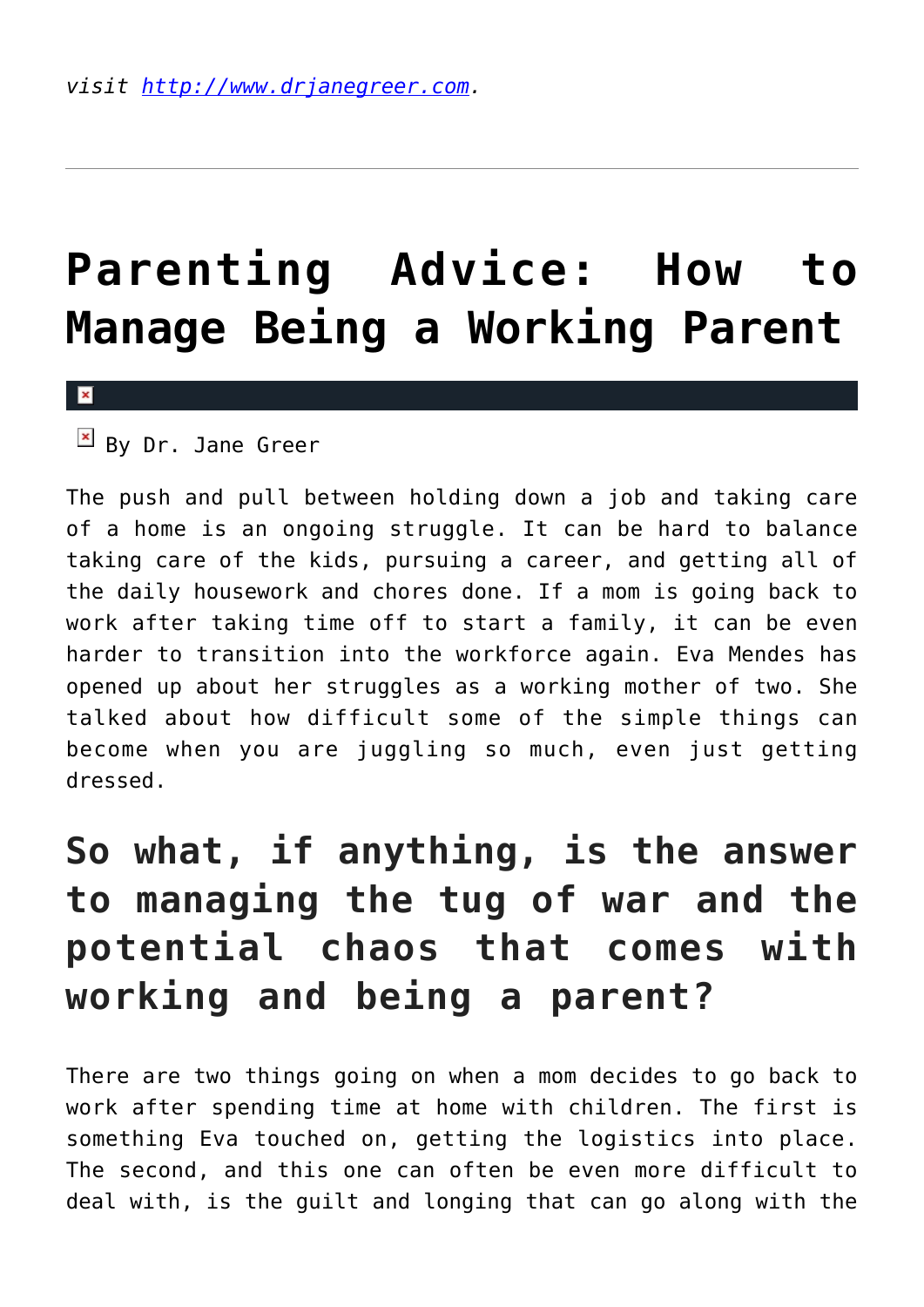*visit [http://www.drjanegreer.com](http://www.drjanegreer.com).*

---

# Parenting Advice: How to Manage Being a Working Parent

By Dr. Jane Greer

The push and pull between holding down a job and taking care of a home is an ongoing struggle. It can be hard to balance taking care of the kids, pursuing a career, and getting all of the daily housework and chores done. If a mom is going back to work after taking time off to start a family, it can be even harder to transition into the workforce again. Eva Mendes has opened up about her struggles as a working mother of two. She talked about how difficult some of the simple things can become when you are juggling so much, even just getting dressed.

## So what, if anything, is the answer to managing the tug of war and the potential chaos that comes with working and being a parent?

There are two things going on when a mom decides to go back to work after spending time at home with children. The first is something Eva touched on, getting the logistics into place. The second, and this one can often be even more difficult to deal with, is the guilt and longing that can go along with the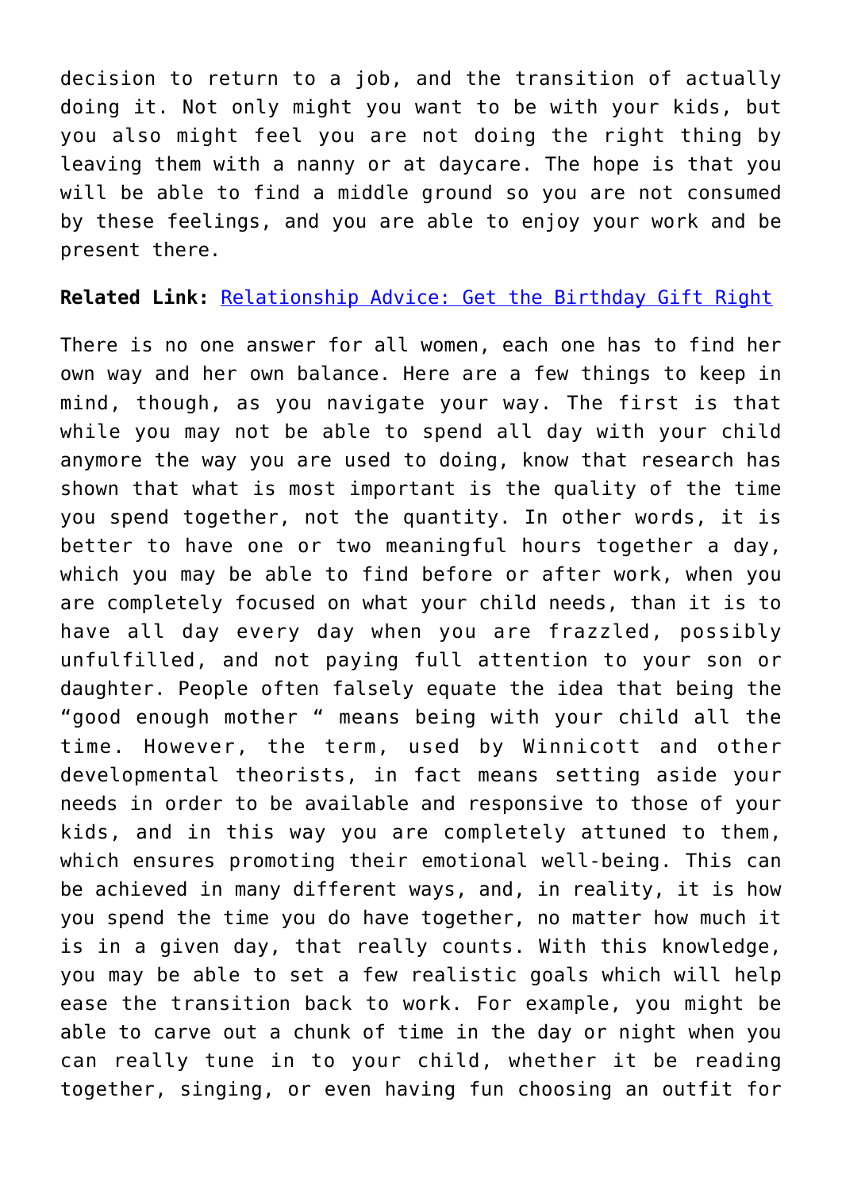decision to return to a job, and the transition of actually doing it. Not only might you want to be with your kids, but you also might feel you are not doing the right thing by leaving them with a nanny or at daycare. The hope is that you will be able to find a middle ground so you are not consumed by these feelings, and you are able to enjoy your work and be present there.

**Related Link:** Relationship Advice: Get the Birthday Gift Right

There is no one answer for all women, each one has to find her own way and her own balance. Here are a few things to keep in mind, though, as you navigate your way. The first is that while you may not be able to spend all day with your child anymore the way you are used to doing, know that research has shown that what is most important is the quality of the time you spend together, not the quantity. In other words, it is better to have one or two meaningful hours together a day, which you may be able to find before or after work, when you are completely focused on what your child needs, than it is to have all day every day when you are frazzled, possibly unfulfilled, and not paying full attention to your son or daughter. People often falsely equate the idea that being the "good enough mother " means being with your child all the time. However, the term, used by Winnicott and other developmental theorists, in fact means setting aside your needs in order to be available and responsive to those of your kids, and in this way you are completely attuned to them, which ensures promoting their emotional well-being. This can be achieved in many different ways, and, in reality, it is how you spend the time you do have together, no matter how much it is in a given day, that really counts. With this knowledge, you may be able to set a few realistic goals which will help ease the transition back to work. For example, you might be able to carve out a chunk of time in the day or night when you can really tune in to your child, whether it be reading together, singing, or even having fun choosing an outfit for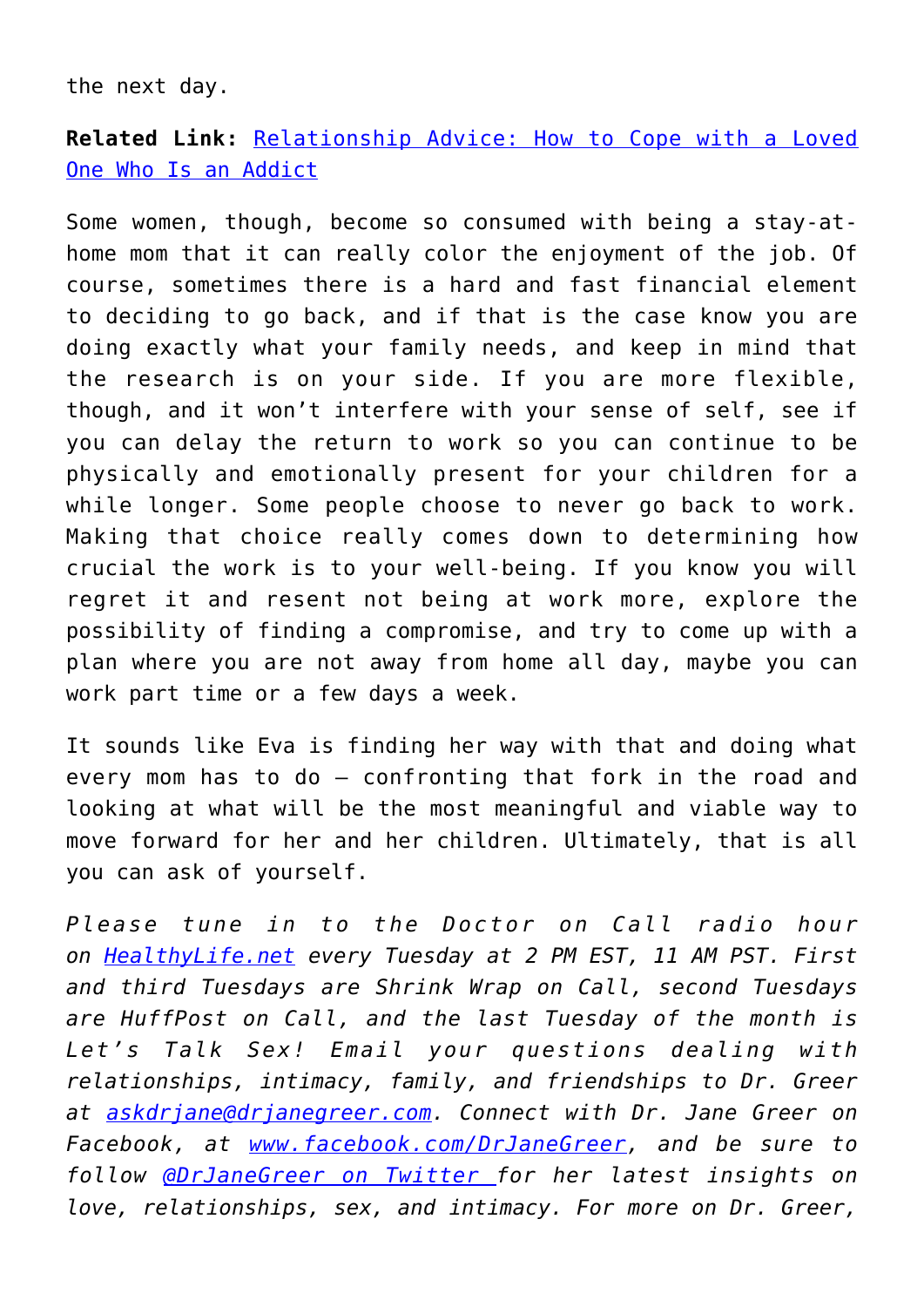the next day.

**Related Link:** [Relationship Advice: How to Cope with a Loved One Who Is an Addict]()

Some women, though, become so consumed with being a stay-at-home mom that it can really color the enjoyment of the job. Of course, sometimes there is a hard and fast financial element to deciding to go back, and if that is the case know you are doing exactly what your family needs, and keep in mind that the research is on your side. If you are more flexible, though, and it won't interfere with your sense of self, see if you can delay the return to work so you can continue to be physically and emotionally present for your children for a while longer. Some people choose to never go back to work. Making that choice really comes down to determining how crucial the work is to your well-being. If you know you will regret it and resent not being at work more, explore the possibility of finding a compromise, and try to come up with a plan where you are not away from home all day, maybe you can work part time or a few days a week.

It sounds like Eva is finding her way with that and doing what every mom has to do — confronting that fork in the road and looking at what will be the most meaningful and viable way to move forward for her and her children. Ultimately, that is all you can ask of yourself.

*Please tune in to the Doctor on Call radio hour on [HealthyLife.net]() every Tuesday at 2 PM EST, 11 AM PST. First and third Tuesdays are Shrink Wrap on Call, second Tuesdays are HuffPost on Call, and the last Tuesday of the month is Let's Talk Sex! Email your questions dealing with relationships, intimacy, family, and friendships to Dr. Greer at [askdrjane@drjanegreer.com](). Connect with Dr. Jane Greer on Facebook, at [www.facebook.com/DrJaneGreer](), and be sure to follow [@DrJaneGreer on Twitter ]()for her latest insights on love, relationships, sex, and intimacy. For more on Dr. Greer,*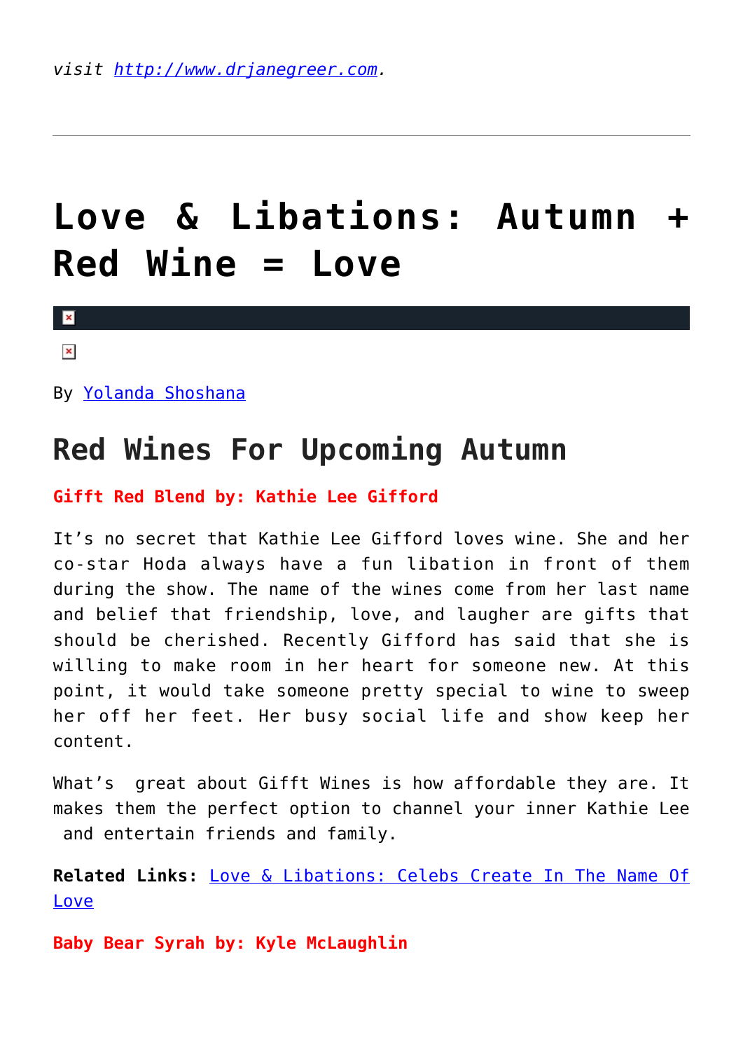*visit [http://www.drjanegreer.com](http://www.drjanegreer.com).*

---

# Love & Libations: Autumn + Red Wine = Love

By [Yolanda Shoshana](#)

## Red Wines For Upcoming Autumn

**Gifft Red Blend by: Kathie Lee Gifford**

It's no secret that Kathie Lee Gifford loves wine. She and her co-star Hoda always have a fun libation in front of them during the show. The name of the wines come from her last name and belief that friendship, love, and laughter are gifts that should be cherished. Recently Gifford has said that she is willing to make room in her heart for someone new. At this point, it would take someone pretty special to wine to sweep her off her feet. Her busy social life and show keep her content.

What's great about Gifft Wines is how affordable they are. It makes them the perfect option to channel your inner Kathie Lee and entertain friends and family.

**Related Links:** [Love & Libations: Celebs Create In The Name Of Love](#)

**Baby Bear Syrah by: Kyle McLaughlin**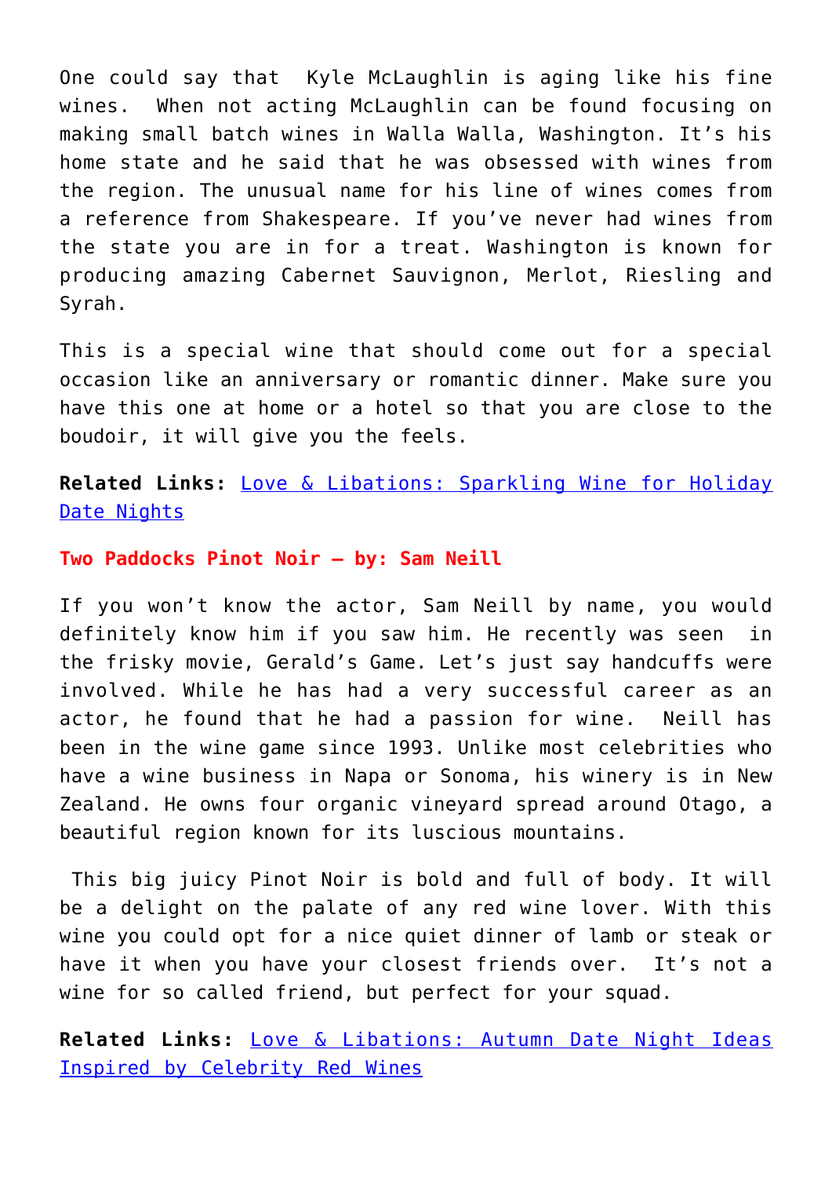One could say that Kyle McLaughlin is aging like his fine wines. When not acting McLaughlin can be found focusing on making small batch wines in Walla Walla, Washington. It's his home state and he said that he was obsessed with wines from the region. The unusual name for his line of wines comes from a reference from Shakespeare. If you've never had wines from the state you are in for a treat. Washington is known for producing amazing Cabernet Sauvignon, Merlot, Riesling and Syrah.

This is a special wine that should come out for a special occasion like an anniversary or romantic dinner. Make sure you have this one at home or a hotel so that you are close to the boudoir, it will give you the feels.

**Related Links:** Love & Libations: Sparkling Wine for Holiday Date Nights

**Two Paddocks Pinot Noir – by: Sam Neill**

If you won't know the actor, Sam Neill by name, you would definitely know him if you saw him. He recently was seen in the frisky movie, Gerald's Game. Let's just say handcuffs were involved. While he has had a very successful career as an actor, he found that he had a passion for wine. Neill has been in the wine game since 1993. Unlike most celebrities who have a wine business in Napa or Sonoma, his winery is in New Zealand. He owns four organic vineyard spread around Otago, a beautiful region known for its luscious mountains.

This big juicy Pinot Noir is bold and full of body. It will be a delight on the palate of any red wine lover. With this wine you could opt for a nice quiet dinner of lamb or steak or have it when you have your closest friends over. It's not a wine for so called friend, but perfect for your squad.

**Related Links:** Love & Libations: Autumn Date Night Ideas Inspired by Celebrity Red Wines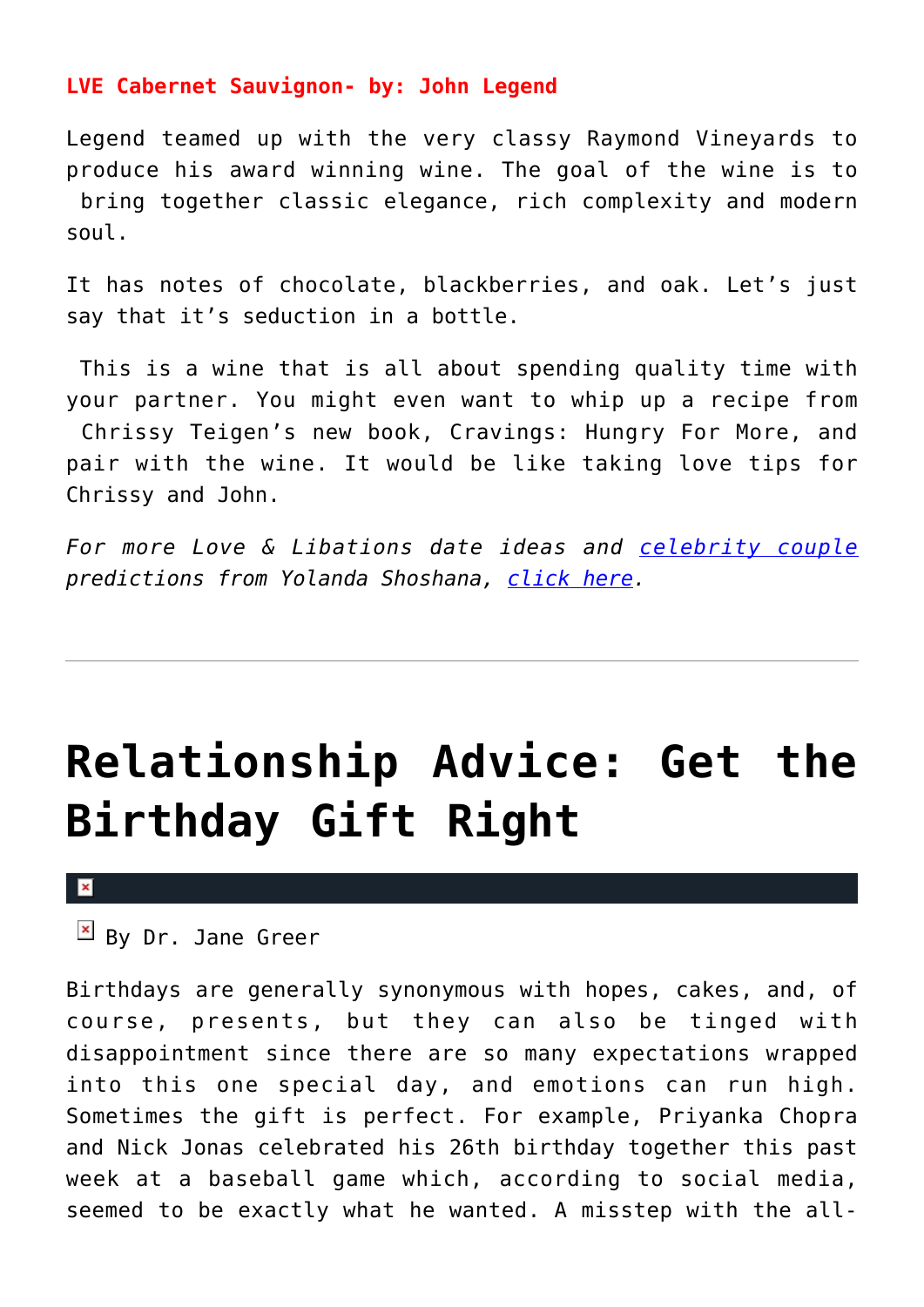**LVE Cabernet Sauvignon- by: John Legend**

Legend teamed up with the very classy Raymond Vineyards to produce his award winning wine. The goal of the wine is to bring together classic elegance, rich complexity and modern soul.

It has notes of chocolate, blackberries, and oak. Let's just say that it's seduction in a bottle.

This is a wine that is all about spending quality time with your partner. You might even want to whip up a recipe from Chrissy Teigen's new book, Cravings: Hungry For More, and pair with the wine. It would be like taking love tips for Chrissy and John.

*For more Love & Libations date ideas and celebrity couple predictions from Yolanda Shoshana, click here.*

---

# Relationship Advice: Get the Birthday Gift Right

By Dr. Jane Greer

Birthdays are generally synonymous with hopes, cakes, and, of course, presents, but they can also be tinged with disappointment since there are so many expectations wrapped into this one special day, and emotions can run high. Sometimes the gift is perfect. For example, Priyanka Chopra and Nick Jonas celebrated his 26th birthday together this past week at a baseball game which, according to social media, seemed to be exactly what he wanted. A misstep with the all-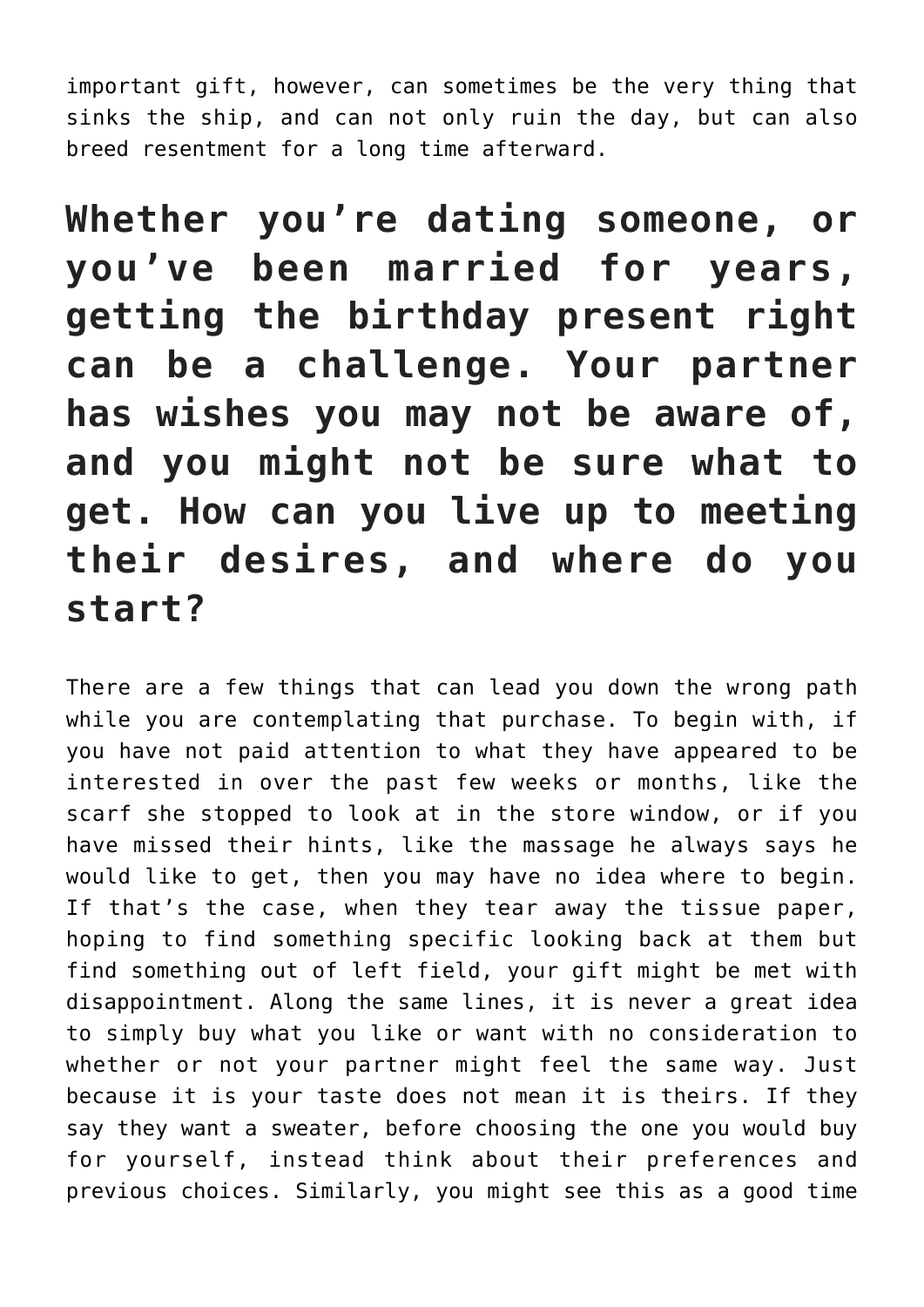important gift, however, can sometimes be the very thing that sinks the ship, and can not only ruin the day, but can also breed resentment for a long time afterward.

## Whether you're dating someone, or you've been married for years, getting the birthday present right can be a challenge. Your partner has wishes you may not be aware of, and you might not be sure what to get. How can you live up to meeting their desires, and where do you start?

There are a few things that can lead you down the wrong path while you are contemplating that purchase. To begin with, if you have not paid attention to what they have appeared to be interested in over the past few weeks or months, like the scarf she stopped to look at in the store window, or if you have missed their hints, like the massage he always says he would like to get, then you may have no idea where to begin. If that's the case, when they tear away the tissue paper, hoping to find something specific looking back at them but find something out of left field, your gift might be met with disappointment. Along the same lines, it is never a great idea to simply buy what you like or want with no consideration to whether or not your partner might feel the same way. Just because it is your taste does not mean it is theirs. If they say they want a sweater, before choosing the one you would buy for yourself, instead think about their preferences and previous choices. Similarly, you might see this as a good time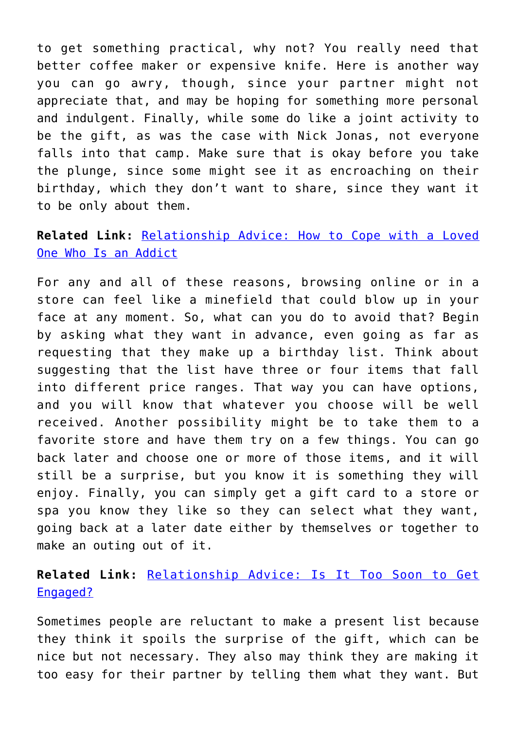to get something practical, why not? You really need that better coffee maker or expensive knife. Here is another way you can go awry, though, since your partner might not appreciate that, and may be hoping for something more personal and indulgent. Finally, while some do like a joint activity to be the gift, as was the case with Nick Jonas, not everyone falls into that camp. Make sure that is okay before you take the plunge, since some might see it as encroaching on their birthday, which they don't want to share, since they want it to be only about them.

**Related Link:** Relationship Advice: How to Cope with a Loved One Who Is an Addict

For any and all of these reasons, browsing online or in a store can feel like a minefield that could blow up in your face at any moment. So, what can you do to avoid that? Begin by asking what they want in advance, even going as far as requesting that they make up a birthday list. Think about suggesting that the list have three or four items that fall into different price ranges. That way you can have options, and you will know that whatever you choose will be well received. Another possibility might be to take them to a favorite store and have them try on a few things. You can go back later and choose one or more of those items, and it will still be a surprise, but you know it is something they will enjoy. Finally, you can simply get a gift card to a store or spa you know they like so they can select what they want, going back at a later date either by themselves or together to make an outing out of it.

**Related Link:** Relationship Advice: Is It Too Soon to Get Engaged?

Sometimes people are reluctant to make a present list because they think it spoils the surprise of the gift, which can be nice but not necessary. They also may think they are making it too easy for their partner by telling them what they want. But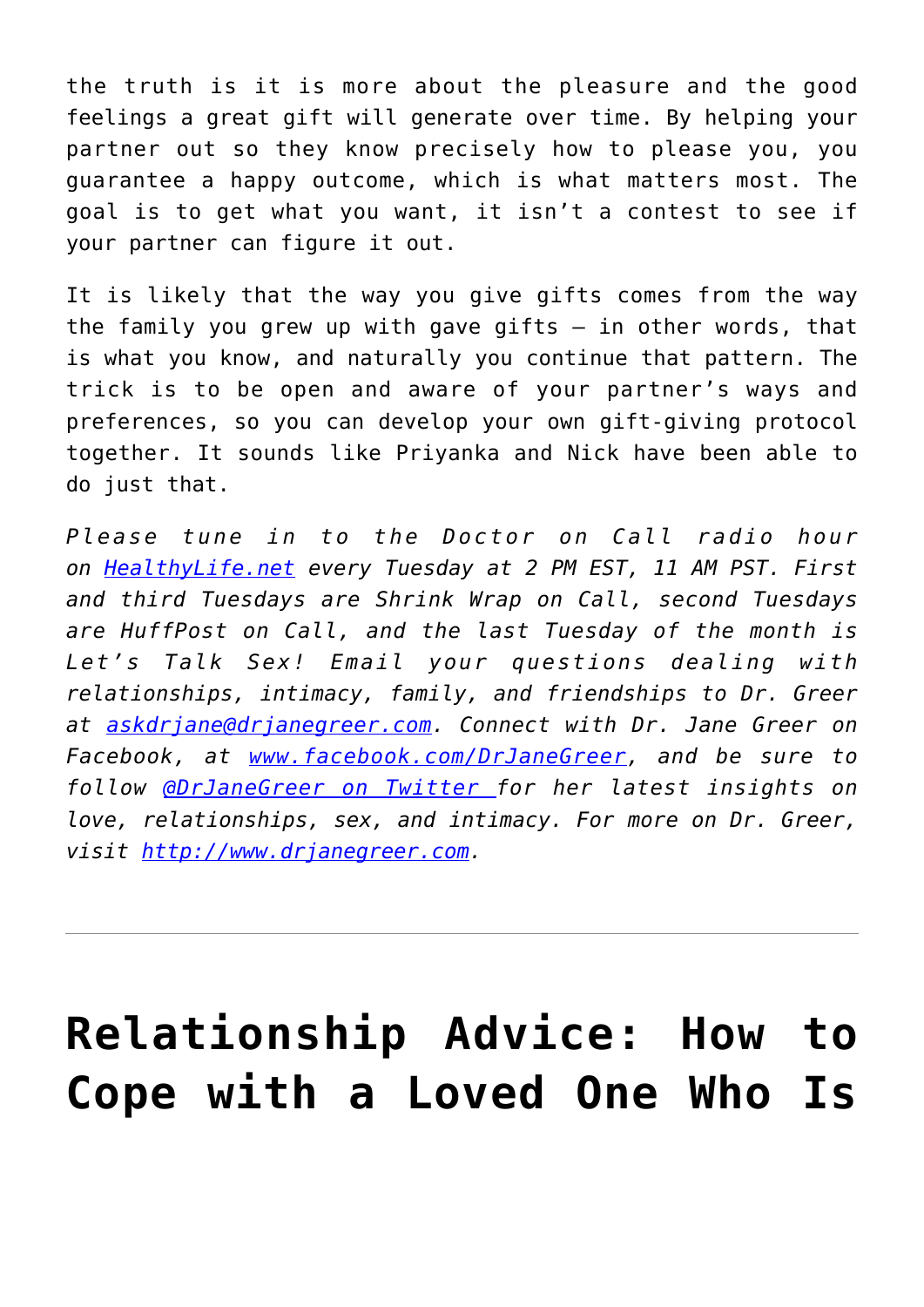the truth is it is more about the pleasure and the good feelings a great gift will generate over time. By helping your partner out so they know precisely how to please you, you guarantee a happy outcome, which is what matters most. The goal is to get what you want, it isn't a contest to see if your partner can figure it out.

It is likely that the way you give gifts comes from the way the family you grew up with gave gifts – in other words, that is what you know, and naturally you continue that pattern. The trick is to be open and aware of your partner's ways and preferences, so you can develop your own gift-giving protocol together. It sounds like Priyanka and Nick have been able to do just that.

*Please tune in to the Doctor on Call radio hour on [HealthyLife.net](HealthyLife.net) every Tuesday at 2 PM EST, 11 AM PST. First and third Tuesdays are Shrink Wrap on Call, second Tuesdays are HuffPost on Call, and the last Tuesday of the month is Let's Talk Sex! Email your questions dealing with relationships, intimacy, family, and friendships to Dr. Greer at [askdrjane@drjanegreer.com](mailto:askdrjane@drjanegreer.com). Connect with Dr. Jane Greer on Facebook, at [www.facebook.com/DrJaneGreer](www.facebook.com/DrJaneGreer), and be sure to follow [@DrJaneGreer on Twitter](@DrJaneGreer) for her latest insights on love, relationships, sex, and intimacy. For more on Dr. Greer, visit [http://www.drjanegreer.com](http://www.drjanegreer.com).*

---

# Relationship Advice: How to Cope with a Loved One Who Is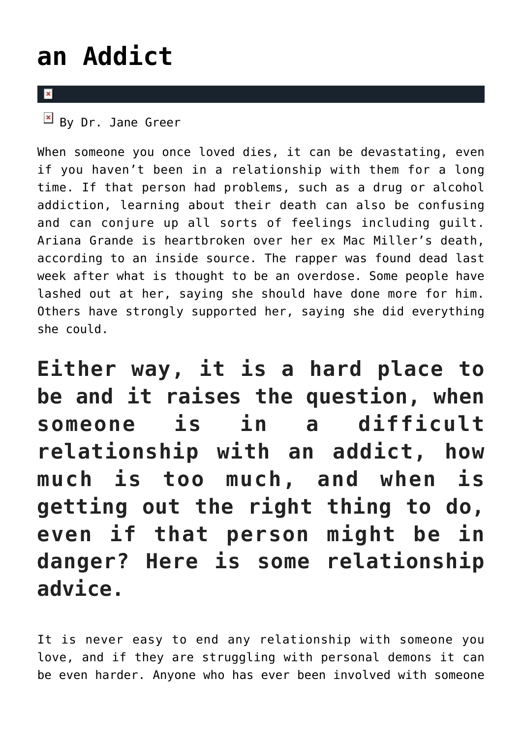# an Addict

By Dr. Jane Greer

When someone you once loved dies, it can be devastating, even if you haven't been in a relationship with them for a long time. If that person had problems, such as a drug or alcohol addiction, learning about their death can also be confusing and can conjure up all sorts of feelings including guilt. Ariana Grande is heartbroken over her ex Mac Miller's death, according to an inside source. The rapper was found dead last week after what is thought to be an overdose. Some people have lashed out at her, saying she should have done more for him. Others have strongly supported her, saying she did everything she could.

## Either way, it is a hard place to be and it raises the question, when someone is in a difficult relationship with an addict, how much is too much, and when is getting out the right thing to do, even if that person might be in danger? Here is some relationship advice.

It is never easy to end any relationship with someone you love, and if they are struggling with personal demons it can be even harder. Anyone who has ever been involved with someone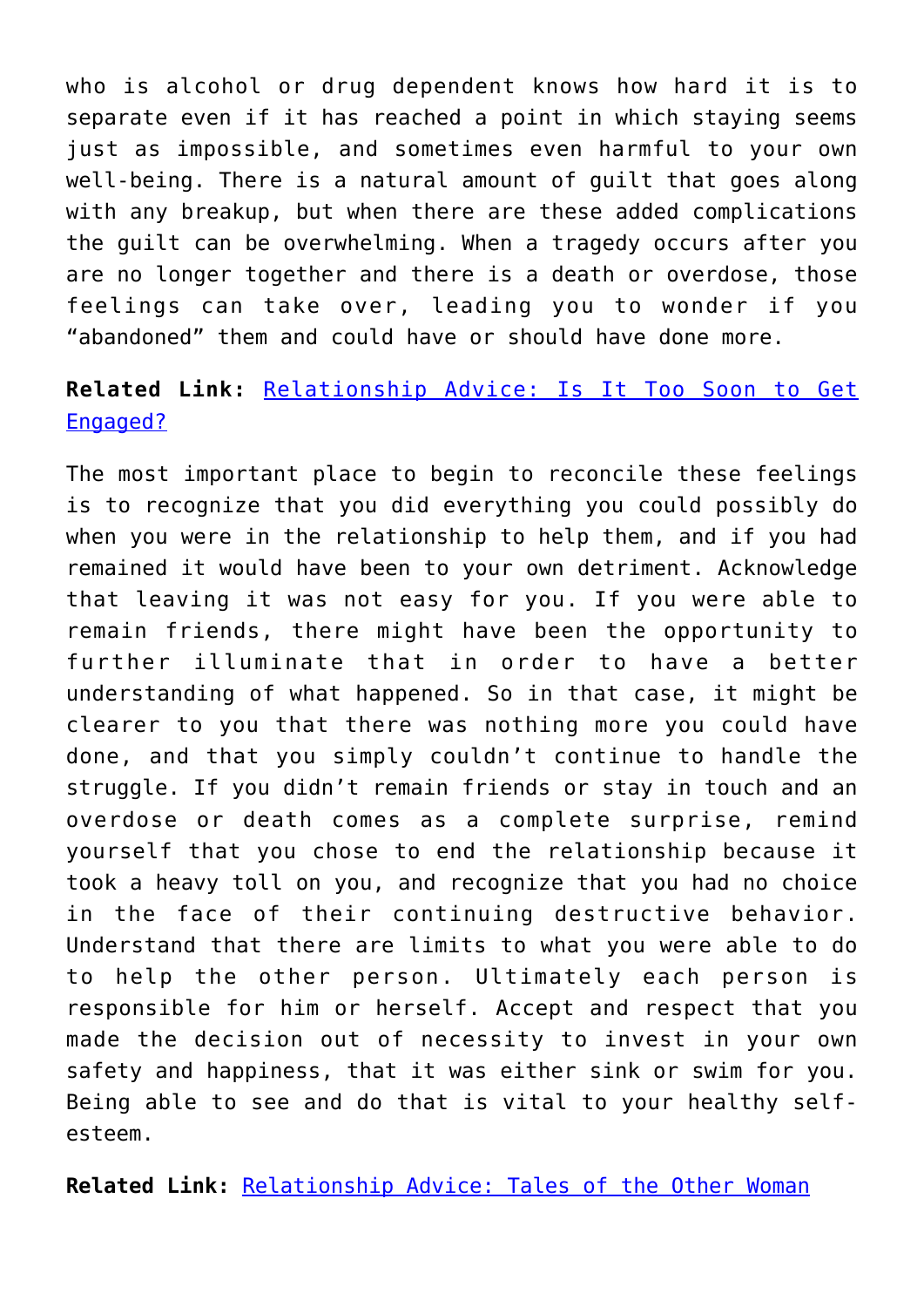who is alcohol or drug dependent knows how hard it is to separate even if it has reached a point in which staying seems just as impossible, and sometimes even harmful to your own well-being. There is a natural amount of guilt that goes along with any breakup, but when there are these added complications the guilt can be overwhelming. When a tragedy occurs after you are no longer together and there is a death or overdose, those feelings can take over, leading you to wonder if you "abandoned" them and could have or should have done more.

**Related Link:** [Relationship Advice: Is It Too Soon to Get Engaged?]()

The most important place to begin to reconcile these feelings is to recognize that you did everything you could possibly do when you were in the relationship to help them, and if you had remained it would have been to your own detriment. Acknowledge that leaving it was not easy for you. If you were able to remain friends, there might have been the opportunity to further illuminate that in order to have a better understanding of what happened. So in that case, it might be clearer to you that there was nothing more you could have done, and that you simply couldn't continue to handle the struggle. If you didn't remain friends or stay in touch and an overdose or death comes as a complete surprise, remind yourself that you chose to end the relationship because it took a heavy toll on you, and recognize that you had no choice in the face of their continuing destructive behavior. Understand that there are limits to what you were able to do to help the other person. Ultimately each person is responsible for him or herself. Accept and respect that you made the decision out of necessity to invest in your own safety and happiness, that it was either sink or swim for you. Being able to see and do that is vital to your healthy self-esteem.

**Related Link:** [Relationship Advice: Tales of the Other Woman]()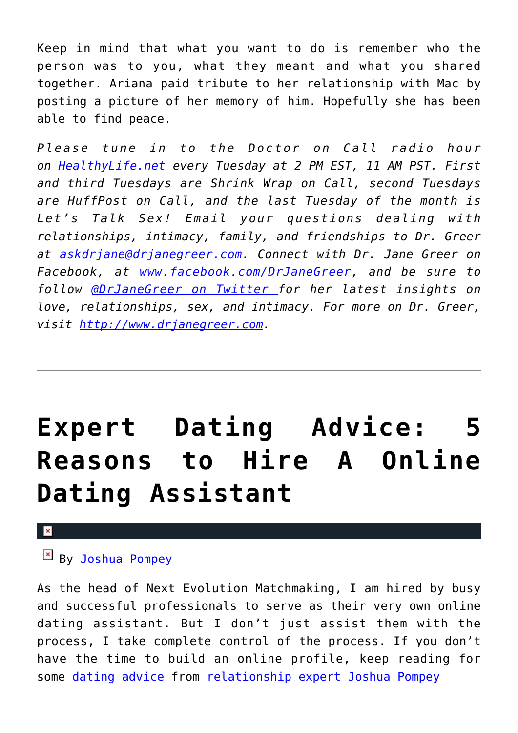Keep in mind that what you want to do is remember who the person was to you, what they meant and what you shared together. Ariana paid tribute to her relationship with Mac by posting a picture of her memory of him. Hopefully she has been able to find peace.

*Please tune in to the Doctor on Call radio hour on [HealthyLife.net](HealthyLife.net) every Tuesday at 2 PM EST, 11 AM PST. First and third Tuesdays are Shrink Wrap on Call, second Tuesdays are HuffPost on Call, and the last Tuesday of the month is Let's Talk Sex! Email your questions dealing with relationships, intimacy, family, and friendships to Dr. Greer at [askdrjane@drjanegreer.com](mailto:askdrjane@drjanegreer.com). Connect with Dr. Jane Greer on Facebook, at [www.facebook.com/DrJaneGreer](www.facebook.com/DrJaneGreer), and be sure to follow [@DrJaneGreer on Twitter](@DrJaneGreer) for her latest insights on love, relationships, sex, and intimacy. For more on Dr. Greer, visit [http://www.drjanegreer.com](http://www.drjanegreer.com).*

---

# Expert Dating Advice: 5 Reasons to Hire A Online Dating Assistant

By [Joshua Pompey](Joshua Pompey)

As the head of Next Evolution Matchmaking, I am hired by busy and successful professionals to serve as their very own online dating assistant. But I don't just assist them with the process, I take complete control of the process. If you don't have the time to build an online profile, keep reading for some [dating advice](dating advice) from [relationship expert Joshua Pompey](relationship expert Joshua Pompey)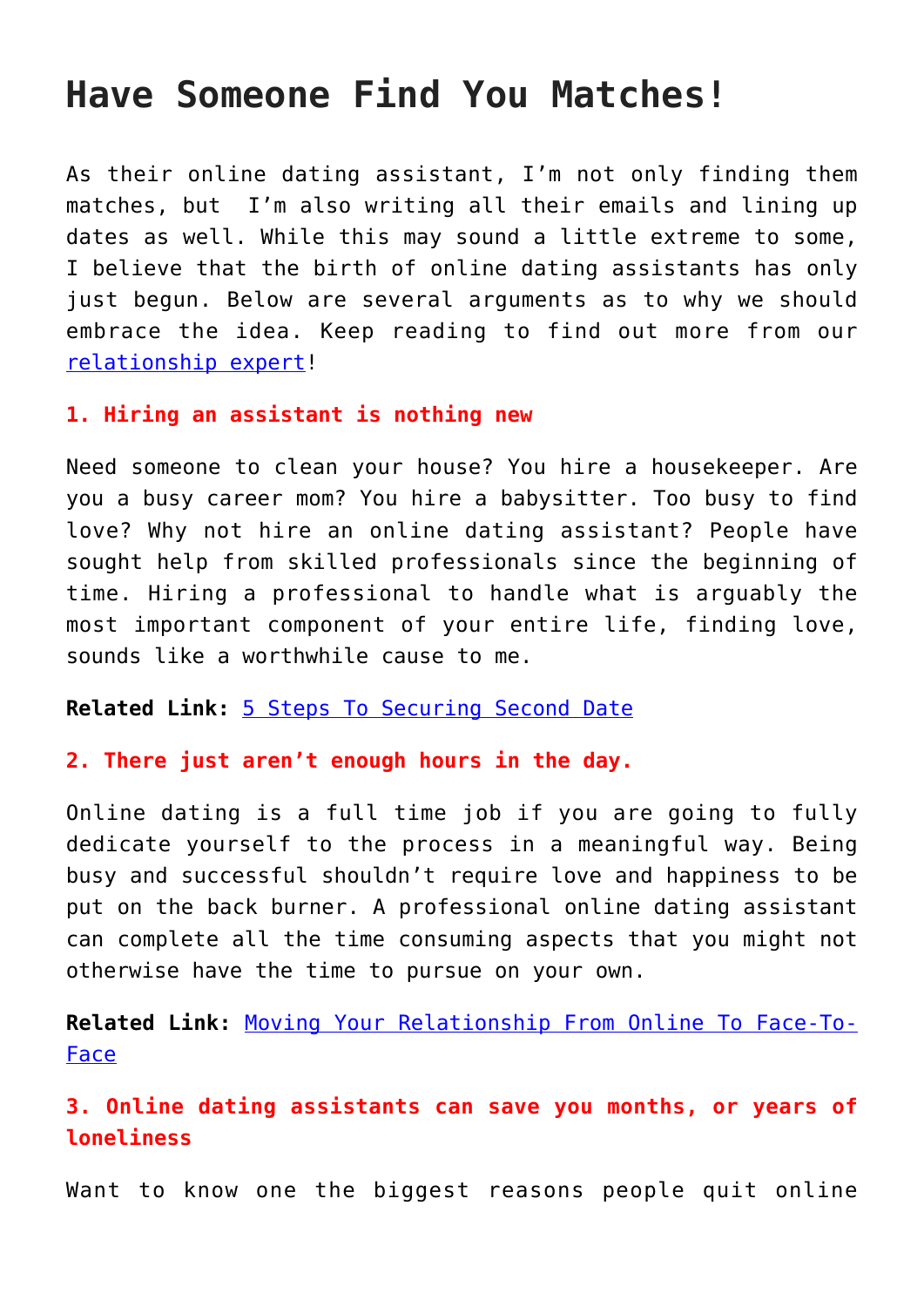# Have Someone Find You Matches!

As their online dating assistant, I'm not only finding them matches, but I'm also writing all their emails and lining up dates as well. While this may sound a little extreme to some, I believe that the birth of online dating assistants has only just begun. Below are several arguments as to why we should embrace the idea. Keep reading to find out more from our [relationship expert]!

**1. Hiring an assistant is nothing new**

Need someone to clean your house? You hire a housekeeper. Are you a busy career mom? You hire a babysitter. Too busy to find love? Why not hire an online dating assistant? People have sought help from skilled professionals since the beginning of time. Hiring a professional to handle what is arguably the most important component of your entire life, finding love, sounds like a worthwhile cause to me.

**Related Link:** [5 Steps To Securing Second Date]

**2. There just aren't enough hours in the day.**

Online dating is a full time job if you are going to fully dedicate yourself to the process in a meaningful way. Being busy and successful shouldn't require love and happiness to be put on the back burner. A professional online dating assistant can complete all the time consuming aspects that you might not otherwise have the time to pursue on your own.

**Related Link:** [Moving Your Relationship From Online To Face-To-Face]

**3. Online dating assistants can save you months, or years of loneliness**

Want to know one the biggest reasons people quit online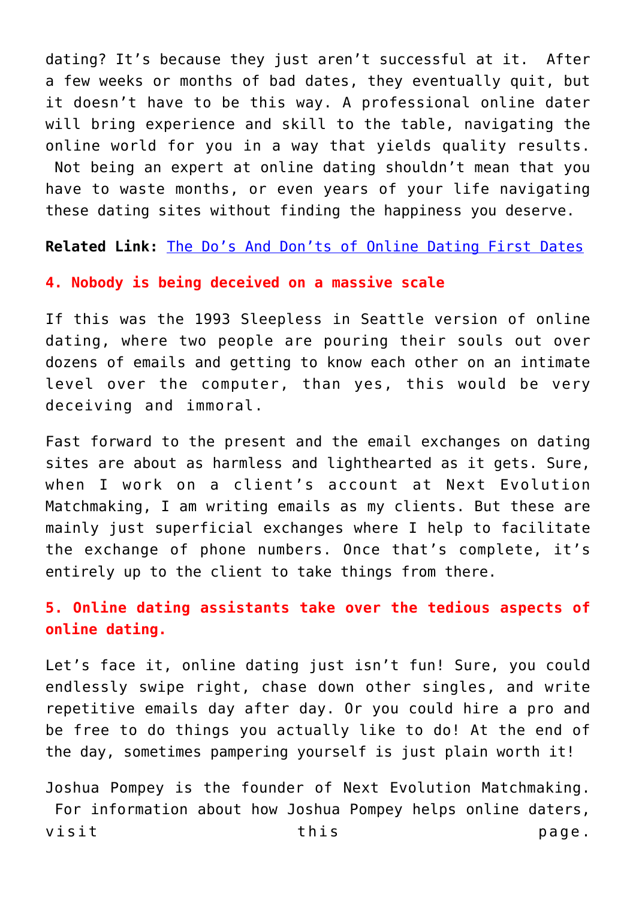dating? It's because they just aren't successful at it. After a few weeks or months of bad dates, they eventually quit, but it doesn't have to be this way. A professional online dater will bring experience and skill to the table, navigating the online world for you in a way that yields quality results. Not being an expert at online dating shouldn't mean that you have to waste months, or even years of your life navigating these dating sites without finding the happiness you deserve.

**Related Link:** [The Do's And Don'ts of Online Dating First Dates]()

**4. Nobody is being deceived on a massive scale**

If this was the 1993 Sleepless in Seattle version of online dating, where two people are pouring their souls out over dozens of emails and getting to know each other on an intimate level over the computer, than yes, this would be very deceiving and immoral.

Fast forward to the present and the email exchanges on dating sites are about as harmless and lighthearted as it gets. Sure, when I work on a client's account at Next Evolution Matchmaking, I am writing emails as my clients. But these are mainly just superficial exchanges where I help to facilitate the exchange of phone numbers. Once that's complete, it's entirely up to the client to take things from there.

**5. Online dating assistants take over the tedious aspects of online dating.**

Let's face it, online dating just isn't fun! Sure, you could endlessly swipe right, chase down other singles, and write repetitive emails day after day. Or you could hire a pro and be free to do things you actually like to do! At the end of the day, sometimes pampering yourself is just plain worth it!

Joshua Pompey is the founder of Next Evolution Matchmaking. For information about how Joshua Pompey helps online daters, visit this page.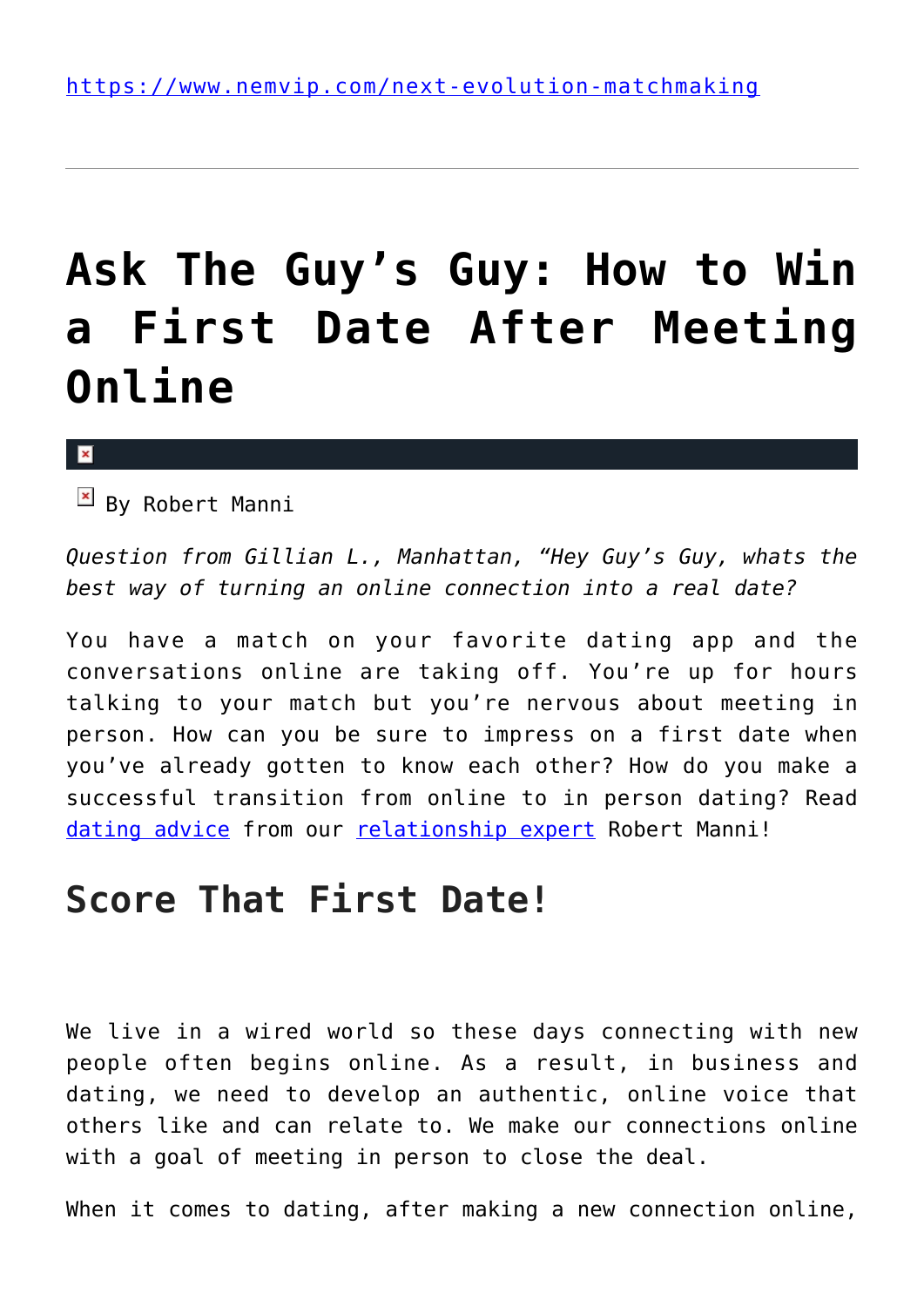https://www.nemvip.com/next-evolution-matchmaking

---

# Ask The Guy's Guy: How to Win a First Date After Meeting Online

By Robert Manni

*Question from Gillian L., Manhattan, "Hey Guy's Guy, whats the best way of turning an online connection into a real date?*

You have a match on your favorite dating app and the conversations online are taking off. You're up for hours talking to your match but you're nervous about meeting in person. How can you be sure to impress on a first date when you've already gotten to know each other? How do you make a successful transition from online to in person dating? Read dating advice from our relationship expert Robert Manni!

## Score That First Date!

We live in a wired world so these days connecting with new people often begins online. As a result, in business and dating, we need to develop an authentic, online voice that others like and can relate to. We make our connections online with a goal of meeting in person to close the deal.

When it comes to dating, after making a new connection online,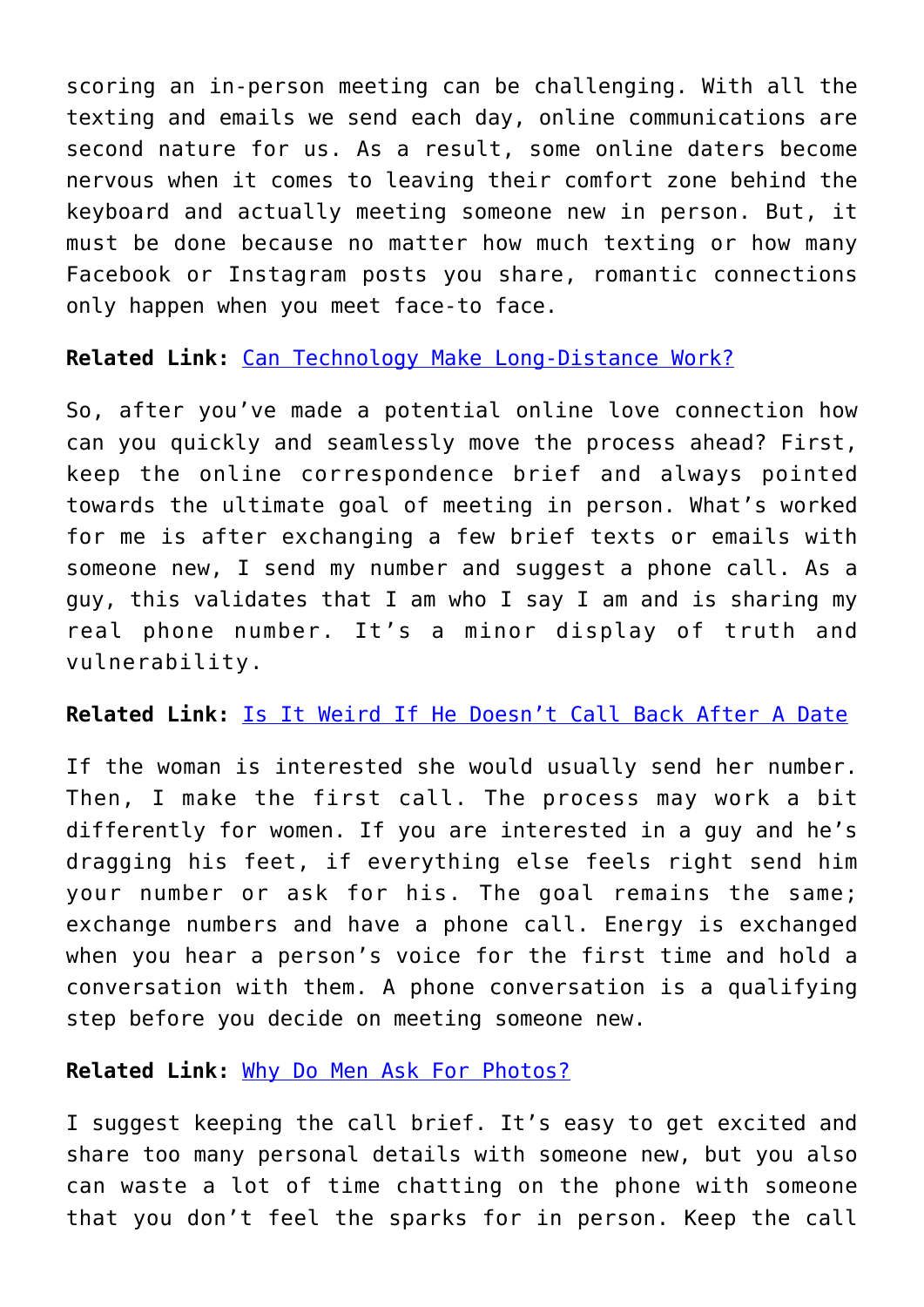scoring an in-person meeting can be challenging. With all the texting and emails we send each day, online communications are second nature for us. As a result, some online daters become nervous when it comes to leaving their comfort zone behind the keyboard and actually meeting someone new in person. But, it must be done because no matter how much texting or how many Facebook or Instagram posts you share, romantic connections only happen when you meet face-to face.

**Related Link:** [Can Technology Make Long-Distance Work?]

So, after you've made a potential online love connection how can you quickly and seamlessly move the process ahead? First, keep the online correspondence brief and always pointed towards the ultimate goal of meeting in person. What's worked for me is after exchanging a few brief texts or emails with someone new, I send my number and suggest a phone call. As a guy, this validates that I am who I say I am and is sharing my real phone number. It's a minor display of truth and vulnerability.

**Related Link:** [Is It Weird If He Doesn't Call Back After A Date]

If the woman is interested she would usually send her number. Then, I make the first call. The process may work a bit differently for women. If you are interested in a guy and he's dragging his feet, if everything else feels right send him your number or ask for his. The goal remains the same; exchange numbers and have a phone call. Energy is exchanged when you hear a person's voice for the first time and hold a conversation with them. A phone conversation is a qualifying step before you decide on meeting someone new.

**Related Link:** [Why Do Men Ask For Photos?]

I suggest keeping the call brief. It's easy to get excited and share too many personal details with someone new, but you also can waste a lot of time chatting on the phone with someone that you don't feel the sparks for in person. Keep the call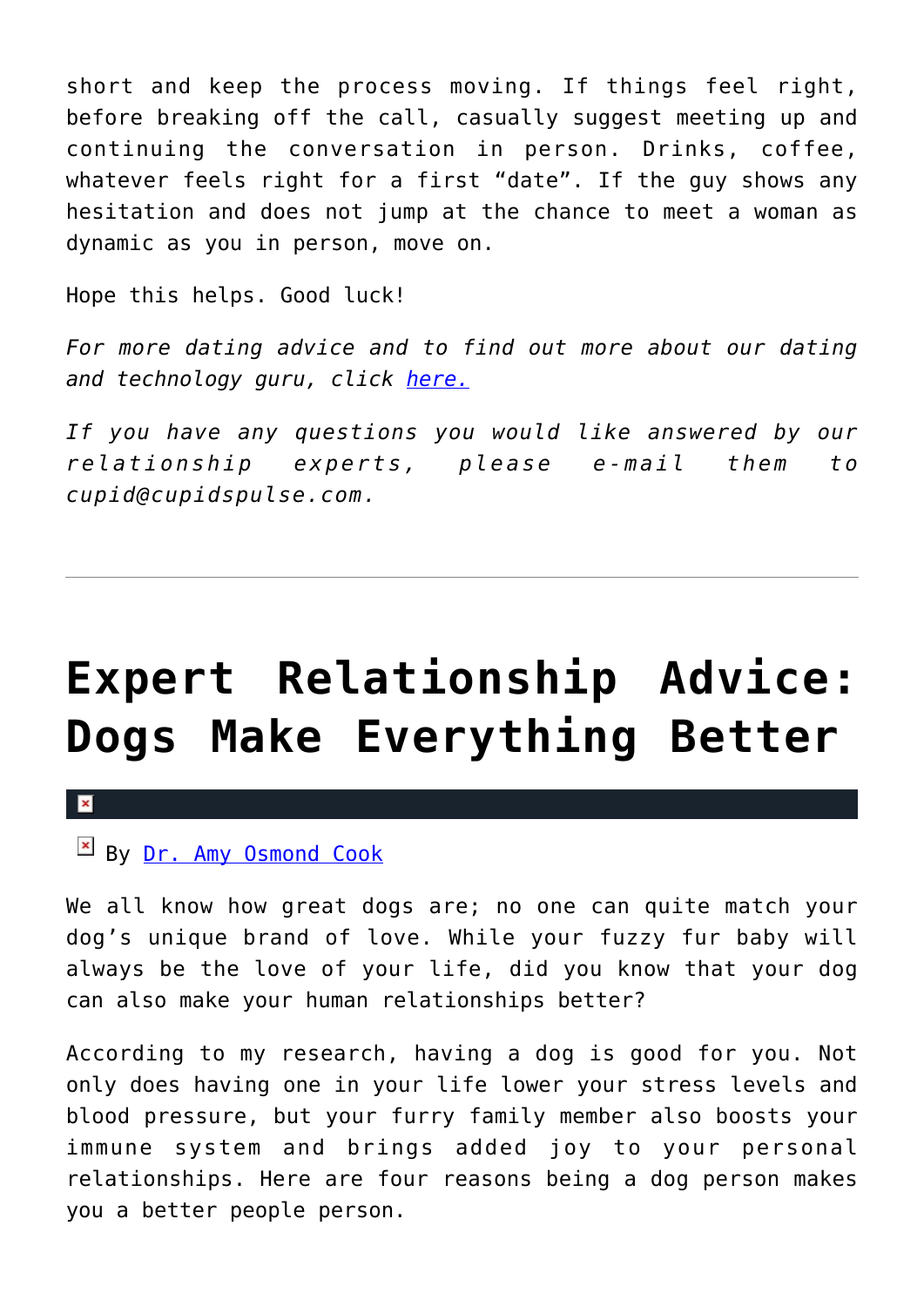short and keep the process moving. If things feel right, before breaking off the call, casually suggest meeting up and continuing the conversation in person. Drinks, coffee, whatever feels right for a first "date". If the guy shows any hesitation and does not jump at the chance to meet a woman as dynamic as you in person, move on.

Hope this helps. Good luck!

*For more dating advice and to find out more about our dating and technology guru, click [here.]()*

*If you have any questions you would like answered by our relationship experts, please e-mail them to cupid@cupidspulse.com.*

---

# Expert Relationship Advice: Dogs Make Everything Better

By [Dr. Amy Osmond Cook]()

We all know how great dogs are; no one can quite match your dog's unique brand of love. While your fuzzy fur baby will always be the love of your life, did you know that your dog can also make your human relationships better?

According to my research, having a dog is good for you. Not only does having one in your life lower your stress levels and blood pressure, but your furry family member also boosts your immune system and brings added joy to your personal relationships. Here are four reasons being a dog person makes you a better people person.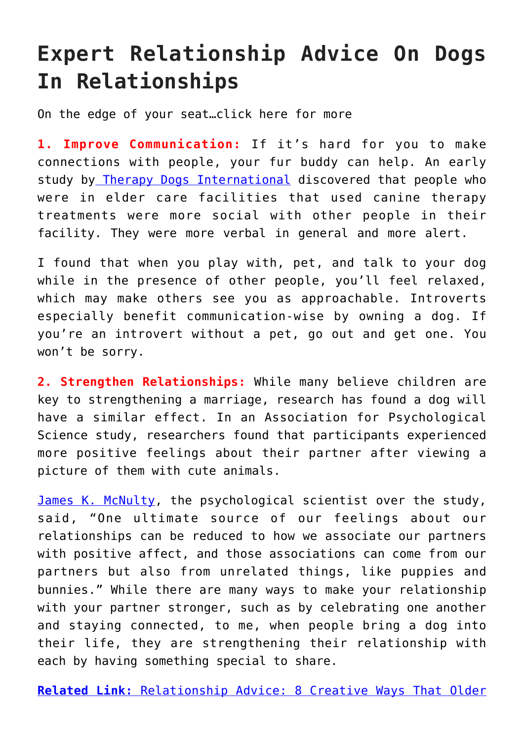# Expert Relationship Advice On Dogs In Relationships

On the edge of your seat…click here for more

**1. Improve Communication:** If it's hard for you to make connections with people, your fur buddy can help. An early study by Therapy Dogs International discovered that people who were in elder care facilities that used canine therapy treatments were more social with other people in their facility. They were more verbal in general and more alert.

I found that when you play with, pet, and talk to your dog while in the presence of other people, you'll feel relaxed, which may make others see you as approachable. Introverts especially benefit communication-wise by owning a dog. If you're an introvert without a pet, go out and get one. You won't be sorry.

**2. Strengthen Relationships:** While many believe children are key to strengthening a marriage, research has found a dog will have a similar effect. In an Association for Psychological Science study, researchers found that participants experienced more positive feelings about their partner after viewing a picture of them with cute animals.

James K. McNulty, the psychological scientist over the study, said, "One ultimate source of our feelings about our relationships can be reduced to how we associate our partners with positive affect, and those associations can come from our partners but also from unrelated things, like puppies and bunnies." While there are many ways to make your relationship with your partner stronger, such as by celebrating one another and staying connected, to me, when people bring a dog into their life, they are strengthening their relationship with each by having something special to share.

**Related Link:** Relationship Advice: 8 Creative Ways That Older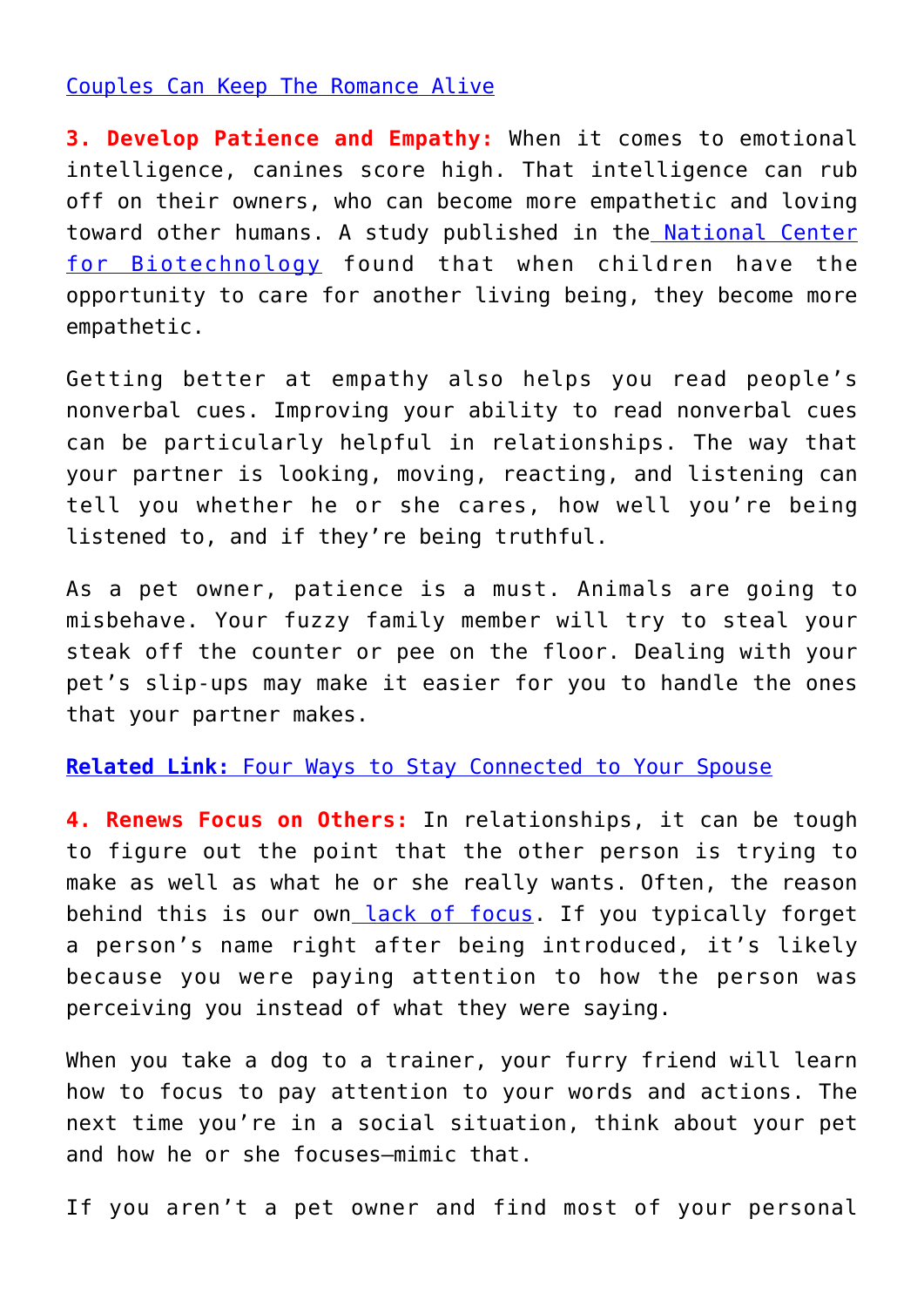Couples Can Keep The Romance Alive

**3. Develop Patience and Empathy:** When it comes to emotional intelligence, canines score high. That intelligence can rub off on their owners, who can become more empathetic and loving toward other humans. A study published in the National Center for Biotechnology found that when children have the opportunity to care for another living being, they become more empathetic.

Getting better at empathy also helps you read people's nonverbal cues. Improving your ability to read nonverbal cues can be particularly helpful in relationships. The way that your partner is looking, moving, reacting, and listening can tell you whether he or she cares, how well you're being listened to, and if they're being truthful.

As a pet owner, patience is a must. Animals are going to misbehave. Your fuzzy family member will try to steal your steak off the counter or pee on the floor. Dealing with your pet's slip-ups may make it easier for you to handle the ones that your partner makes.

**Related Link:** Four Ways to Stay Connected to Your Spouse

**4. Renews Focus on Others:** In relationships, it can be tough to figure out the point that the other person is trying to make as well as what he or she really wants. Often, the reason behind this is our own lack of focus. If you typically forget a person's name right after being introduced, it's likely because you were paying attention to how the person was perceiving you instead of what they were saying.

When you take a dog to a trainer, your furry friend will learn how to focus to pay attention to your words and actions. The next time you're in a social situation, think about your pet and how he or she focuses—mimic that.

If you aren't a pet owner and find most of your personal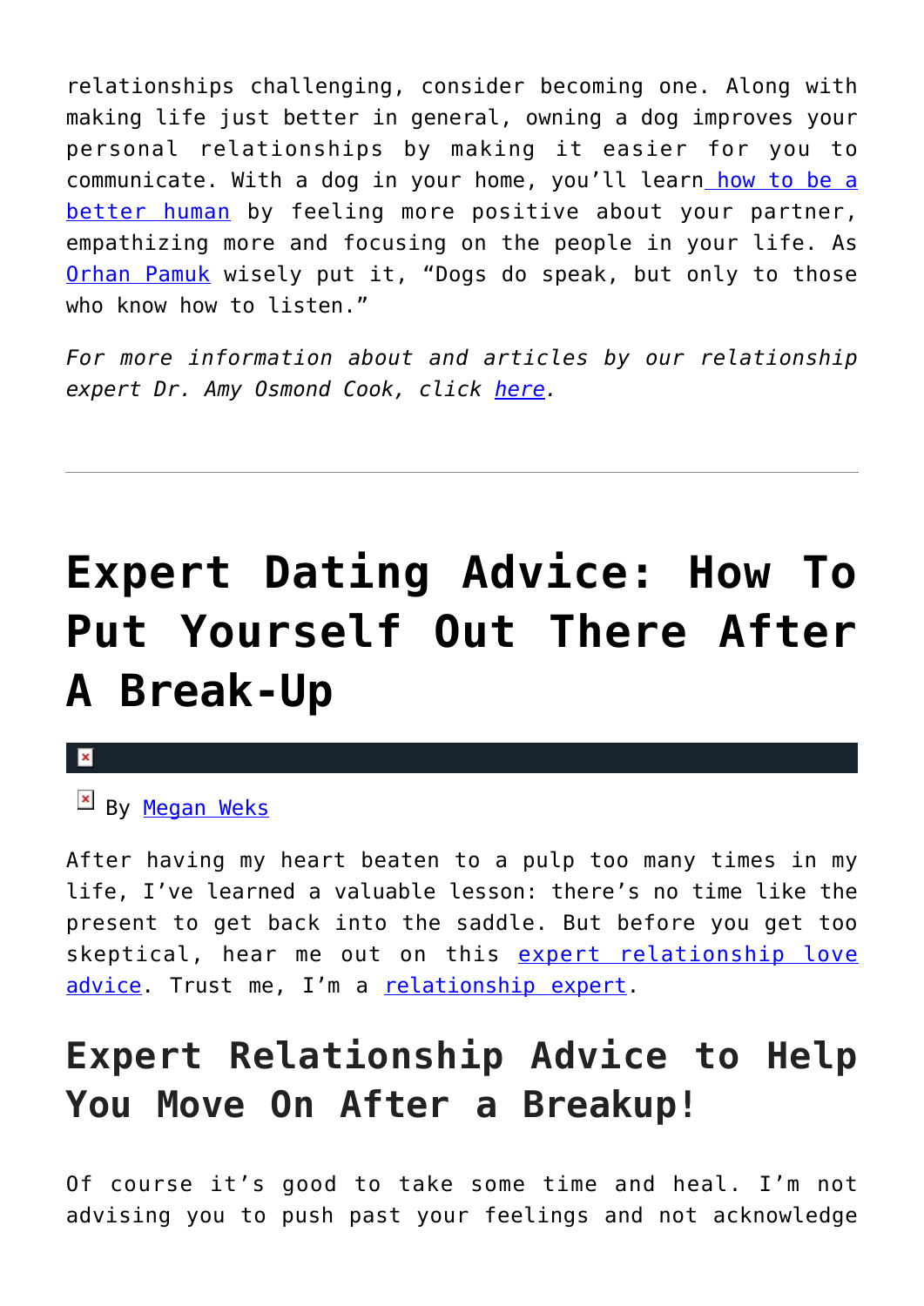relationships challenging, consider becoming one. Along with making life just better in general, owning a dog improves your personal relationships by making it easier for you to communicate. With a dog in your home, you'll learn how to be a better human by feeling more positive about your partner, empathizing more and focusing on the people in your life. As Orhan Pamuk wisely put it, "Dogs do speak, but only to those who know how to listen."

*For more information about and articles by our relationship expert Dr. Amy Osmond Cook, click here.*

---

# Expert Dating Advice: How To Put Yourself Out There After A Break-Up

By Megan Weks

After having my heart beaten to a pulp too many times in my life, I've learned a valuable lesson: there's no time like the present to get back into the saddle. But before you get too skeptical, hear me out on this expert relationship love advice. Trust me, I'm a relationship expert.

## Expert Relationship Advice to Help You Move On After a Breakup!

Of course it's good to take some time and heal. I'm not advising you to push past your feelings and not acknowledge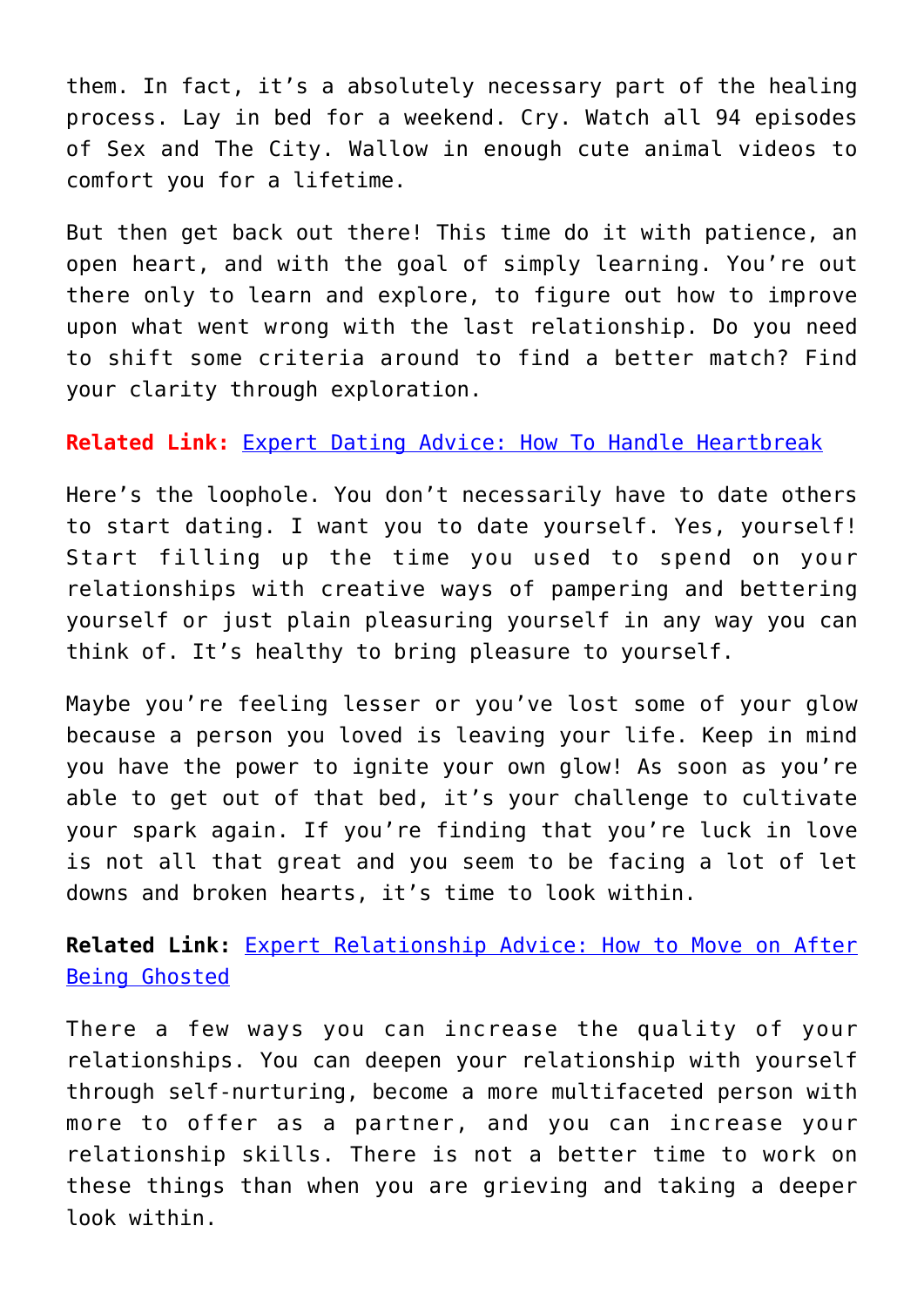them. In fact, it's a absolutely necessary part of the healing process. Lay in bed for a weekend. Cry. Watch all 94 episodes of Sex and The City. Wallow in enough cute animal videos to comfort you for a lifetime.

But then get back out there! This time do it with patience, an open heart, and with the goal of simply learning. You're out there only to learn and explore, to figure out how to improve upon what went wrong with the last relationship. Do you need to shift some criteria around to find a better match? Find your clarity through exploration.

**Related Link:** Expert Dating Advice: How To Handle Heartbreak

Here's the loophole. You don't necessarily have to date others to start dating. I want you to date yourself. Yes, yourself! Start filling up the time you used to spend on your relationships with creative ways of pampering and bettering yourself or just plain pleasuring yourself in any way you can think of. It's healthy to bring pleasure to yourself.

Maybe you're feeling lesser or you've lost some of your glow because a person you loved is leaving your life. Keep in mind you have the power to ignite your own glow! As soon as you're able to get out of that bed, it's your challenge to cultivate your spark again. If you're finding that you're luck in love is not all that great and you seem to be facing a lot of let downs and broken hearts, it's time to look within.

**Related Link:** Expert Relationship Advice: How to Move on After Being Ghosted

There a few ways you can increase the quality of your relationships. You can deepen your relationship with yourself through self-nurturing, become a more multifaceted person with more to offer as a partner, and you can increase your relationship skills. There is not a better time to work on these things than when you are grieving and taking a deeper look within.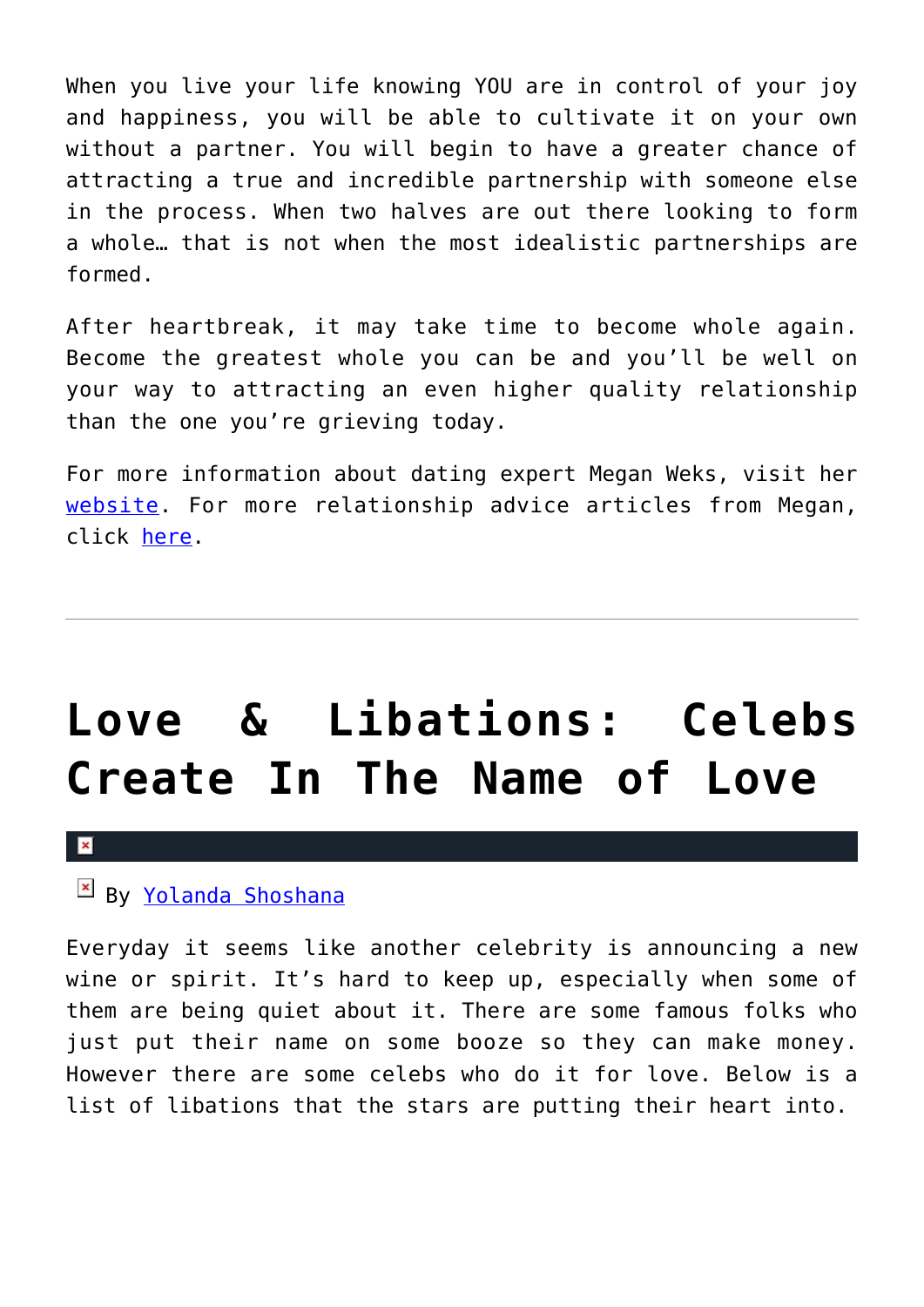When you live your life knowing YOU are in control of your joy and happiness, you will be able to cultivate it on your own without a partner. You will begin to have a greater chance of attracting a true and incredible partnership with someone else in the process. When two halves are out there looking to form a whole… that is not when the most idealistic partnerships are formed.

After heartbreak, it may take time to become whole again. Become the greatest whole you can be and you'll be well on your way to attracting an even higher quality relationship than the one you're grieving today.

For more information about dating expert Megan Weks, visit her website. For more relationship advice articles from Megan, click here.

---

# Love & Libations: Celebs Create In The Name of Love

By Yolanda Shoshana

Everyday it seems like another celebrity is announcing a new wine or spirit. It's hard to keep up, especially when some of them are being quiet about it. There are some famous folks who just put their name on some booze so they can make money. However there are some celebs who do it for love. Below is a list of libations that the stars are putting their heart into.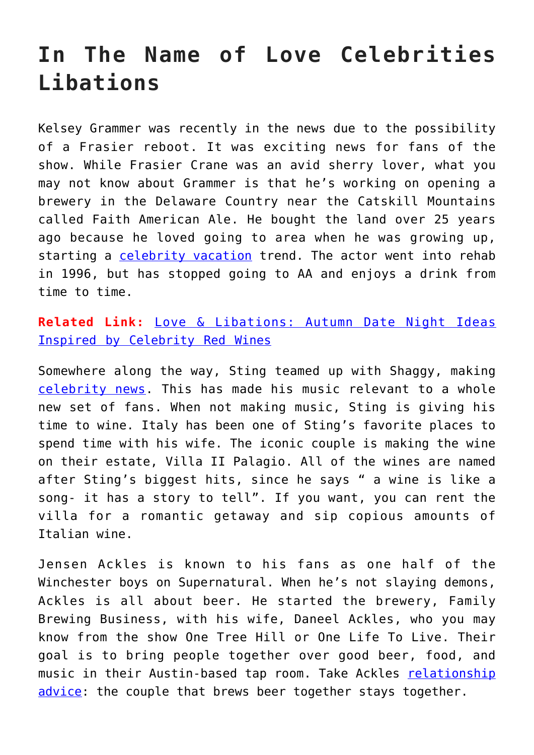# In The Name of Love Celebrities Libations

Kelsey Grammer was recently in the news due to the possibility of a Frasier reboot. It was exciting news for fans of the show. While Frasier Crane was an avid sherry lover, what you may not know about Grammer is that he's working on opening a brewery in the Delaware Country near the Catskill Mountains called Faith American Ale. He bought the land over 25 years ago because he loved going to area when he was growing up, starting a [celebrity vacation] trend. The actor went into rehab in 1996, but has stopped going to AA and enjoys a drink from time to time.

**Related Link:** [Love & Libations: Autumn Date Night Ideas Inspired by Celebrity Red Wines]

Somewhere along the way, Sting teamed up with Shaggy, making [celebrity news]. This has made his music relevant to a whole new set of fans. When not making music, Sting is giving his time to wine. Italy has been one of Sting's favorite places to spend time with his wife. The iconic couple is making the wine on their estate, Villa II Palagio. All of the wines are named after Sting's biggest hits, since he says " a wine is like a song- it has a story to tell". If you want, you can rent the villa for a romantic getaway and sip copious amounts of Italian wine.

Jensen Ackles is known to his fans as one half of the Winchester boys on Supernatural. When he's not slaying demons, Ackles is all about beer. He started the brewery, Family Brewing Business, with his wife, Daneel Ackles, who you may know from the show One Tree Hill or One Life To Live. Their goal is to bring people together over good beer, food, and music in their Austin-based tap room. Take Ackles [relationship advice]: the couple that brews beer together stays together.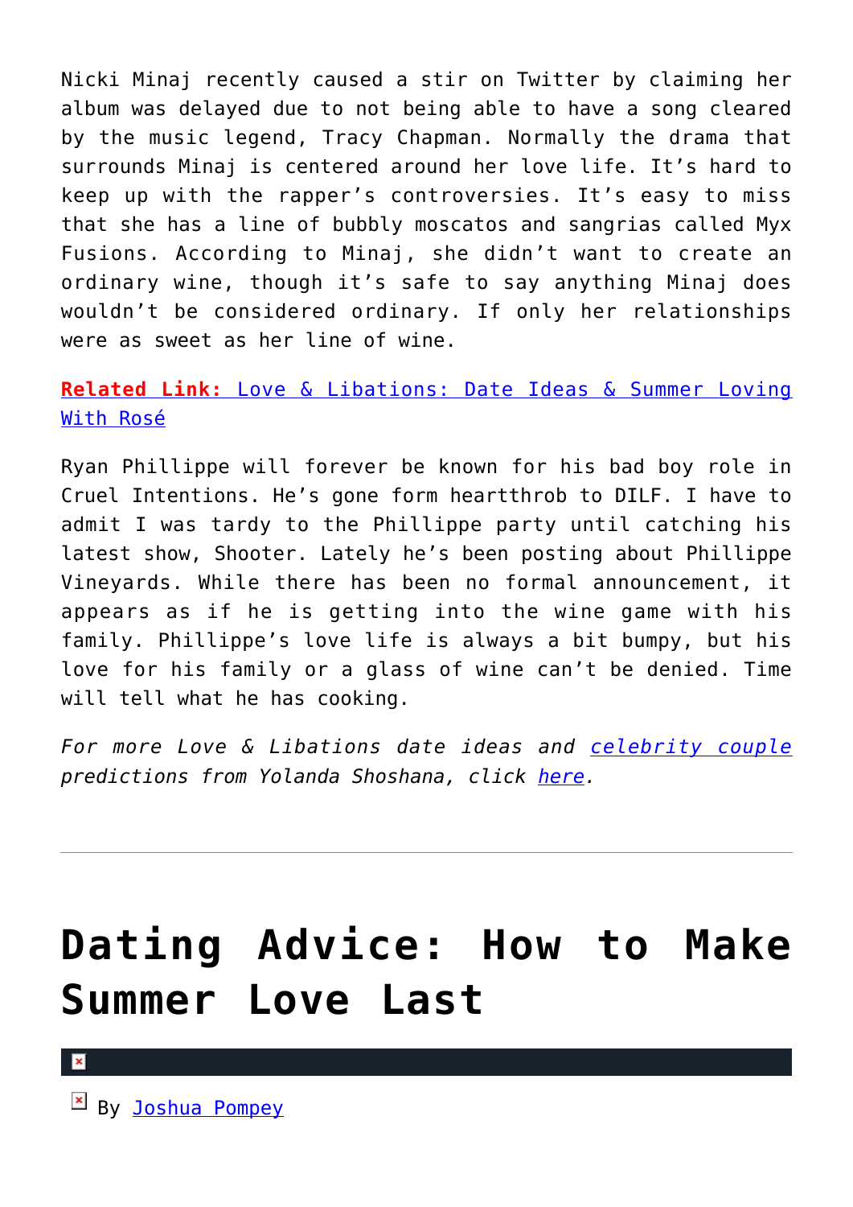Nicki Minaj recently caused a stir on Twitter by claiming her album was delayed due to not being able to have a song cleared by the music legend, Tracy Chapman. Normally the drama that surrounds Minaj is centered around her love life. It's hard to keep up with the rapper's controversies. It's easy to miss that she has a line of bubbly moscatos and sangrias called Myx Fusions. According to Minaj, she didn't want to create an ordinary wine, though it's safe to say anything Minaj does wouldn't be considered ordinary. If only her relationships were as sweet as her line of wine.

**Related Link:** Love & Libations: Date Ideas & Summer Loving With Rosé

Ryan Phillippe will forever be known for his bad boy role in Cruel Intentions. He's gone form heartthrob to DILF. I have to admit I was tardy to the Phillippe party until catching his latest show, Shooter. Lately he's been posting about Phillippe Vineyards. While there has been no formal announcement, it appears as if he is getting into the wine game with his family. Phillippe's love life is always a bit bumpy, but his love for his family or a glass of wine can't be denied. Time will tell what he has cooking.

*For more Love & Libations date ideas and celebrity couple predictions from Yolanda Shoshana, click here.*

---

# Dating Advice: How to Make Summer Love Last

By Joshua Pompey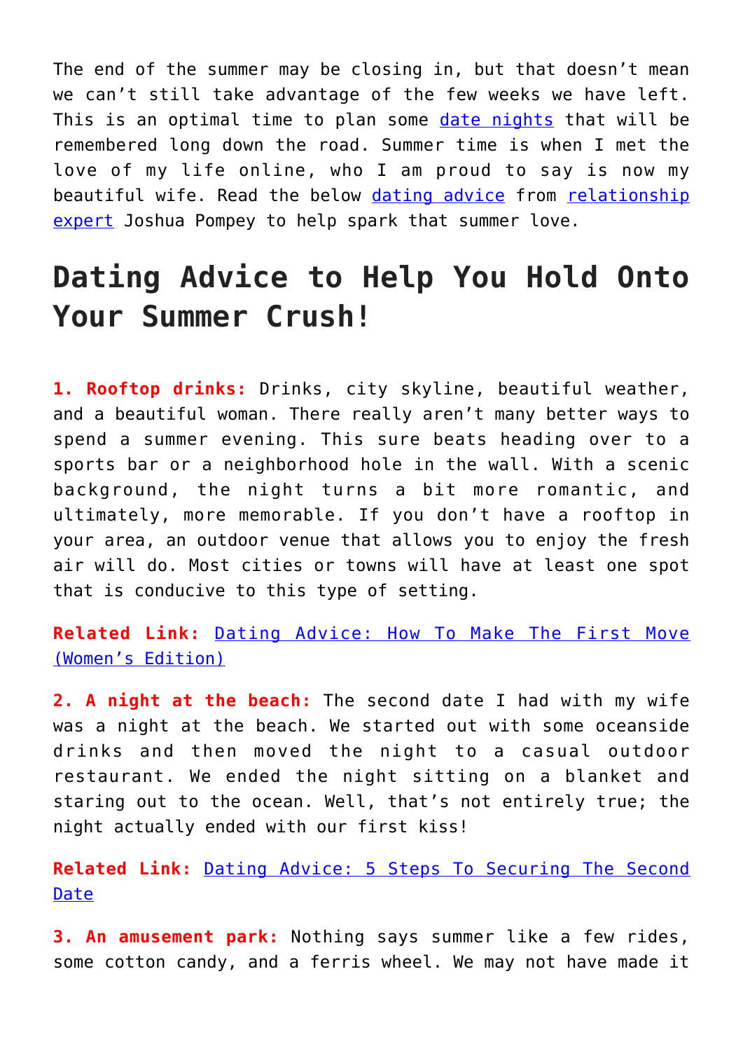The end of the summer may be closing in, but that doesn't mean we can't still take advantage of the few weeks we have left. This is an optimal time to plan some date nights that will be remembered long down the road. Summer time is when I met the love of my life online, who I am proud to say is now my beautiful wife. Read the below dating advice from relationship expert Joshua Pompey to help spark that summer love.

# Dating Advice to Help You Hold Onto Your Summer Crush!

**1. Rooftop drinks:** Drinks, city skyline, beautiful weather, and a beautiful woman. There really aren't many better ways to spend a summer evening. This sure beats heading over to a sports bar or a neighborhood hole in the wall. With a scenic background, the night turns a bit more romantic, and ultimately, more memorable. If you don't have a rooftop in your area, an outdoor venue that allows you to enjoy the fresh air will do. Most cities or towns will have at least one spot that is conducive to this type of setting.

**Related Link:** Dating Advice: How To Make The First Move (Women's Edition)

**2. A night at the beach:** The second date I had with my wife was a night at the beach. We started out with some oceanside drinks and then moved the night to a casual outdoor restaurant. We ended the night sitting on a blanket and staring out to the ocean. Well, that's not entirely true; the night actually ended with our first kiss!

**Related Link:** Dating Advice: 5 Steps To Securing The Second Date

**3. An amusement park:** Nothing says summer like a few rides, some cotton candy, and a ferris wheel. We may not have made it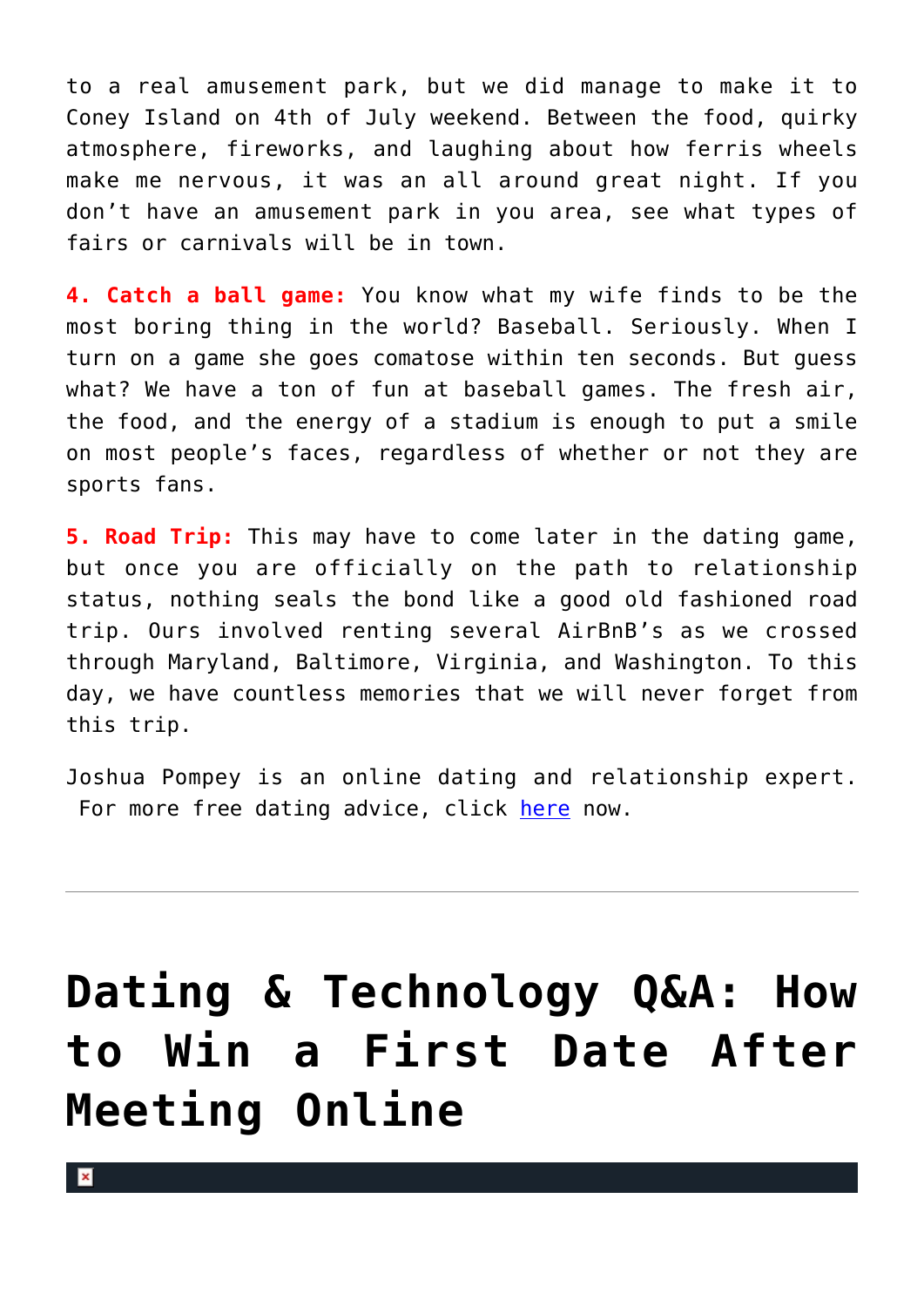to a real amusement park, but we did manage to make it to Coney Island on 4th of July weekend. Between the food, quirky atmosphere, fireworks, and laughing about how ferris wheels make me nervous, it was an all around great night. If you don't have an amusement park in you area, see what types of fairs or carnivals will be in town.

**4. Catch a ball game:** You know what my wife finds to be the most boring thing in the world? Baseball. Seriously. When I turn on a game she goes comatose within ten seconds. But guess what? We have a ton of fun at baseball games. The fresh air, the food, and the energy of a stadium is enough to put a smile on most people's faces, regardless of whether or not they are sports fans.

**5. Road Trip:** This may have to come later in the dating game, but once you are officially on the path to relationship status, nothing seals the bond like a good old fashioned road trip. Ours involved renting several AirBnB's as we crossed through Maryland, Baltimore, Virginia, and Washington. To this day, we have countless memories that we will never forget from this trip.

Joshua Pompey is an online dating and relationship expert. For more free dating advice, click [here](here) now.

---

# Dating & Technology Q&A: How to Win a First Date After Meeting Online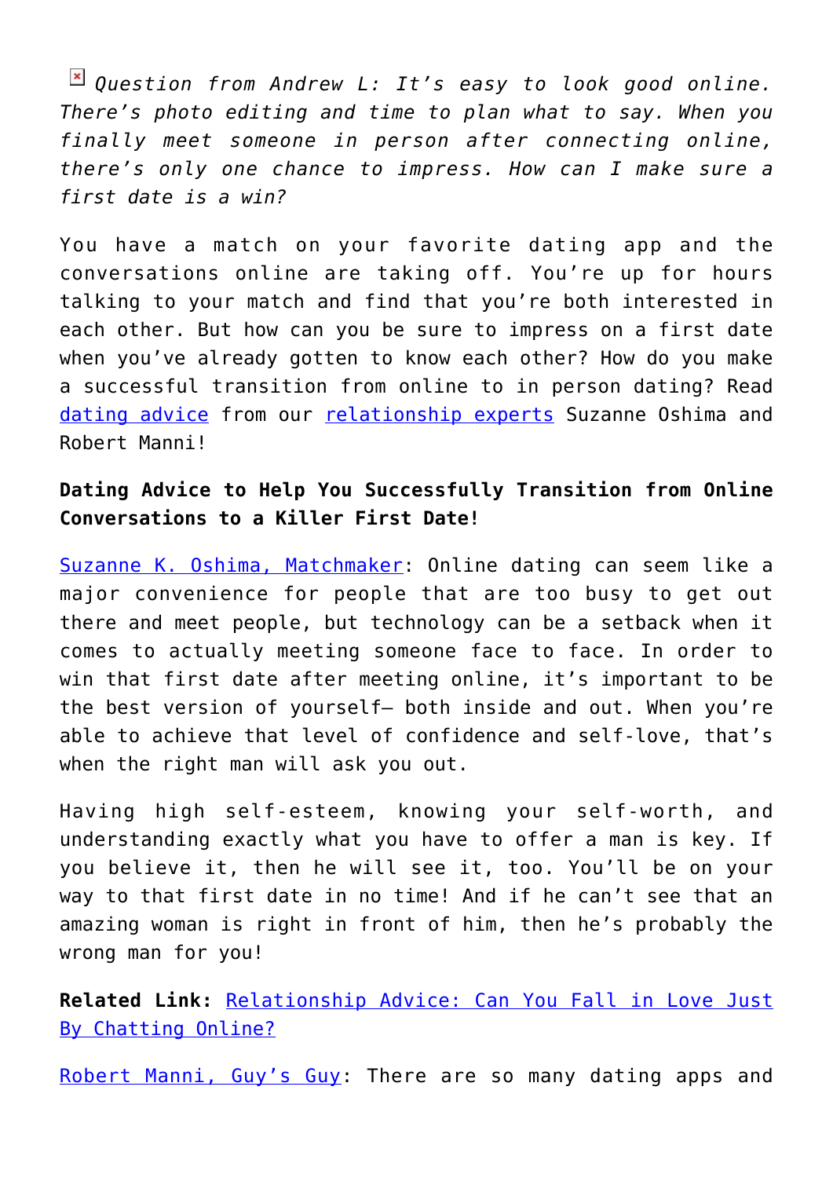*Question from Andrew L: It's easy to look good online. There's photo editing and time to plan what to say. When you finally meet someone in person after connecting online, there's only one chance to impress. How can I make sure a first date is a win?*

You have a match on your favorite dating app and the conversations online are taking off. You're up for hours talking to your match and find that you're both interested in each other. But how can you be sure to impress on a first date when you've already gotten to know each other? How do you make a successful transition from online to in person dating? Read dating advice from our relationship experts Suzanne Oshima and Robert Manni!

**Dating Advice to Help You Successfully Transition from Online Conversations to a Killer First Date!**

Suzanne K. Oshima, Matchmaker: Online dating can seem like a major convenience for people that are too busy to get out there and meet people, but technology can be a setback when it comes to actually meeting someone face to face. In order to win that first date after meeting online, it's important to be the best version of yourself— both inside and out. When you're able to achieve that level of confidence and self-love, that's when the right man will ask you out.

Having high self-esteem, knowing your self-worth, and understanding exactly what you have to offer a man is key. If you believe it, then he will see it, too. You'll be on your way to that first date in no time! And if he can't see that an amazing woman is right in front of him, then he's probably the wrong man for you!

**Related Link:** Relationship Advice: Can You Fall in Love Just By Chatting Online?

Robert Manni, Guy's Guy: There are so many dating apps and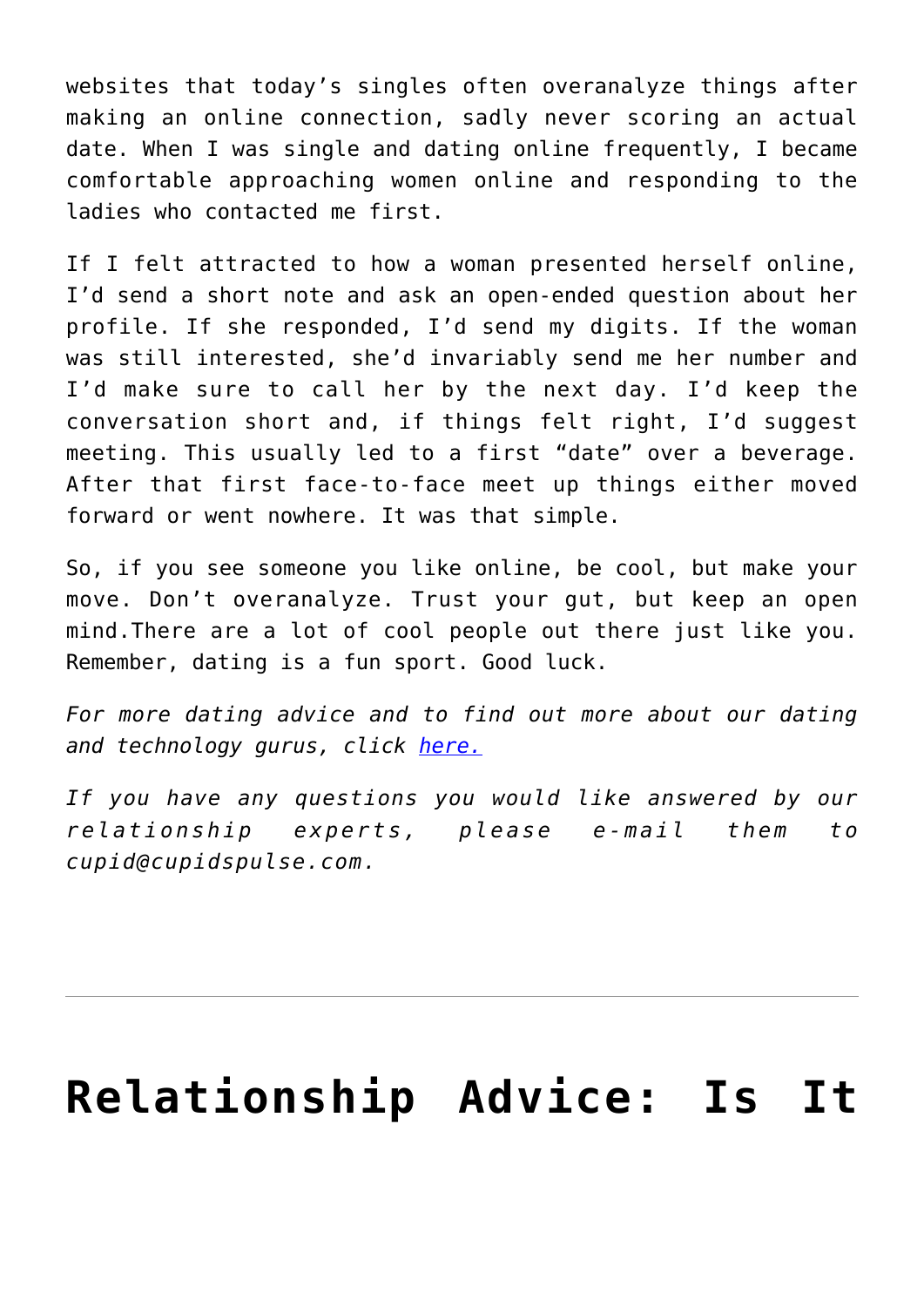websites that today's singles often overanalyze things after making an online connection, sadly never scoring an actual date. When I was single and dating online frequently, I became comfortable approaching women online and responding to the ladies who contacted me first.

If I felt attracted to how a woman presented herself online, I'd send a short note and ask an open-ended question about her profile. If she responded, I'd send my digits. If the woman was still interested, she'd invariably send me her number and I'd make sure to call her by the next day. I'd keep the conversation short and, if things felt right, I'd suggest meeting. This usually led to a first "date" over a beverage. After that first face-to-face meet up things either moved forward or went nowhere. It was that simple.

So, if you see someone you like online, be cool, but make your move. Don't overanalyze. Trust your gut, but keep an open mind.There are a lot of cool people out there just like you. Remember, dating is a fun sport. Good luck.

*For more dating advice and to find out more about our dating and technology gurus, click [here.]()*

*If you have any questions you would like answered by our relationship experts, please e-mail them to cupid@cupidspulse.com.*

---

# Relationship Advice: Is It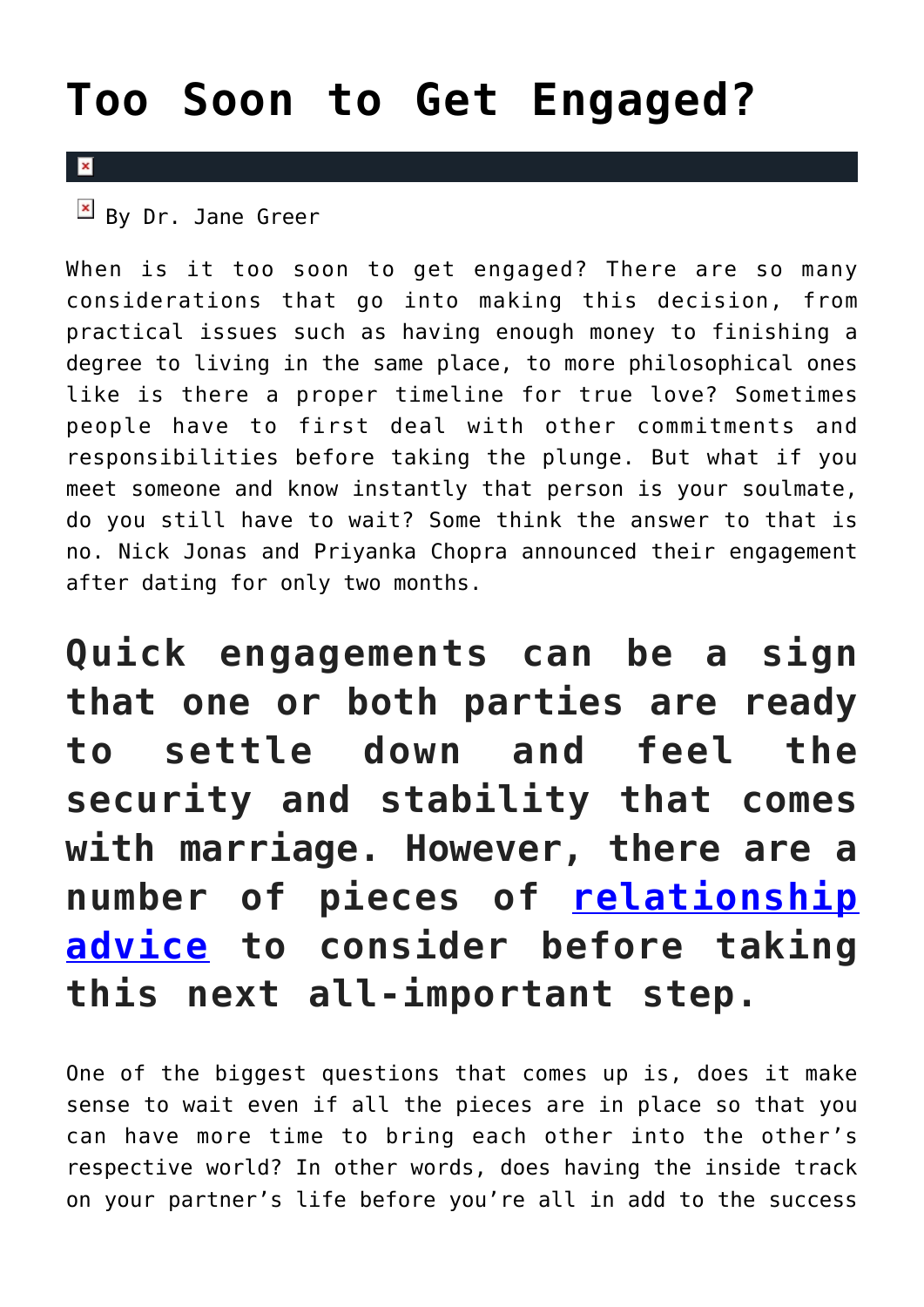# Too Soon to Get Engaged?

By Dr. Jane Greer

When is it too soon to get engaged? There are so many considerations that go into making this decision, from practical issues such as having enough money to finishing a degree to living in the same place, to more philosophical ones like is there a proper timeline for true love? Sometimes people have to first deal with other commitments and responsibilities before taking the plunge. But what if you meet someone and know instantly that person is your soulmate, do you still have to wait? Some think the answer to that is no. Nick Jonas and Priyanka Chopra announced their engagement after dating for only two months.

## Quick engagements can be a sign that one or both parties are ready to settle down and feel the security and stability that comes with marriage. However, there are a number of pieces of relationship advice to consider before taking this next all-important step.

One of the biggest questions that comes up is, does it make sense to wait even if all the pieces are in place so that you can have more time to bring each other into the other's respective world? In other words, does having the inside track on your partner's life before you're all in add to the success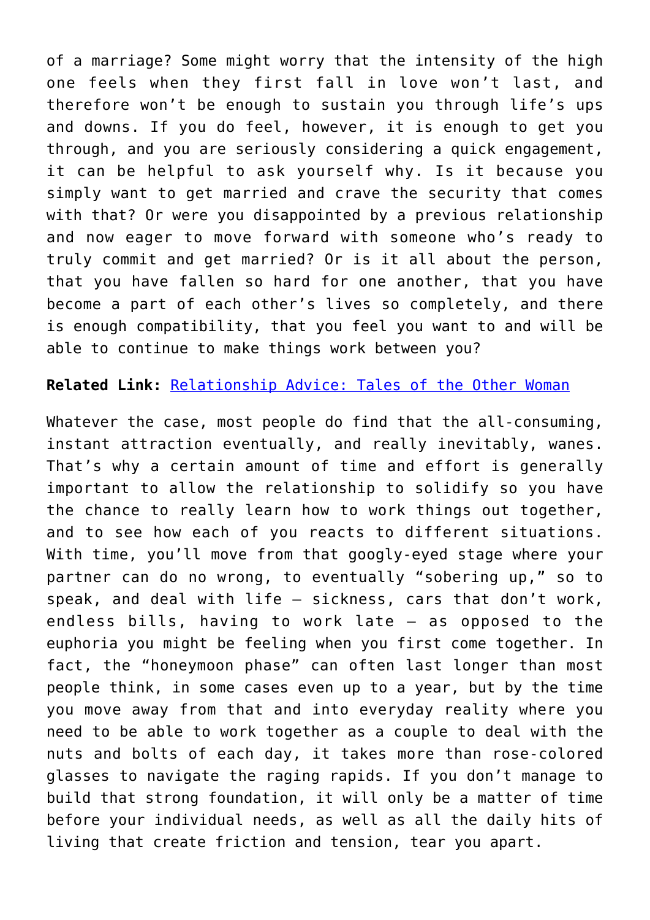of a marriage? Some might worry that the intensity of the high one feels when they first fall in love won't last, and therefore won't be enough to sustain you through life's ups and downs. If you do feel, however, it is enough to get you through, and you are seriously considering a quick engagement, it can be helpful to ask yourself why. Is it because you simply want to get married and crave the security that comes with that? Or were you disappointed by a previous relationship and now eager to move forward with someone who's ready to truly commit and get married? Or is it all about the person, that you have fallen so hard for one another, that you have become a part of each other's lives so completely, and there is enough compatibility, that you feel you want to and will be able to continue to make things work between you?

**Related Link:** Relationship Advice: Tales of the Other Woman

Whatever the case, most people do find that the all-consuming, instant attraction eventually, and really inevitably, wanes. That's why a certain amount of time and effort is generally important to allow the relationship to solidify so you have the chance to really learn how to work things out together, and to see how each of you reacts to different situations. With time, you'll move from that googly-eyed stage where your partner can do no wrong, to eventually "sobering up," so to speak, and deal with life – sickness, cars that don't work, endless bills, having to work late – as opposed to the euphoria you might be feeling when you first come together. In fact, the "honeymoon phase" can often last longer than most people think, in some cases even up to a year, but by the time you move away from that and into everyday reality where you need to be able to work together as a couple to deal with the nuts and bolts of each day, it takes more than rose-colored glasses to navigate the raging rapids. If you don't manage to build that strong foundation, it will only be a matter of time before your individual needs, as well as all the daily hits of living that create friction and tension, tear you apart.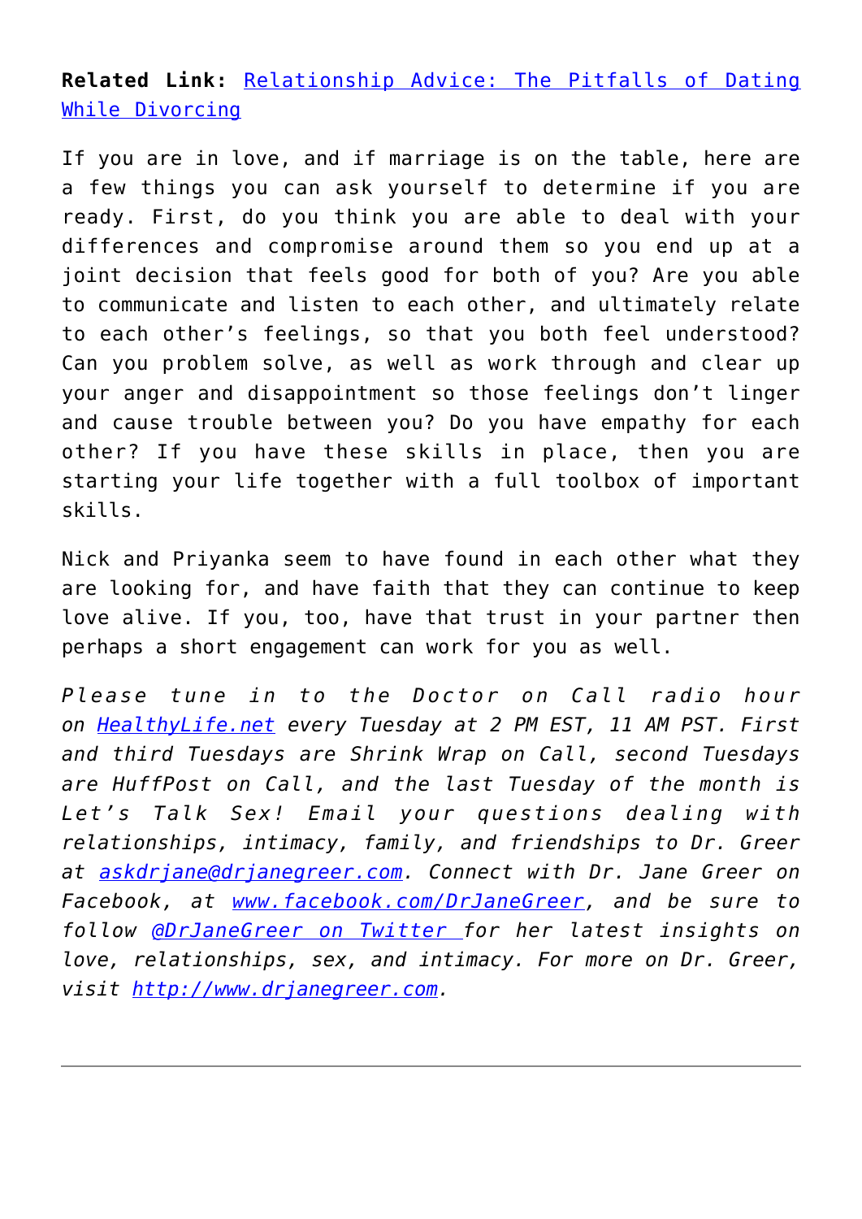**Related Link:** [Relationship Advice: The Pitfalls of Dating While Divorcing]

If you are in love, and if marriage is on the table, here are a few things you can ask yourself to determine if you are ready. First, do you think you are able to deal with your differences and compromise around them so you end up at a joint decision that feels good for both of you? Are you able to communicate and listen to each other, and ultimately relate to each other's feelings, so that you both feel understood? Can you problem solve, as well as work through and clear up your anger and disappointment so those feelings don't linger and cause trouble between you? Do you have empathy for each other? If you have these skills in place, then you are starting your life together with a full toolbox of important skills.

Nick and Priyanka seem to have found in each other what they are looking for, and have faith that they can continue to keep love alive. If you, too, have that trust in your partner then perhaps a short engagement can work for you as well.

*Please tune in to the Doctor on Call radio hour on HealthyLife.net every Tuesday at 2 PM EST, 11 AM PST. First and third Tuesdays are Shrink Wrap on Call, second Tuesdays are HuffPost on Call, and the last Tuesday of the month is Let's Talk Sex! Email your questions dealing with relationships, intimacy, family, and friendships to Dr. Greer at askdrjane@drjanegreer.com. Connect with Dr. Jane Greer on Facebook, at www.facebook.com/DrJaneGreer, and be sure to follow @DrJaneGreer on Twitter for her latest insights on love, relationships, sex, and intimacy. For more on Dr. Greer, visit http://www.drjanegreer.com.*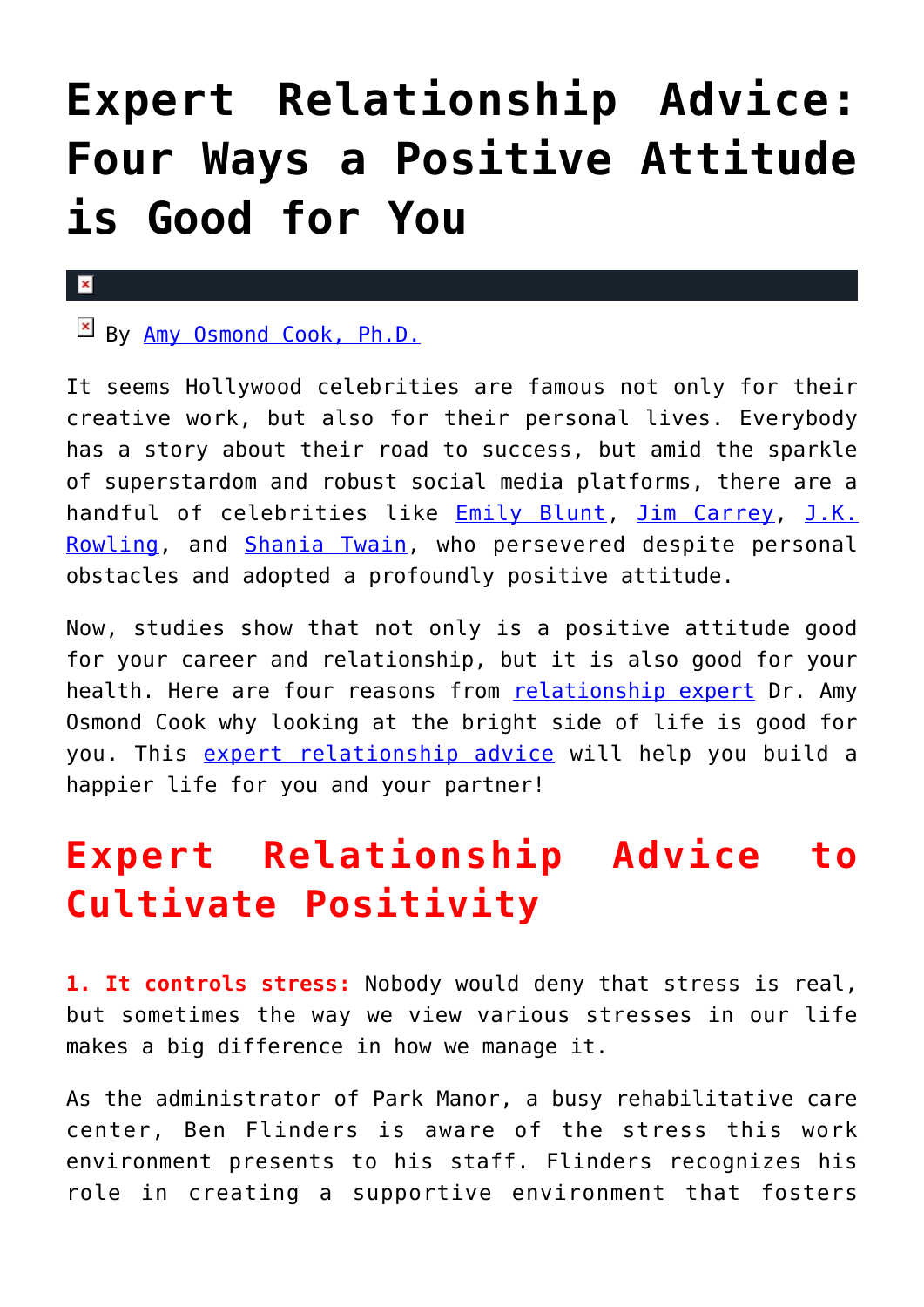# Expert Relationship Advice: Four Ways a Positive Attitude is Good for You

By Amy Osmond Cook, Ph.D.

It seems Hollywood celebrities are famous not only for their creative work, but also for their personal lives. Everybody has a story about their road to success, but amid the sparkle of superstardom and robust social media platforms, there are a handful of celebrities like Emily Blunt, Jim Carrey, J.K. Rowling, and Shania Twain, who persevered despite personal obstacles and adopted a profoundly positive attitude.

Now, studies show that not only is a positive attitude good for your career and relationship, but it is also good for your health. Here are four reasons from relationship expert Dr. Amy Osmond Cook why looking at the bright side of life is good for you. This expert relationship advice will help you build a happier life for you and your partner!

## Expert Relationship Advice to Cultivate Positivity

**1. It controls stress:** Nobody would deny that stress is real, but sometimes the way we view various stresses in our life makes a big difference in how we manage it.

As the administrator of Park Manor, a busy rehabilitative care center, Ben Flinders is aware of the stress this work environment presents to his staff. Flinders recognizes his role in creating a supportive environment that fosters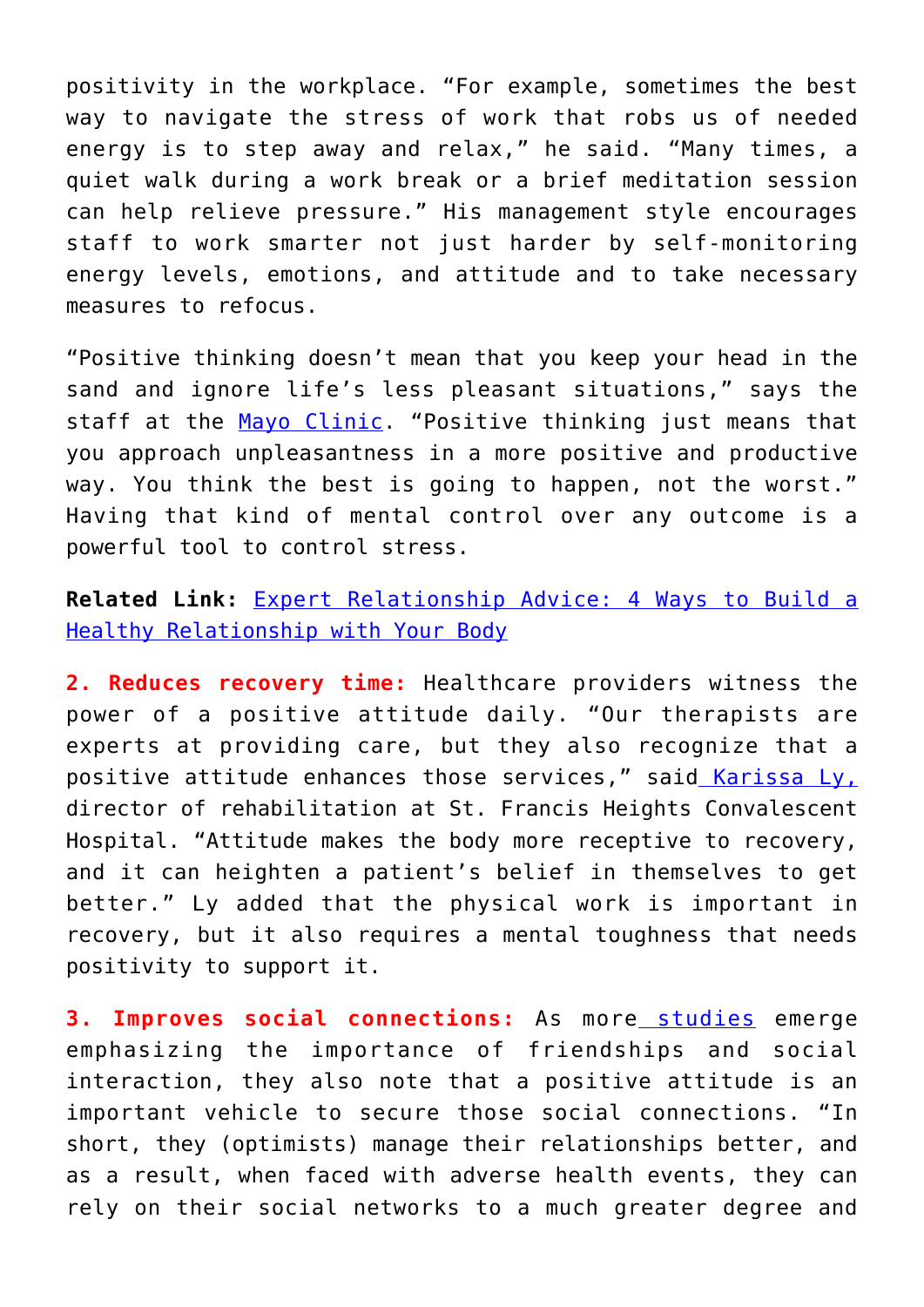positivity in the workplace. "For example, sometimes the best way to navigate the stress of work that robs us of needed energy is to step away and relax," he said. "Many times, a quiet walk during a work break or a brief meditation session can help relieve pressure." His management style encourages staff to work smarter not just harder by self-monitoring energy levels, emotions, and attitude and to take necessary measures to refocus.

"Positive thinking doesn't mean that you keep your head in the sand and ignore life's less pleasant situations," says the staff at the Mayo Clinic. "Positive thinking just means that you approach unpleasantness in a more positive and productive way. You think the best is going to happen, not the worst." Having that kind of mental control over any outcome is a powerful tool to control stress.

**Related Link:** Expert Relationship Advice: 4 Ways to Build a Healthy Relationship with Your Body

**2. Reduces recovery time:** Healthcare providers witness the power of a positive attitude daily. "Our therapists are experts at providing care, but they also recognize that a positive attitude enhances those services," said Karissa Ly, director of rehabilitation at St. Francis Heights Convalescent Hospital. "Attitude makes the body more receptive to recovery, and it can heighten a patient's belief in themselves to get better." Ly added that the physical work is important in recovery, but it also requires a mental toughness that needs positivity to support it.

**3. Improves social connections:** As more studies emerge emphasizing the importance of friendships and social interaction, they also note that a positive attitude is an important vehicle to secure those social connections. "In short, they (optimists) manage their relationships better, and as a result, when faced with adverse health events, they can rely on their social networks to a much greater degree and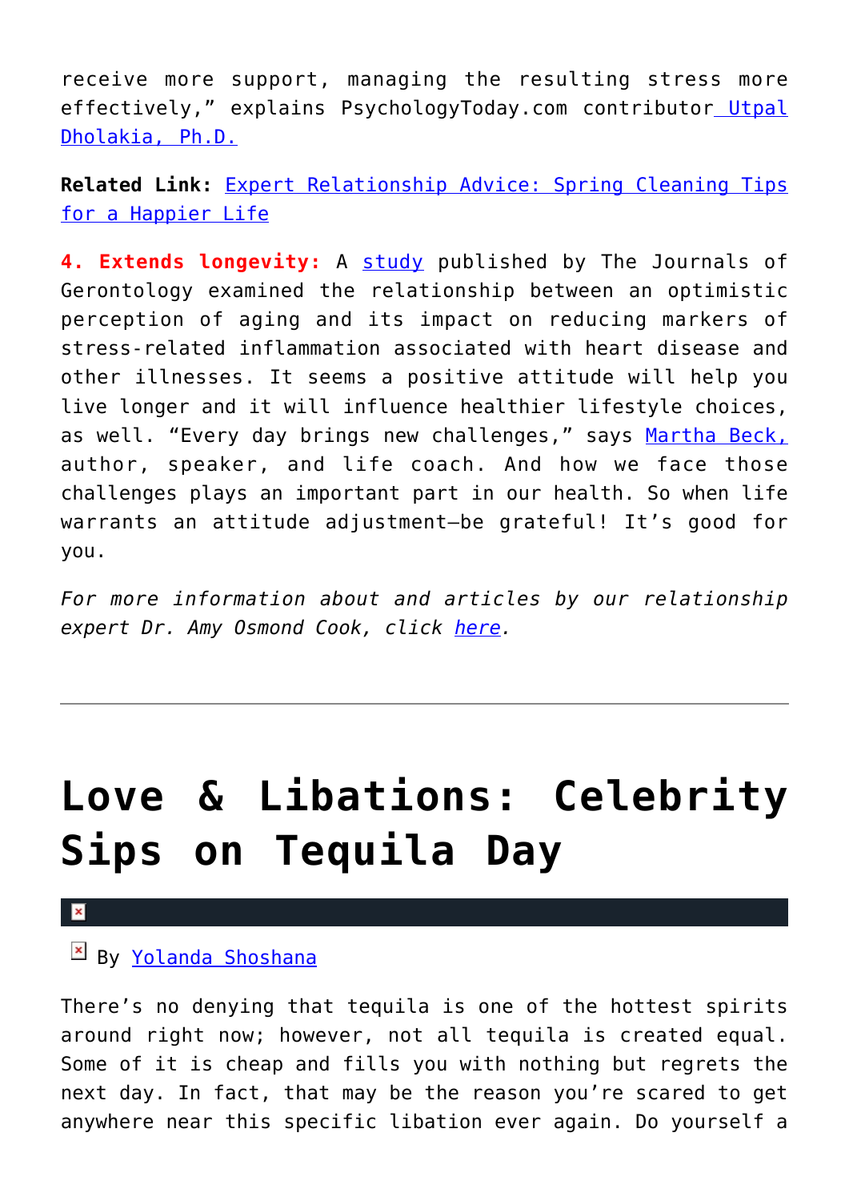receive more support, managing the resulting stress more effectively," explains PsychologyToday.com contributor Utpal Dholakia, Ph.D.

**Related Link:** Expert Relationship Advice: Spring Cleaning Tips for a Happier Life

**4. Extends longevity:** A study published by The Journals of Gerontology examined the relationship between an optimistic perception of aging and its impact on reducing markers of stress-related inflammation associated with heart disease and other illnesses. It seems a positive attitude will help you live longer and it will influence healthier lifestyle choices, as well. "Every day brings new challenges," says Martha Beck, author, speaker, and life coach. And how we face those challenges plays an important part in our health. So when life warrants an attitude adjustment—be grateful! It's good for you.

*For more information about and articles by our relationship expert Dr. Amy Osmond Cook, click here.*

---

# Love & Libations: Celebrity Sips on Tequila Day

By Yolanda Shoshana

There's no denying that tequila is one of the hottest spirits around right now; however, not all tequila is created equal. Some of it is cheap and fills you with nothing but regrets the next day. In fact, that may be the reason you're scared to get anywhere near this specific libation ever again. Do yourself a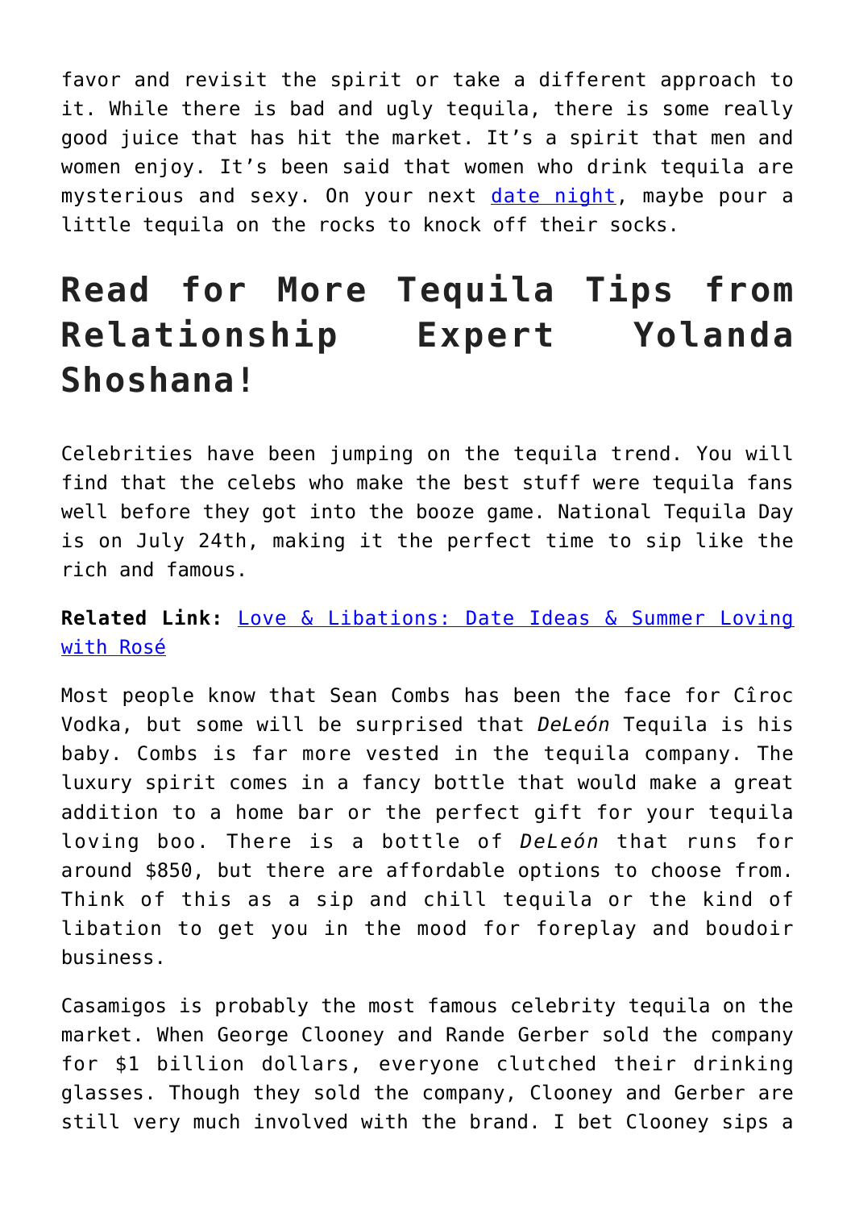favor and revisit the spirit or take a different approach to it. While there is bad and ugly tequila, there is some really good juice that has hit the market. It's a spirit that men and women enjoy. It's been said that women who drink tequila are mysterious and sexy. On your next date night, maybe pour a little tequila on the rocks to knock off their socks.

## Read for More Tequila Tips from Relationship Expert Yolanda Shoshana!

Celebrities have been jumping on the tequila trend. You will find that the celebs who make the best stuff were tequila fans well before they got into the booze game. National Tequila Day is on July 24th, making it the perfect time to sip like the rich and famous.

**Related Link:** Love & Libations: Date Ideas & Summer Loving with Rosé

Most people know that Sean Combs has been the face for Cîroc Vodka, but some will be surprised that *DeLeón* Tequila is his baby. Combs is far more vested in the tequila company. The luxury spirit comes in a fancy bottle that would make a great addition to a home bar or the perfect gift for your tequila loving boo. There is a bottle of *DeLeón* that runs for around $850, but there are affordable options to choose from. Think of this as a sip and chill tequila or the kind of libation to get you in the mood for foreplay and boudoir business.

Casamigos is probably the most famous celebrity tequila on the market. When George Clooney and Rande Gerber sold the company for $1 billion dollars, everyone clutched their drinking glasses. Though they sold the company, Clooney and Gerber are still very much involved with the brand. I bet Clooney sips a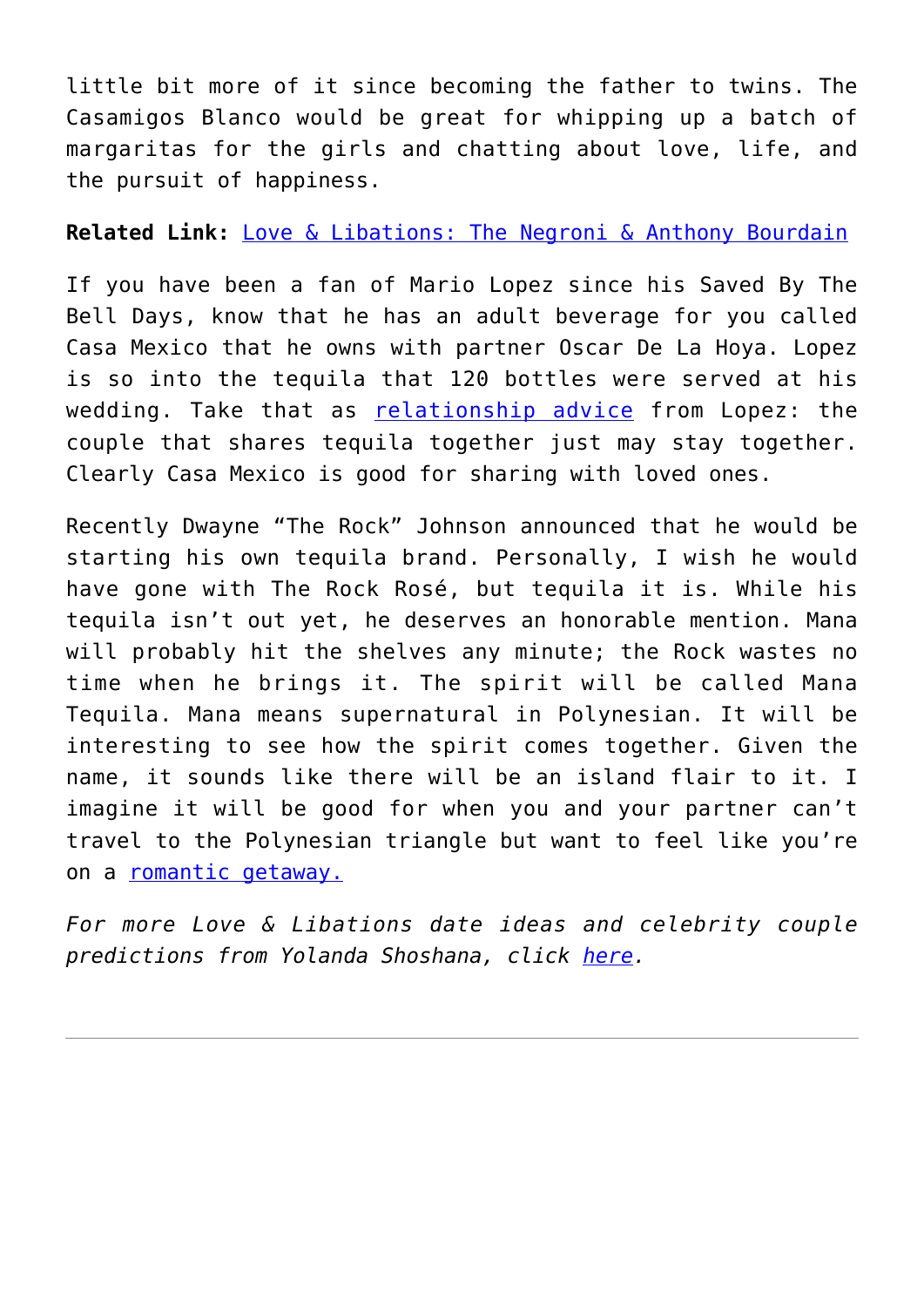little bit more of it since becoming the father to twins. The Casamigos Blanco would be great for whipping up a batch of margaritas for the girls and chatting about love, life, and the pursuit of happiness.

**Related Link:** Love & Libations: The Negroni & Anthony Bourdain

If you have been a fan of Mario Lopez since his Saved By The Bell Days, know that he has an adult beverage for you called Casa Mexico that he owns with partner Oscar De La Hoya. Lopez is so into the tequila that 120 bottles were served at his wedding. Take that as relationship advice from Lopez: the couple that shares tequila together just may stay together. Clearly Casa Mexico is good for sharing with loved ones.

Recently Dwayne "The Rock" Johnson announced that he would be starting his own tequila brand. Personally, I wish he would have gone with The Rock Rosé, but tequila it is. While his tequila isn't out yet, he deserves an honorable mention. Mana will probably hit the shelves any minute; the Rock wastes no time when he brings it. The spirit will be called Mana Tequila. Mana means supernatural in Polynesian. It will be interesting to see how the spirit comes together. Given the name, it sounds like there will be an island flair to it. I imagine it will be good for when you and your partner can't travel to the Polynesian triangle but want to feel like you're on a romantic getaway.

*For more Love & Libations date ideas and celebrity couple predictions from Yolanda Shoshana, click here.*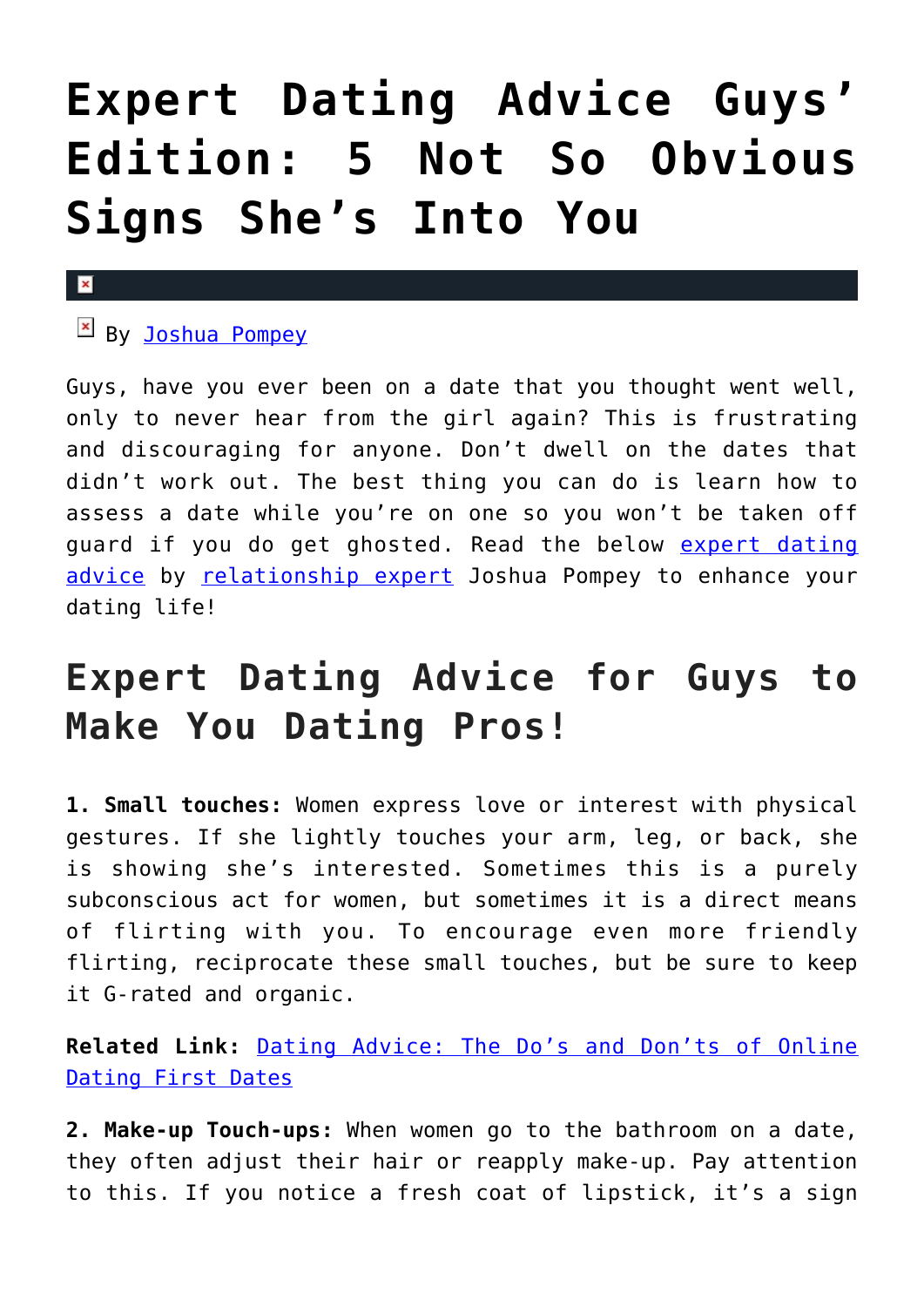# Expert Dating Advice Guys' Edition: 5 Not So Obvious Signs She's Into You

By [Joshua Pompey]

Guys, have you ever been on a date that you thought went well, only to never hear from the girl again? This is frustrating and discouraging for anyone. Don't dwell on the dates that didn't work out. The best thing you can do is learn how to assess a date while you're on one so you won't be taken off guard if you do get ghosted. Read the below expert dating advice by relationship expert Joshua Pompey to enhance your dating life!

## Expert Dating Advice for Guys to Make You Dating Pros!

**1. Small touches:** Women express love or interest with physical gestures. If she lightly touches your arm, leg, or back, she is showing she's interested. Sometimes this is a purely subconscious act for women, but sometimes it is a direct means of flirting with you. To encourage even more friendly flirting, reciprocate these small touches, but be sure to keep it G-rated and organic.

**Related Link:** Dating Advice: The Do's and Don'ts of Online Dating First Dates

**2. Make-up Touch-ups:** When women go to the bathroom on a date, they often adjust their hair or reapply make-up. Pay attention to this. If you notice a fresh coat of lipstick, it's a sign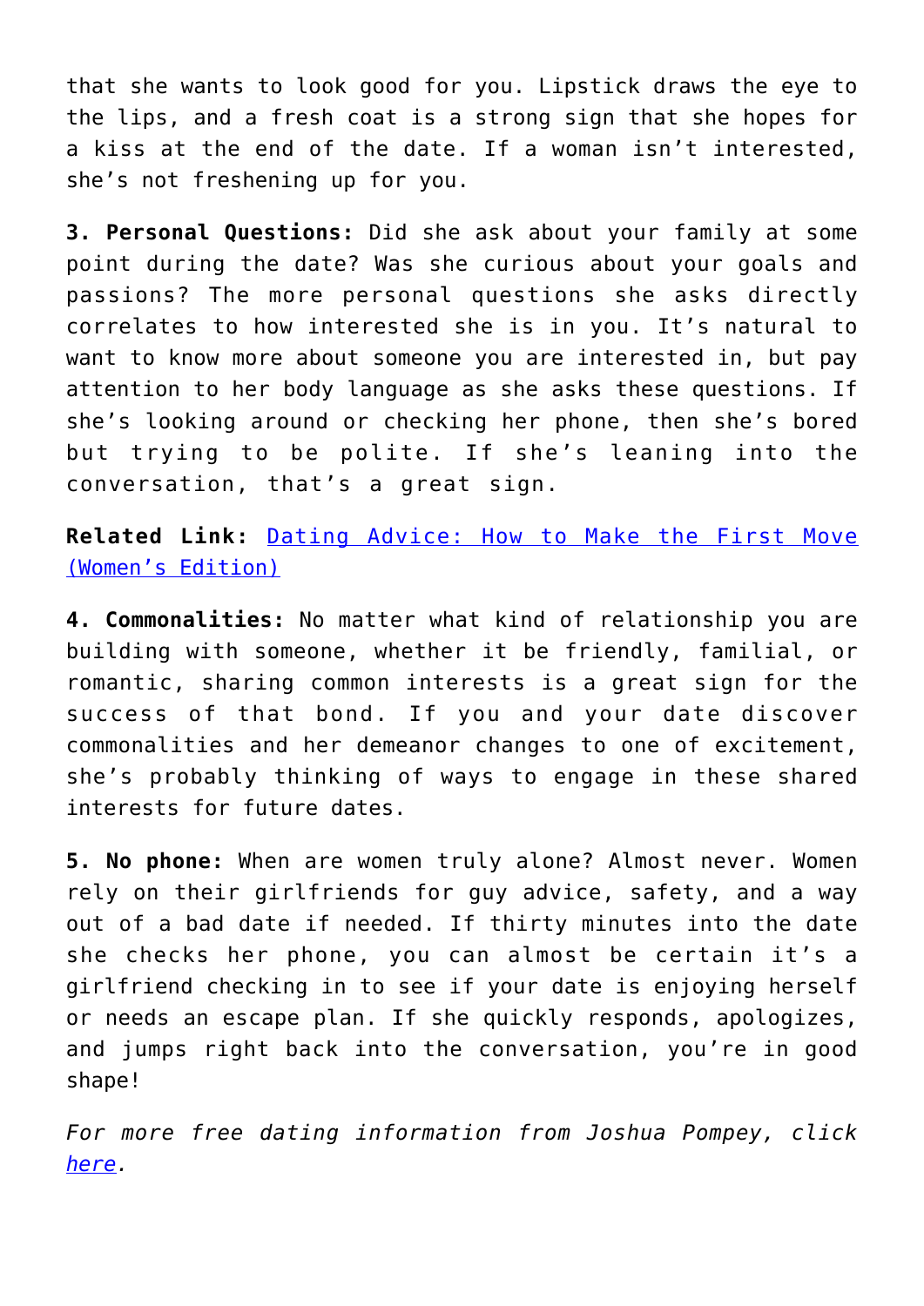that she wants to look good for you. Lipstick draws the eye to the lips, and a fresh coat is a strong sign that she hopes for a kiss at the end of the date. If a woman isn't interested, she's not freshening up for you.

**3. Personal Questions:** Did she ask about your family at some point during the date? Was she curious about your goals and passions? The more personal questions she asks directly correlates to how interested she is in you. It's natural to want to know more about someone you are interested in, but pay attention to her body language as she asks these questions. If she's looking around or checking her phone, then she's bored but trying to be polite. If she's leaning into the conversation, that's a great sign.

**Related Link:** [Dating Advice: How to Make the First Move (Women's Edition)]()

**4. Commonalities:** No matter what kind of relationship you are building with someone, whether it be friendly, familial, or romantic, sharing common interests is a great sign for the success of that bond. If you and your date discover commonalities and her demeanor changes to one of excitement, she's probably thinking of ways to engage in these shared interests for future dates.

**5. No phone:** When are women truly alone? Almost never. Women rely on their girlfriends for guy advice, safety, and a way out of a bad date if needed. If thirty minutes into the date she checks her phone, you can almost be certain it's a girlfriend checking in to see if your date is enjoying herself or needs an escape plan. If she quickly responds, apologizes, and jumps right back into the conversation, you're in good shape!

*For more free dating information from Joshua Pompey, click [here]().*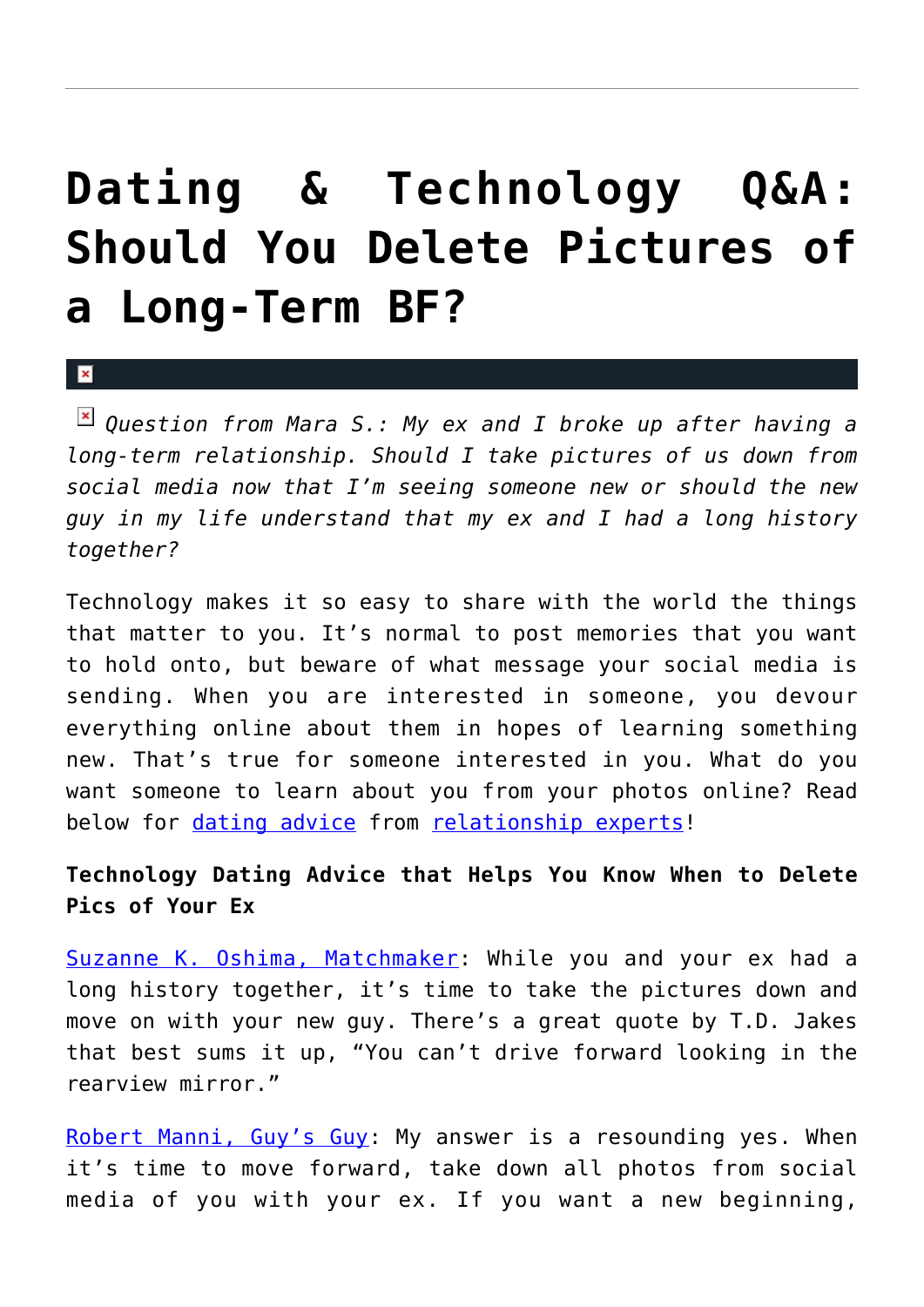# Dating & Technology Q&A: Should You Delete Pictures of a Long-Term BF?

*Question from Mara S.: My ex and I broke up after having a long-term relationship. Should I take pictures of us down from social media now that I'm seeing someone new or should the new guy in my life understand that my ex and I had a long history together?*

Technology makes it so easy to share with the world the things that matter to you. It's normal to post memories that you want to hold onto, but beware of what message your social media is sending. When you are interested in someone, you devour everything online about them in hopes of learning something new. That's true for someone interested in you. What do you want someone to learn about you from your photos online? Read below for dating advice from relationship experts!

**Technology Dating Advice that Helps You Know When to Delete Pics of Your Ex**

Suzanne K. Oshima, Matchmaker: While you and your ex had a long history together, it's time to take the pictures down and move on with your new guy. There's a great quote by T.D. Jakes that best sums it up, "You can't drive forward looking in the rearview mirror."

Robert Manni, Guy's Guy: My answer is a resounding yes. When it's time to move forward, take down all photos from social media of you with your ex. If you want a new beginning,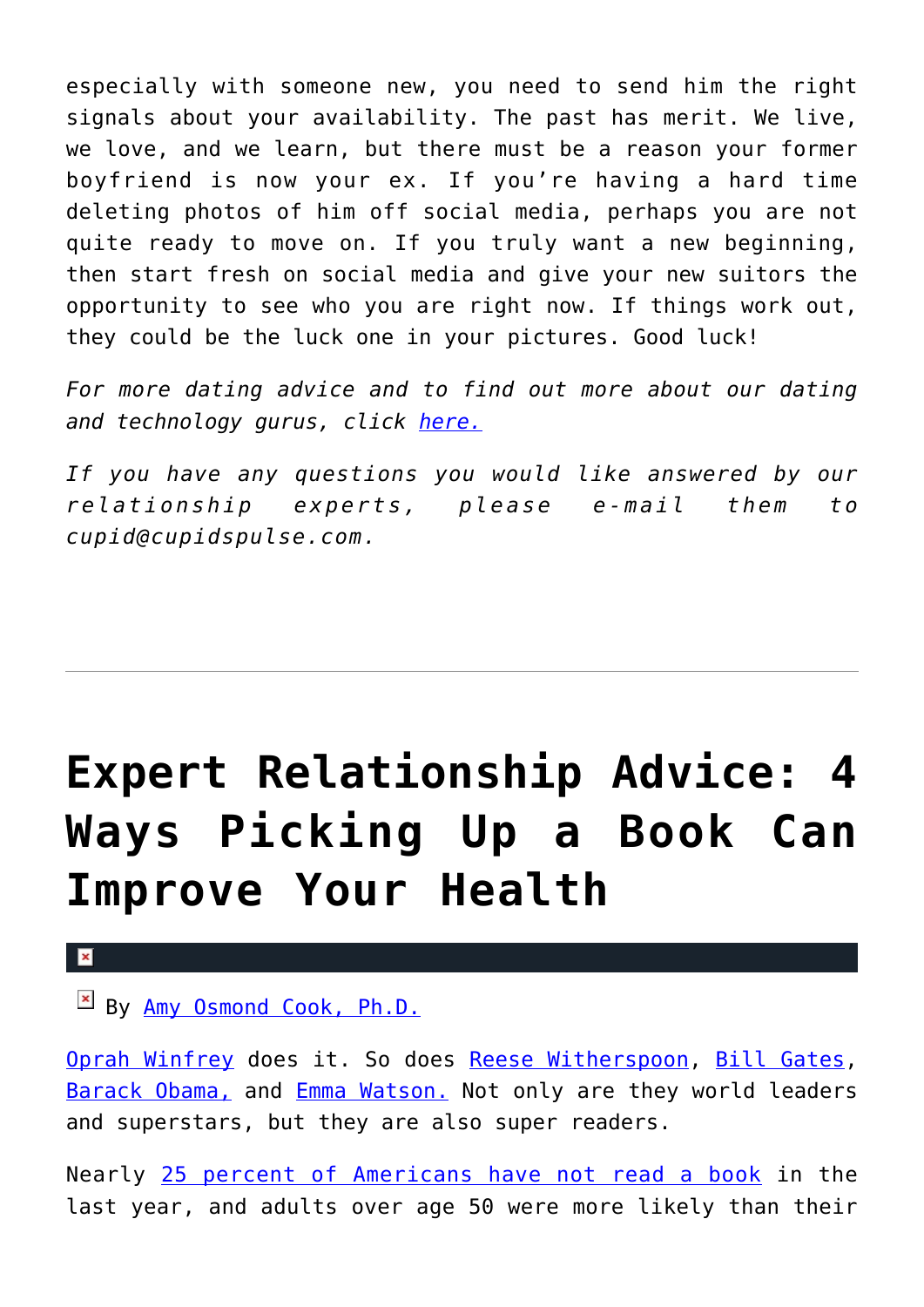especially with someone new, you need to send him the right signals about your availability. The past has merit. We live, we love, and we learn, but there must be a reason your former boyfriend is now your ex. If you're having a hard time deleting photos of him off social media, perhaps you are not quite ready to move on. If you truly want a new beginning, then start fresh on social media and give your new suitors the opportunity to see who you are right now. If things work out, they could be the luck one in your pictures. Good luck!

*For more dating advice and to find out more about our dating and technology gurus, click [here.]*

*If you have any questions you would like answered by our relationship experts, please e-mail them to cupid@cupidspulse.com.*

---

# Expert Relationship Advice: 4 Ways Picking Up a Book Can Improve Your Health

By [Amy Osmond Cook, Ph.D.]

[Oprah Winfrey] does it. So does [Reese Witherspoon], [Bill Gates], [Barack Obama,] and [Emma Watson.] Not only are they world leaders and superstars, but they are also super readers.

Nearly [25 percent of Americans have not read a book] in the last year, and adults over age 50 were more likely than their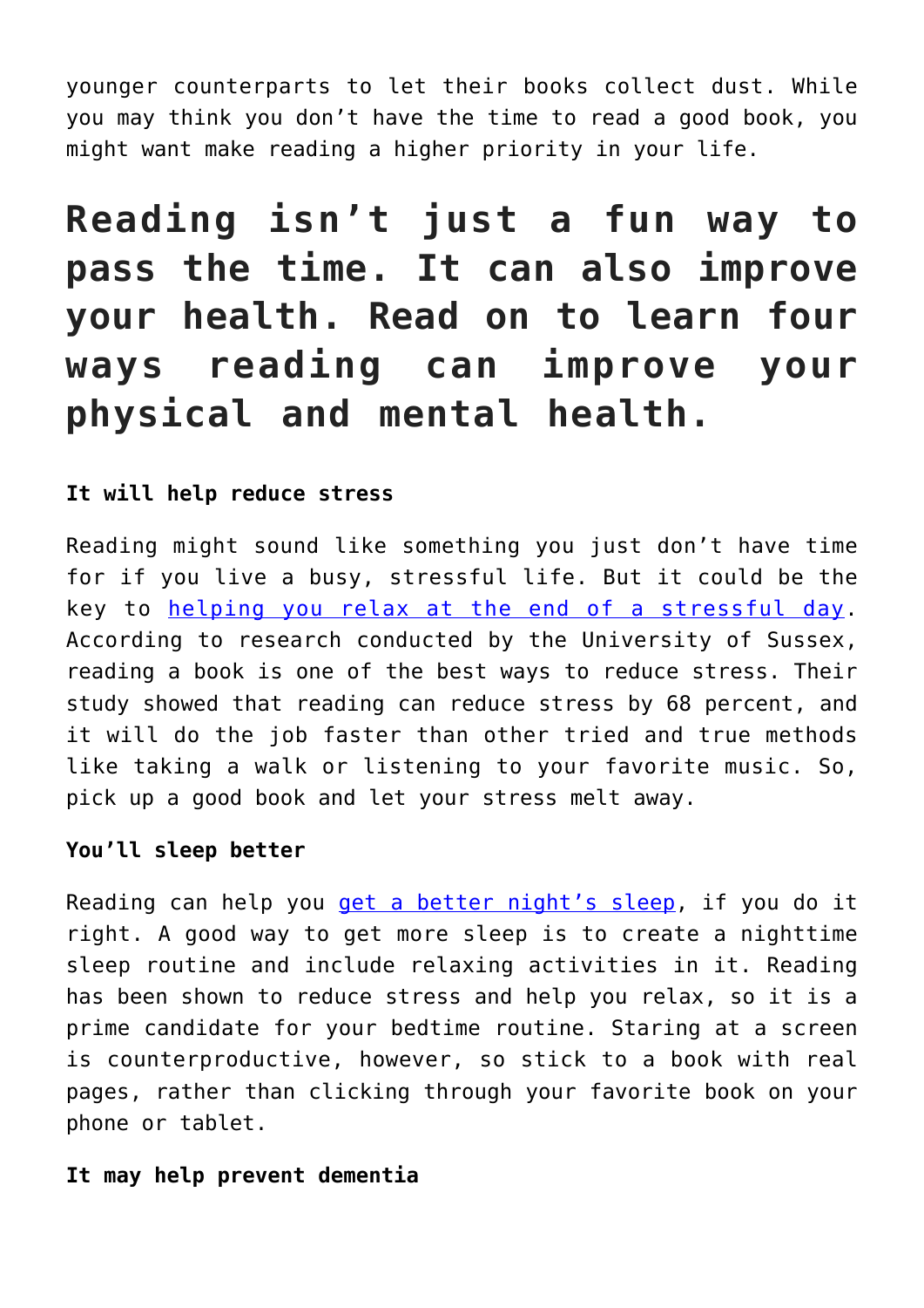younger counterparts to let their books collect dust. While you may think you don't have the time to read a good book, you might want make reading a higher priority in your life.

## Reading isn't just a fun way to pass the time. It can also improve your health. Read on to learn four ways reading can improve your physical and mental health.

**It will help reduce stress**

Reading might sound like something you just don't have time for if you live a busy, stressful life. But it could be the key to [helping you relax at the end of a stressful day](). According to research conducted by the University of Sussex, reading a book is one of the best ways to reduce stress. Their study showed that reading can reduce stress by 68 percent, and it will do the job faster than other tried and true methods like taking a walk or listening to your favorite music. So, pick up a good book and let your stress melt away.

**You'll sleep better**

Reading can help you [get a better night's sleep](), if you do it right. A good way to get more sleep is to create a nighttime sleep routine and include relaxing activities in it. Reading has been shown to reduce stress and help you relax, so it is a prime candidate for your bedtime routine. Staring at a screen is counterproductive, however, so stick to a book with real pages, rather than clicking through your favorite book on your phone or tablet.

**It may help prevent dementia**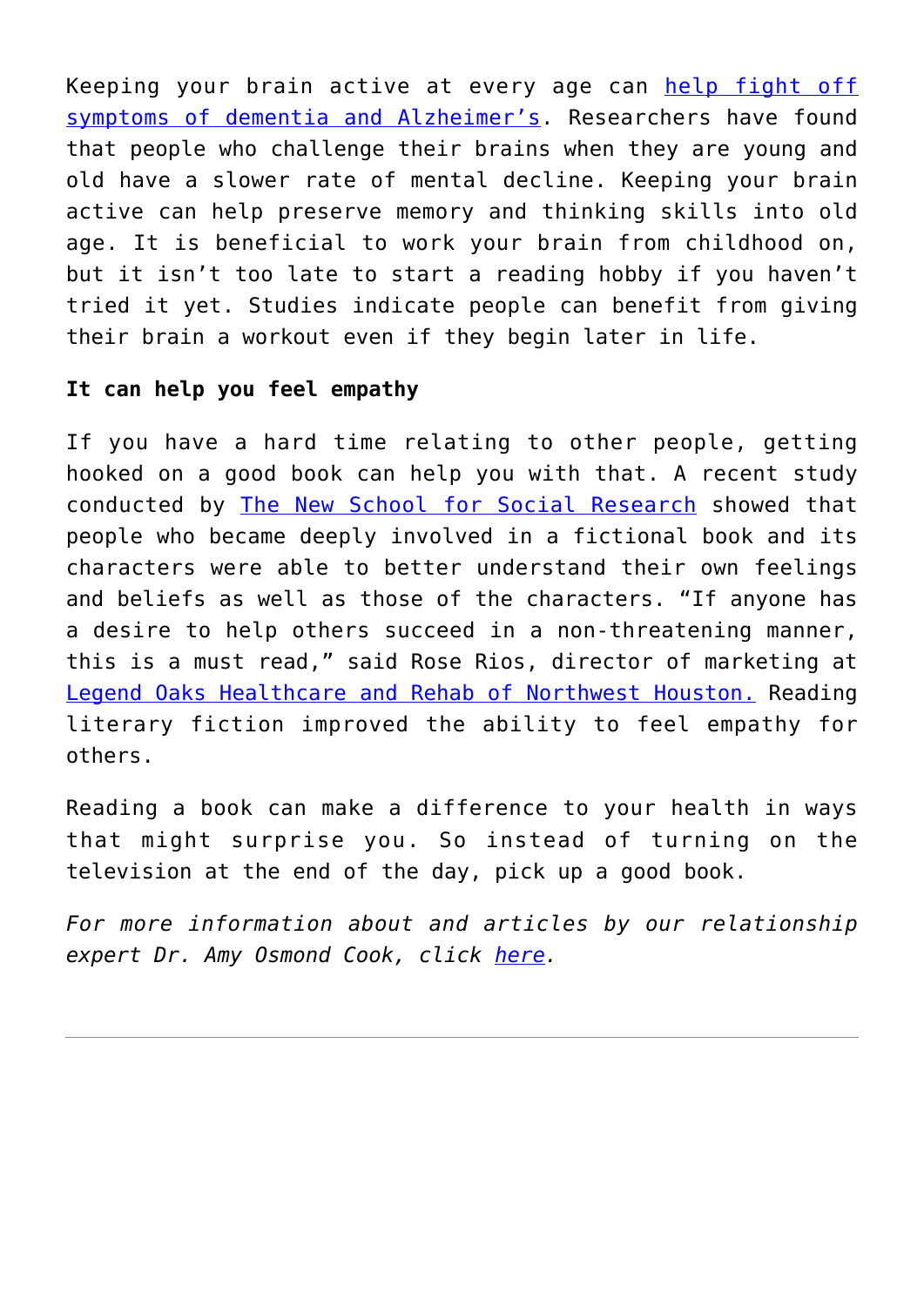Keeping your brain active at every age can help fight off symptoms of dementia and Alzheimer's. Researchers have found that people who challenge their brains when they are young and old have a slower rate of mental decline. Keeping your brain active can help preserve memory and thinking skills into old age. It is beneficial to work your brain from childhood on, but it isn't too late to start a reading hobby if you haven't tried it yet. Studies indicate people can benefit from giving their brain a workout even if they begin later in life.

**It can help you feel empathy**

If you have a hard time relating to other people, getting hooked on a good book can help you with that. A recent study conducted by The New School for Social Research showed that people who became deeply involved in a fictional book and its characters were able to better understand their own feelings and beliefs as well as those of the characters. "If anyone has a desire to help others succeed in a non-threatening manner, this is a must read," said Rose Rios, director of marketing at Legend Oaks Healthcare and Rehab of Northwest Houston. Reading literary fiction improved the ability to feel empathy for others.

Reading a book can make a difference to your health in ways that might surprise you. So instead of turning on the television at the end of the day, pick up a good book.

*For more information about and articles by our relationship expert Dr. Amy Osmond Cook, click here.*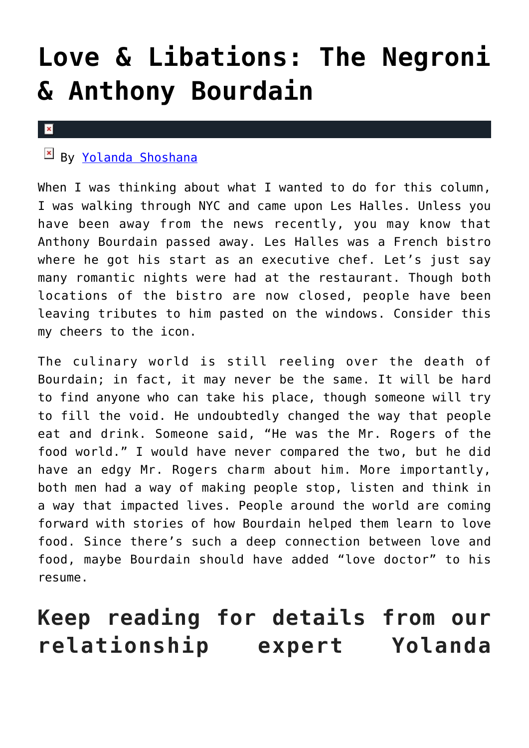# Love & Libations: The Negroni & Anthony Bourdain

By [Yolanda Shoshana]

When I was thinking about what I wanted to do for this column, I was walking through NYC and came upon Les Halles. Unless you have been away from the news recently, you may know that Anthony Bourdain passed away. Les Halles was a French bistro where he got his start as an executive chef. Let's just say many romantic nights were had at the restaurant. Though both locations of the bistro are now closed, people have been leaving tributes to him pasted on the windows. Consider this my cheers to the icon.

The culinary world is still reeling over the death of Bourdain; in fact, it may never be the same. It will be hard to find anyone who can take his place, though someone will try to fill the void. He undoubtedly changed the way that people eat and drink. Someone said, "He was the Mr. Rogers of the food world." I would have never compared the two, but he did have an edgy Mr. Rogers charm about him. More importantly, both men had a way of making people stop, listen and think in a way that impacted lives. People around the world are coming forward with stories of how Bourdain helped them learn to love food. Since there's such a deep connection between love and food, maybe Bourdain should have added "love doctor" to his resume.

## Keep reading for details from our relationship expert Yolanda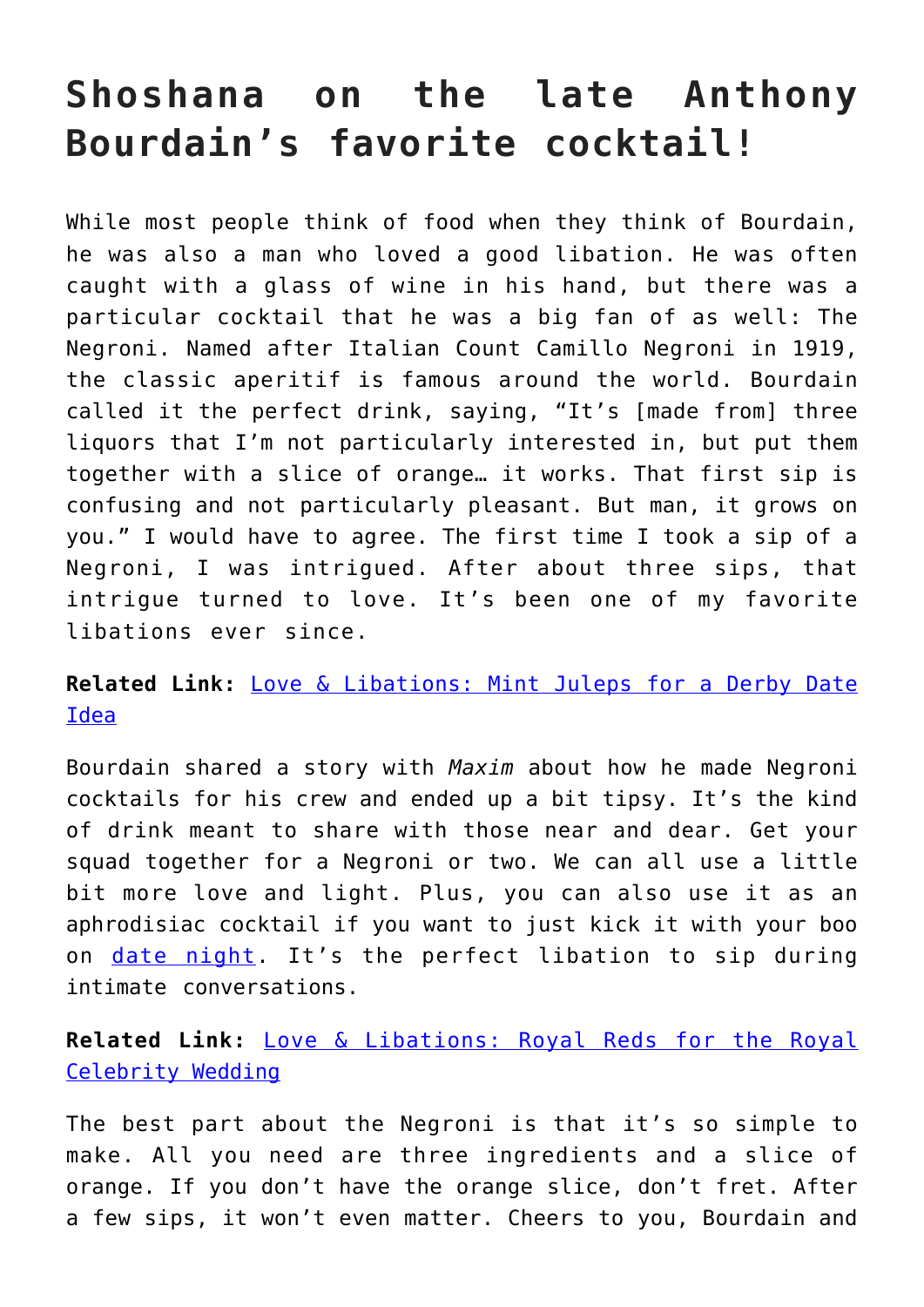# Shoshana on the late Anthony Bourdain's favorite cocktail!

While most people think of food when they think of Bourdain, he was also a man who loved a good libation. He was often caught with a glass of wine in his hand, but there was a particular cocktail that he was a big fan of as well: The Negroni. Named after Italian Count Camillo Negroni in 1919, the classic aperitif is famous around the world. Bourdain called it the perfect drink, saying, "It's [made from] three liquors that I'm not particularly interested in, but put them together with a slice of orange… it works. That first sip is confusing and not particularly pleasant. But man, it grows on you." I would have to agree. The first time I took a sip of a Negroni, I was intrigued. After about three sips, that intrigue turned to love. It's been one of my favorite libations ever since.

**Related Link:** Love & Libations: Mint Juleps for a Derby Date Idea

Bourdain shared a story with *Maxim* about how he made Negroni cocktails for his crew and ended up a bit tipsy. It's the kind of drink meant to share with those near and dear. Get your squad together for a Negroni or two. We can all use a little bit more love and light. Plus, you can also use it as an aphrodisiac cocktail if you want to just kick it with your boo on date night. It's the perfect libation to sip during intimate conversations.

**Related Link:** Love & Libations: Royal Reds for the Royal Celebrity Wedding

The best part about the Negroni is that it's so simple to make. All you need are three ingredients and a slice of orange. If you don't have the orange slice, don't fret. After a few sips, it won't even matter. Cheers to you, Bourdain and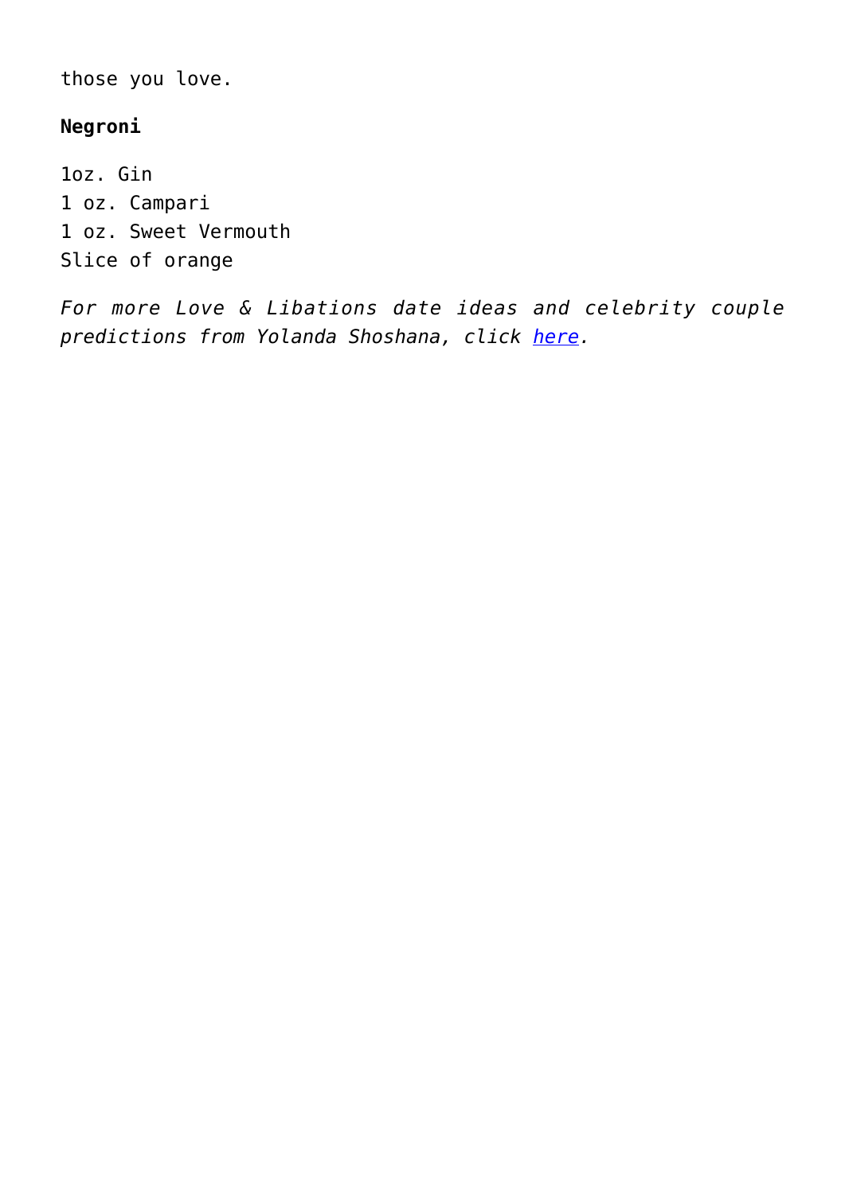those you love.

**Negroni**

1oz. Gin
1 oz. Campari
1 oz. Sweet Vermouth
Slice of orange

*For more Love & Libations date ideas and celebrity couple predictions from Yolanda Shoshana, click [here](#).*